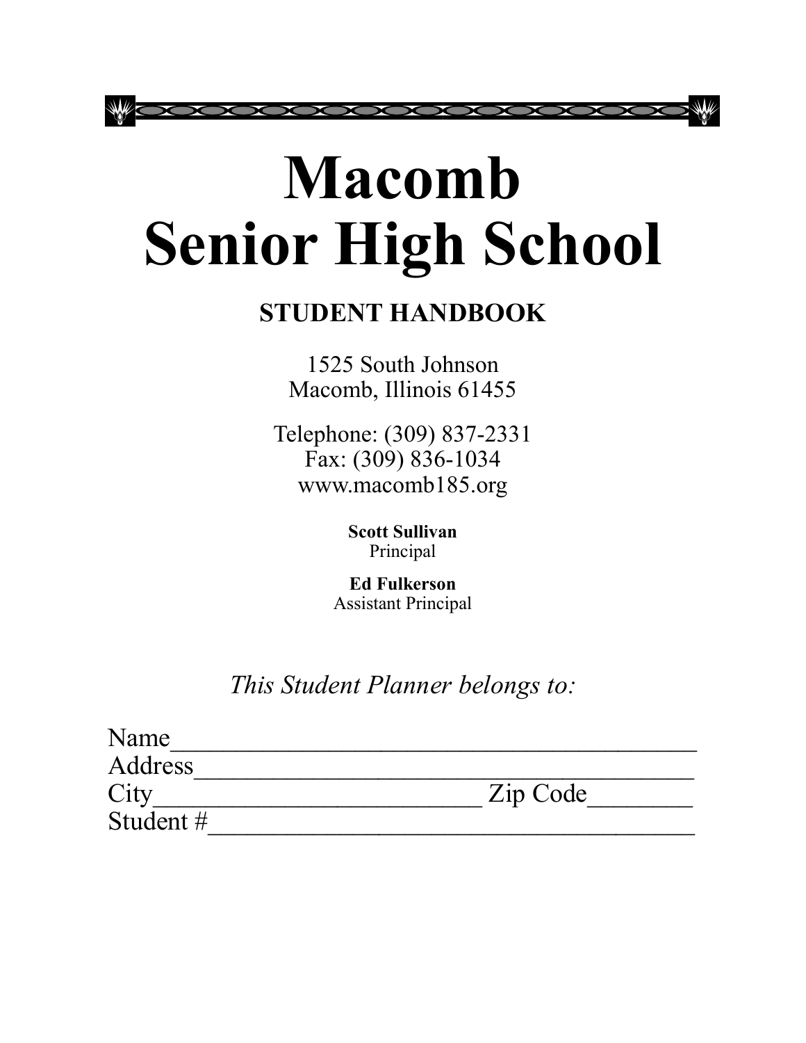# Macomb Senior High School

## STUDENT HANDBOOK

1525 South Johnson
Macomb, Illinois 61455

Telephone: (309) 837-2331
Fax: (309) 836-1034
www.macomb185.org

**Scott Sullivan**
Principal

**Ed Fulkerson**
Assistant Principal

*This Student Planner belongs to:*

Name_______________________________________
Address_____________________________________
City________________________ Zip Code________
Student #____________________________________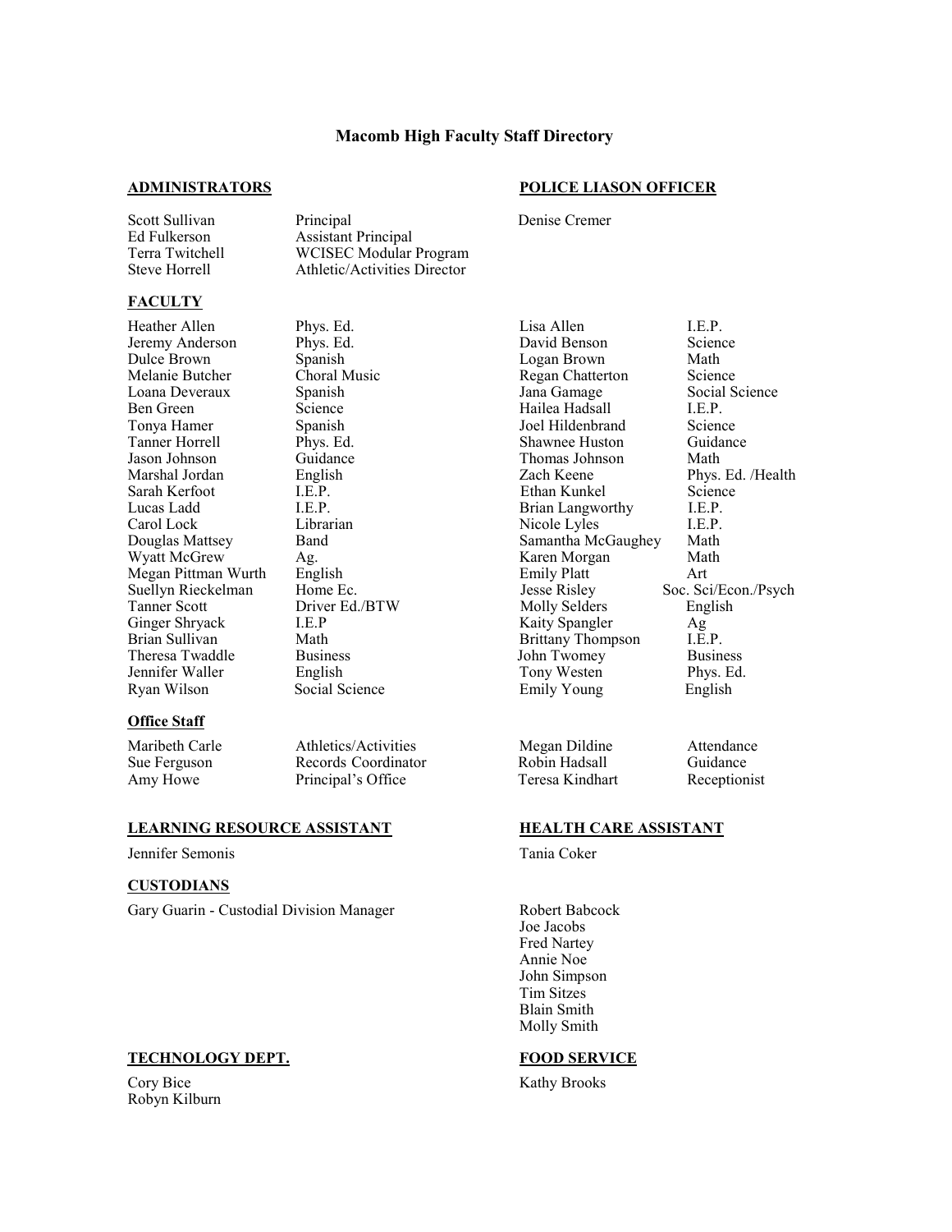# Macomb High Faculty Staff Directory

## ADMINISTRATORS

| Name | Position |
|---|---|
| Scott Sullivan | Principal |
| Ed Fulkerson | Assistant Principal |
| Terra Twitchell | WCISEC Modular Program |
| Steve Horrell | Athletic/Activities Director |

## POLICE LIASON OFFICER

Denise Cremer

## FACULTY

| Name | Subject |
|---|---|
| Heather Allen | Phys. Ed. |
| Jeremy Anderson | Phys. Ed. |
| Dulce Brown | Spanish |
| Melanie Butcher | Choral Music |
| Loana Deveraux | Spanish |
| Ben Green | Science |
| Tonya Hamer | Spanish |
| Tanner Horrell | Phys. Ed. |
| Jason Johnson | Guidance |
| Marshal Jordan | English |
| Sarah Kerfoot | I.E.P. |
| Lucas Ladd | I.E.P. |
| Carol Lock | Librarian |
| Douglas Mattsey | Band |
| Wyatt McGrew | Ag. |
| Megan Pittman Wurth | English |
| Suellyn Rieckelman | Home Ec. |
| Tanner Scott | Driver Ed./BTW |
| Ginger Shryack | I.E.P |
| Brian Sullivan | Math |
| Theresa Twaddle | Business |
| Jennifer Waller | English |
| Ryan Wilson | Social Science |
| Lisa Allen | I.E.P. |
| David Benson | Science |
| Logan Brown | Math |
| Regan Chatterton | Science |
| Jana Gamage | Social Science |
| Hailea Hadsall | I.E.P. |
| Joel Hildenbrand | Science |
| Shawnee Huston | Guidance |
| Thomas Johnson | Math |
| Zach Keene | Phys. Ed. /Health |
| Ethan Kunkel | Science |
| Brian Langworthy | I.E.P. |
| Nicole Lyles | I.E.P. |
| Samantha McGaughey | Math |
| Karen Morgan | Math |
| Emily Platt | Art |
| Jesse Risley | Soc. Sci/Econ./Psych |
| Molly Selders | English |
| Kaity Spangler | Ag |
| Brittany Thompson | I.E.P. |
| John Twomey | Business |
| Tony Westen | Phys. Ed. |
| Emily Young | English |

## Office Staff

| Name | Position |
|---|---|
| Maribeth Carle | Athletics/Activities |
| Sue Ferguson | Records Coordinator |
| Amy Howe | Principal's Office |
| Megan Dildine | Attendance |
| Robin Hadsall | Guidance |
| Teresa Kindhart | Receptionist |

## LEARNING RESOURCE ASSISTANT

Jennifer Semonis

## HEALTH CARE ASSISTANT

Tania Coker

## CUSTODIANS

Gary Guarin - Custodial Division Manager

Robert Babcock
Joe Jacobs
Fred Nartey
Annie Noe
John Simpson
Tim Sitzes
Blain Smith
Molly Smith

## TECHNOLOGY DEPT.

Cory Bice
Robyn Kilburn

## FOOD SERVICE

Kathy Brooks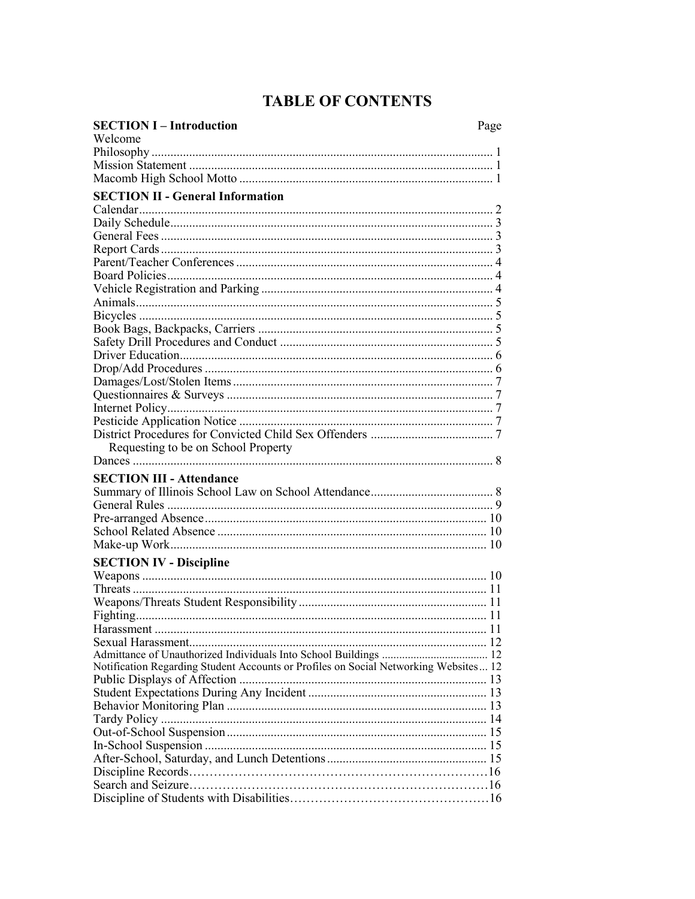# TABLE OF CONTENTS

| **SECTION I – Introduction** | Page |
|---|---|
| Welcome | |
| Philosophy | 1 |
| Mission Statement | 1 |
| Macomb High School Motto | 1 |
| **SECTION II - General Information** | |
| Calendar | 2 |
| Daily Schedule | 3 |
| General Fees | 3 |
| Report Cards | 3 |
| Parent/Teacher Conferences | 4 |
| Board Policies | 4 |
| Vehicle Registration and Parking | 4 |
| Animals | 5 |
| Bicycles | 5 |
| Book Bags, Backpacks, Carriers | 5 |
| Safety Drill Procedures and Conduct | 5 |
| Driver Education | 6 |
| Drop/Add Procedures | 6 |
| Damages/Lost/Stolen Items | 7 |
| Questionnaires & Surveys | 7 |
| Internet Policy | 7 |
| Pesticide Application Notice | 7 |
| District Procedures for Convicted Child Sex Offenders Requesting to be on School Property | 7 |
| Dances | 8 |
| **SECTION III - Attendance** | |
| Summary of Illinois School Law on School Attendance | 8 |
| General Rules | 9 |
| Pre-arranged Absence | 10 |
| School Related Absence | 10 |
| Make-up Work | 10 |
| **SECTION IV - Discipline** | |
| Weapons | 10 |
| Threats | 11 |
| Weapons/Threats Student Responsibility | 11 |
| Fighting | 11 |
| Harassment | 11 |
| Sexual Harassment | 12 |
| Admittance of Unauthorized Individuals Into School Buildings | 12 |
| Notification Regarding Student Accounts or Profiles on Social Networking Websites | 12 |
| Public Displays of Affection | 13 |
| Student Expectations During Any Incident | 13 |
| Behavior Monitoring Plan | 13 |
| Tardy Policy | 14 |
| Out-of-School Suspension | 15 |
| In-School Suspension | 15 |
| After-School, Saturday, and Lunch Detentions | 15 |
| Discipline Records | 16 |
| Search and Seizure | 16 |
| Discipline of Students with Disabilities | 16 |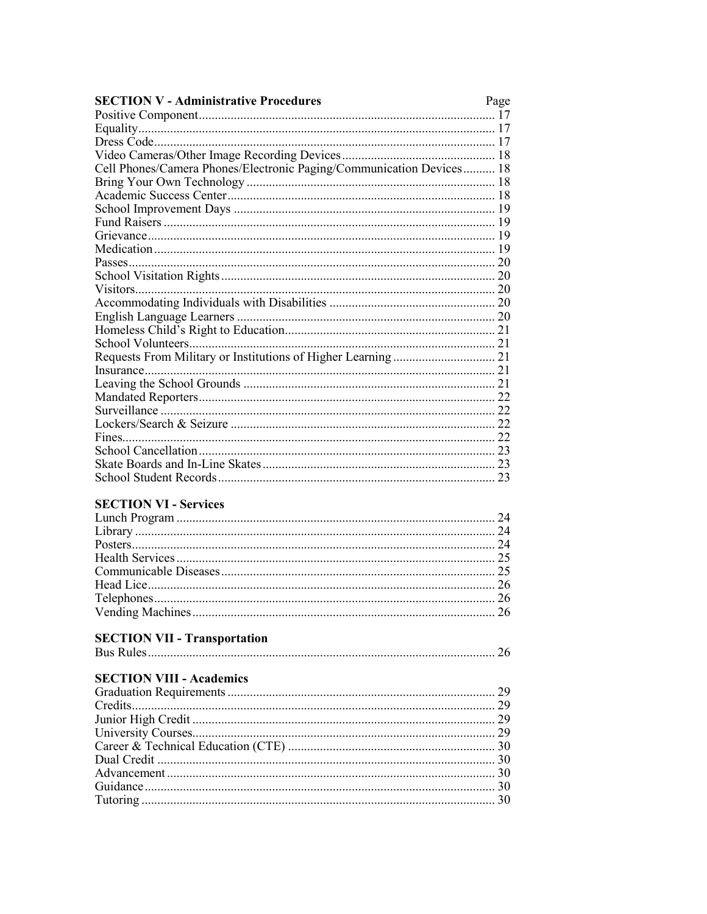| **SECTION V - Administrative Procedures** | Page |
| --- | --- |
| Positive Component | 17 |
| Equality | 17 |
| Dress Code | 17 |
| Video Cameras/Other Image Recording Devices | 18 |
| Cell Phones/Camera Phones/Electronic Paging/Communication Devices | 18 |
| Bring Your Own Technology | 18 |
| Academic Success Center | 18 |
| School Improvement Days | 19 |
| Fund Raisers | 19 |
| Grievance | 19 |
| Medication | 19 |
| Passes | 20 |
| School Visitation Rights | 20 |
| Visitors | 20 |
| Accommodating Individuals with Disabilities | 20 |
| English Language Learners | 20 |
| Homeless Child's Right to Education | 21 |
| School Volunteers | 21 |
| Requests From Military or Institutions of Higher Learning | 21 |
| Insurance | 21 |
| Leaving the School Grounds | 21 |
| Mandated Reporters | 22 |
| Surveillance | 22 |
| Lockers/Search & Seizure | 22 |
| Fines | 22 |
| School Cancellation | 23 |
| Skate Boards and In-Line Skates | 23 |
| School Student Records | 23 |

| **SECTION VI - Services** | |
| --- | --- |
| Lunch Program | 24 |
| Library | 24 |
| Posters | 24 |
| Health Services | 25 |
| Communicable Diseases | 25 |
| Head Lice | 26 |
| Telephones | 26 |
| Vending Machines | 26 |

| **SECTION VII - Transportation** | |
| --- | --- |
| Bus Rules | 26 |

| **SECTION VIII - Academics** | |
| --- | --- |
| Graduation Requirements | 29 |
| Credits | 29 |
| Junior High Credit | 29 |
| University Courses | 29 |
| Career & Technical Education (CTE) | 30 |
| Dual Credit | 30 |
| Advancement | 30 |
| Guidance | 30 |
| Tutoring | 30 |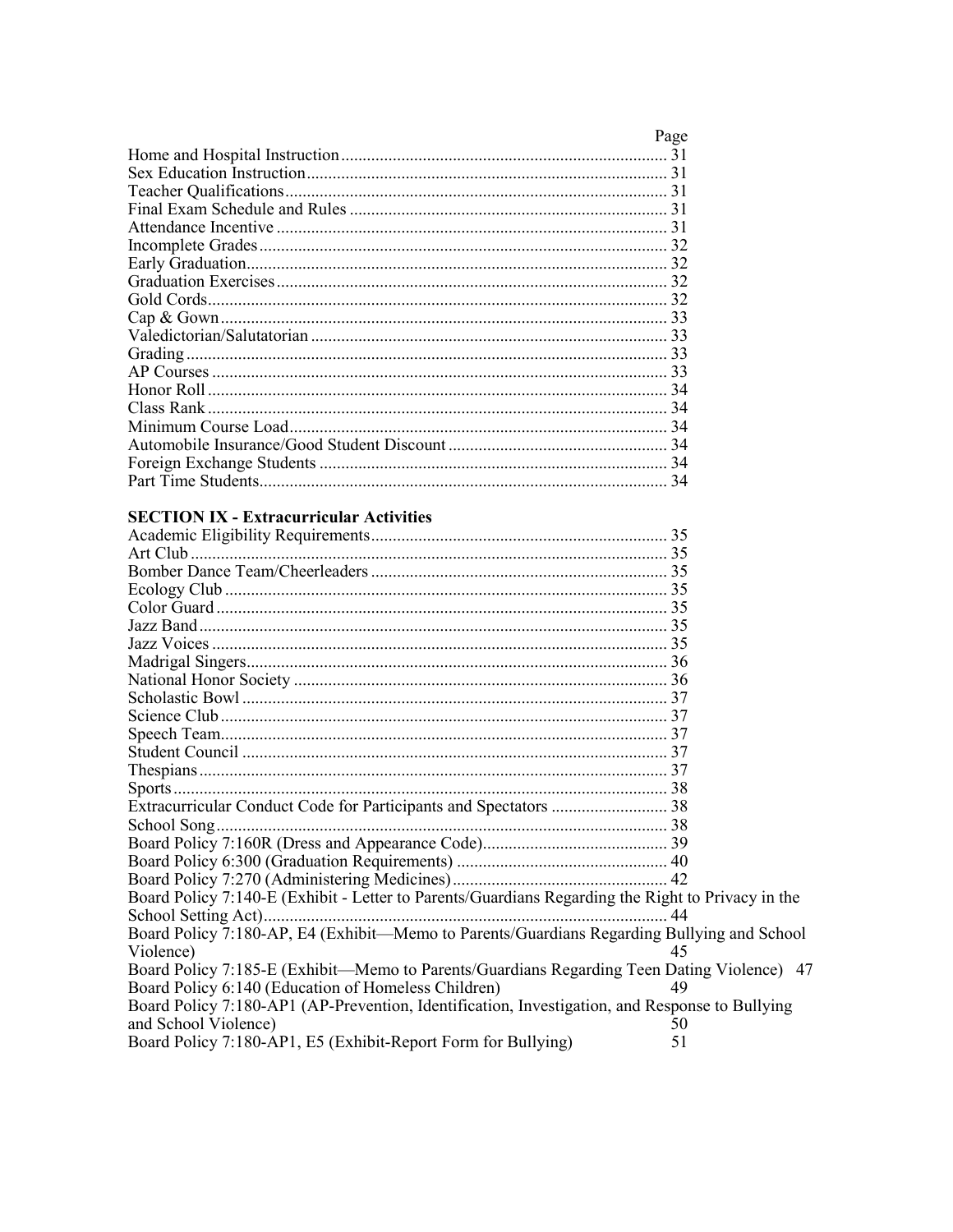| | Page |
|---|---|
| Home and Hospital Instruction | 31 |
| Sex Education Instruction | 31 |
| Teacher Qualifications | 31 |
| Final Exam Schedule and Rules | 31 |
| Attendance Incentive | 31 |
| Incomplete Grades | 32 |
| Early Graduation | 32 |
| Graduation Exercises | 32 |
| Gold Cords | 32 |
| Cap & Gown | 33 |
| Valedictorian/Salutatorian | 33 |
| Grading | 33 |
| AP Courses | 33 |
| Honor Roll | 34 |
| Class Rank | 34 |
| Minimum Course Load | 34 |
| Automobile Insurance/Good Student Discount | 34 |
| Foreign Exchange Students | 34 |
| Part Time Students | 34 |

**SECTION IX - Extracurricular Activities**

| | |
|---|---|
| Academic Eligibility Requirements | 35 |
| Art Club | 35 |
| Bomber Dance Team/Cheerleaders | 35 |
| Ecology Club | 35 |
| Color Guard | 35 |
| Jazz Band | 35 |
| Jazz Voices | 35 |
| Madrigal Singers | 36 |
| National Honor Society | 36 |
| Scholastic Bowl | 37 |
| Science Club | 37 |
| Speech Team | 37 |
| Student Council | 37 |
| Thespians | 37 |
| Sports | 38 |
| Extracurricular Conduct Code for Participants and Spectators | 38 |
| School Song | 38 |
| Board Policy 7:160R (Dress and Appearance Code) | 39 |
| Board Policy 6:300 (Graduation Requirements) | 40 |
| Board Policy 7:270 (Administering Medicines) | 42 |
| Board Policy 7:140-E (Exhibit - Letter to Parents/Guardians Regarding the Right to Privacy in the School Setting Act) | 44 |
| Board Policy 7:180-AP, E4 (Exhibit—Memo to Parents/Guardians Regarding Bullying and School Violence) | 45 |
| Board Policy 7:185-E (Exhibit—Memo to Parents/Guardians Regarding Teen Dating Violence) | 47 |
| Board Policy 6:140 (Education of Homeless Children) | 49 |
| Board Policy 7:180-AP1 (AP-Prevention, Identification, Investigation, and Response to Bullying and School Violence) | 50 |
| Board Policy 7:180-AP1, E5 (Exhibit-Report Form for Bullying) | 51 |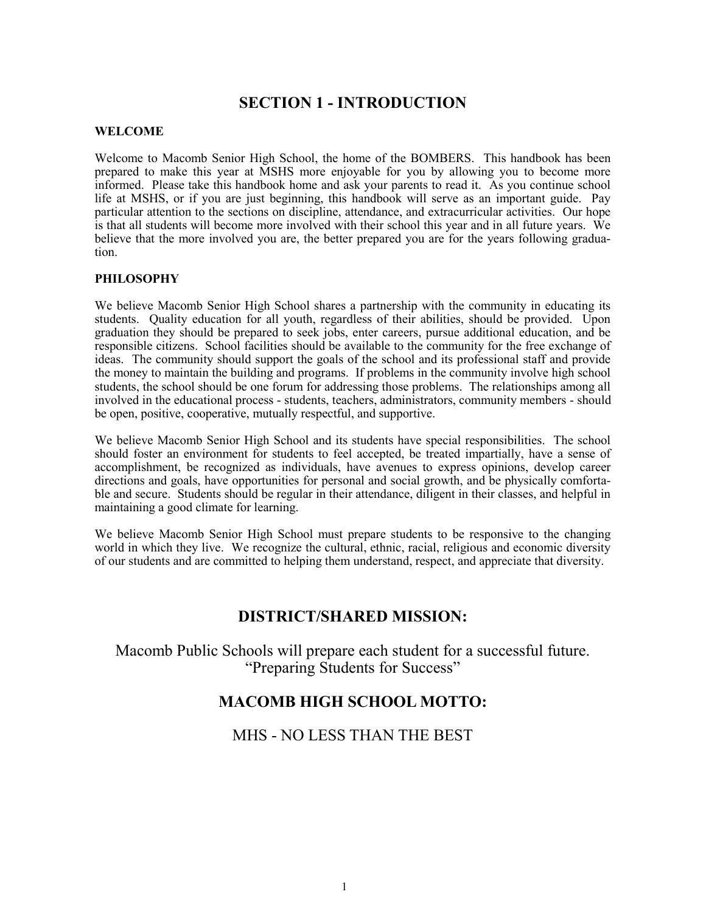# SECTION 1 - INTRODUCTION

**WELCOME**

Welcome to Macomb Senior High School, the home of the BOMBERS. This handbook has been prepared to make this year at MSHS more enjoyable for you by allowing you to become more informed. Please take this handbook home and ask your parents to read it. As you continue school life at MSHS, or if you are just beginning, this handbook will serve as an important guide. Pay particular attention to the sections on discipline, attendance, and extracurricular activities. Our hope is that all students will become more involved with their school this year and in all future years. We believe that the more involved you are, the better prepared you are for the years following graduation.

**PHILOSOPHY**

We believe Macomb Senior High School shares a partnership with the community in educating its students. Quality education for all youth, regardless of their abilities, should be provided. Upon graduation they should be prepared to seek jobs, enter careers, pursue additional education, and be responsible citizens. School facilities should be available to the community for the free exchange of ideas. The community should support the goals of the school and its professional staff and provide the money to maintain the building and programs. If problems in the community involve high school students, the school should be one forum for addressing those problems. The relationships among all involved in the educational process - students, teachers, administrators, community members - should be open, positive, cooperative, mutually respectful, and supportive.

We believe Macomb Senior High School and its students have special responsibilities. The school should foster an environment for students to feel accepted, be treated impartially, have a sense of accomplishment, be recognized as individuals, have avenues to express opinions, develop career directions and goals, have opportunities for personal and social growth, and be physically comfortable and secure. Students should be regular in their attendance, diligent in their classes, and helpful in maintaining a good climate for learning.

We believe Macomb Senior High School must prepare students to be responsive to the changing world in which they live. We recognize the cultural, ethnic, racial, religious and economic diversity of our students and are committed to helping them understand, respect, and appreciate that diversity.

## DISTRICT/SHARED MISSION:

Macomb Public Schools will prepare each student for a successful future.
"Preparing Students for Success"

## MACOMB HIGH SCHOOL MOTTO:

MHS - NO LESS THAN THE BEST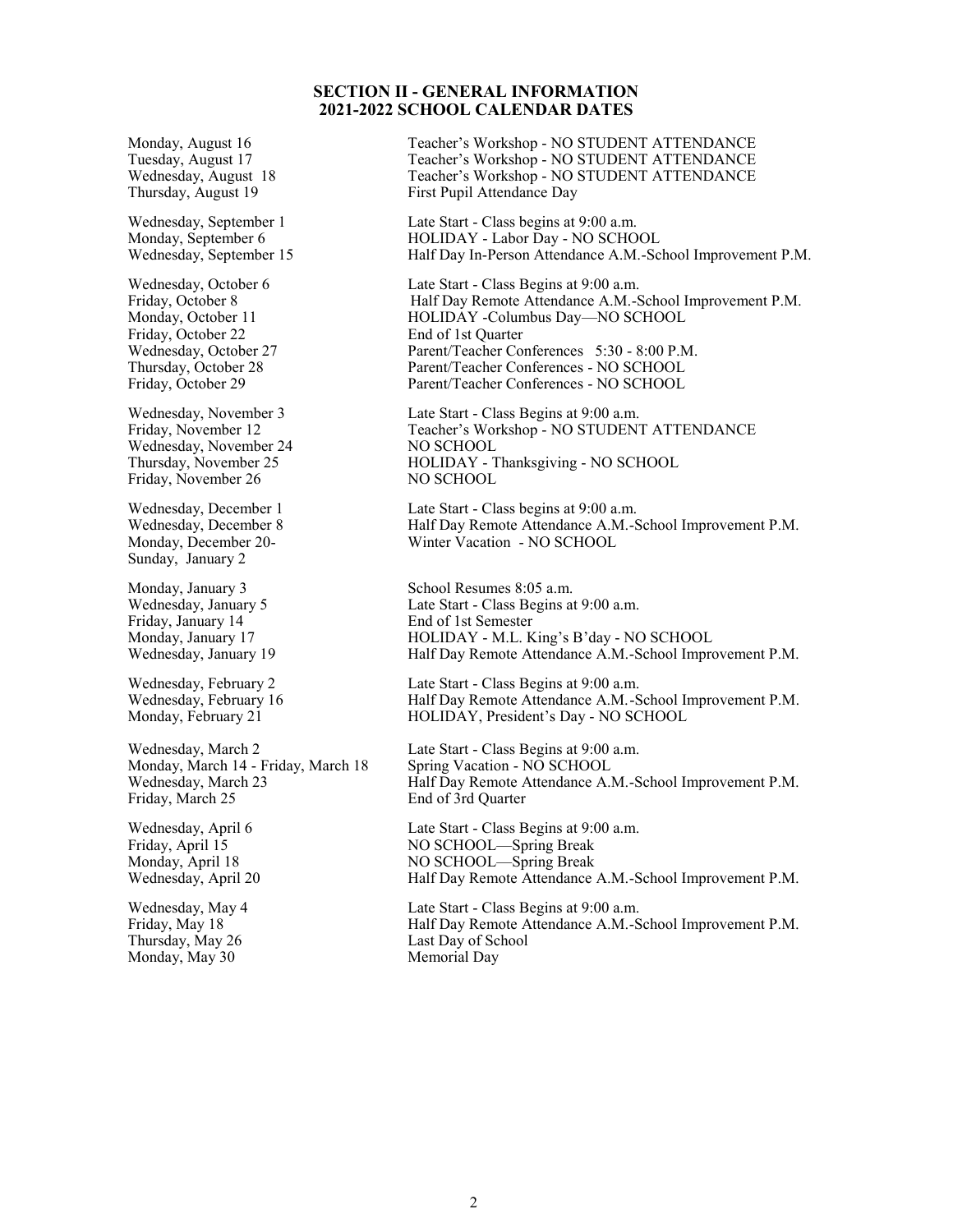## SECTION II - GENERAL INFORMATION
## 2021-2022 SCHOOL CALENDAR DATES

| Date | Event |
|---|---|
| Monday, August 16 | Teacher's Workshop - NO STUDENT ATTENDANCE |
| Tuesday, August 17 | Teacher's Workshop - NO STUDENT ATTENDANCE |
| Wednesday, August 18 | Teacher's Workshop - NO STUDENT ATTENDANCE |
| Thursday, August 19 | First Pupil Attendance Day |
| Wednesday, September 1 | Late Start - Class begins at 9:00 a.m. |
| Monday, September 6 | HOLIDAY - Labor Day - NO SCHOOL |
| Wednesday, September 15 | Half Day In-Person Attendance A.M.-School Improvement P.M. |
| Wednesday, October 6 | Late Start - Class Begins at 9:00 a.m. |
| Friday, October 8 | Half Day Remote Attendance A.M.-School Improvement P.M. |
| Monday, October 11 | HOLIDAY -Columbus Day—NO SCHOOL |
| Friday, October 22 | End of 1st Quarter |
| Wednesday, October 27 | Parent/Teacher Conferences 5:30 - 8:00 P.M. |
| Thursday, October 28 | Parent/Teacher Conferences - NO SCHOOL |
| Friday, October 29 | Parent/Teacher Conferences - NO SCHOOL |
| Wednesday, November 3 | Late Start - Class Begins at 9:00 a.m. |
| Friday, November 12 | Teacher's Workshop - NO STUDENT ATTENDANCE |
| Wednesday, November 24 | NO SCHOOL |
| Thursday, November 25 | HOLIDAY - Thanksgiving - NO SCHOOL |
| Friday, November 26 | NO SCHOOL |
| Wednesday, December 1 | Late Start - Class begins at 9:00 a.m. |
| Wednesday, December 8 | Half Day Remote Attendance A.M.-School Improvement P.M. |
| Monday, December 20- Sunday, January 2 | Winter Vacation - NO SCHOOL |
| Monday, January 3 | School Resumes 8:05 a.m. |
| Wednesday, January 5 | Late Start - Class Begins at 9:00 a.m. |
| Friday, January 14 | End of 1st Semester |
| Monday, January 17 | HOLIDAY - M.L. King's B'day - NO SCHOOL |
| Wednesday, January 19 | Half Day Remote Attendance A.M.-School Improvement P.M. |
| Wednesday, February 2 | Late Start - Class Begins at 9:00 a.m. |
| Wednesday, February 16 | Half Day Remote Attendance A.M.-School Improvement P.M. |
| Monday, February 21 | HOLIDAY, President's Day - NO SCHOOL |
| Wednesday, March 2 | Late Start - Class Begins at 9:00 a.m. |
| Monday, March 14 - Friday, March 18 | Spring Vacation - NO SCHOOL |
| Wednesday, March 23 | Half Day Remote Attendance A.M.-School Improvement P.M. |
| Friday, March 25 | End of 3rd Quarter |
| Wednesday, April 6 | Late Start - Class Begins at 9:00 a.m. |
| Friday, April 15 | NO SCHOOL—Spring Break |
| Monday, April 18 | NO SCHOOL—Spring Break |
| Wednesday, April 20 | Half Day Remote Attendance A.M.-School Improvement P.M. |
| Wednesday, May 4 | Late Start - Class Begins at 9:00 a.m. |
| Friday, May 18 | Half Day Remote Attendance A.M.-School Improvement P.M. |
| Thursday, May 26 | Last Day of School |
| Monday, May 30 | Memorial Day |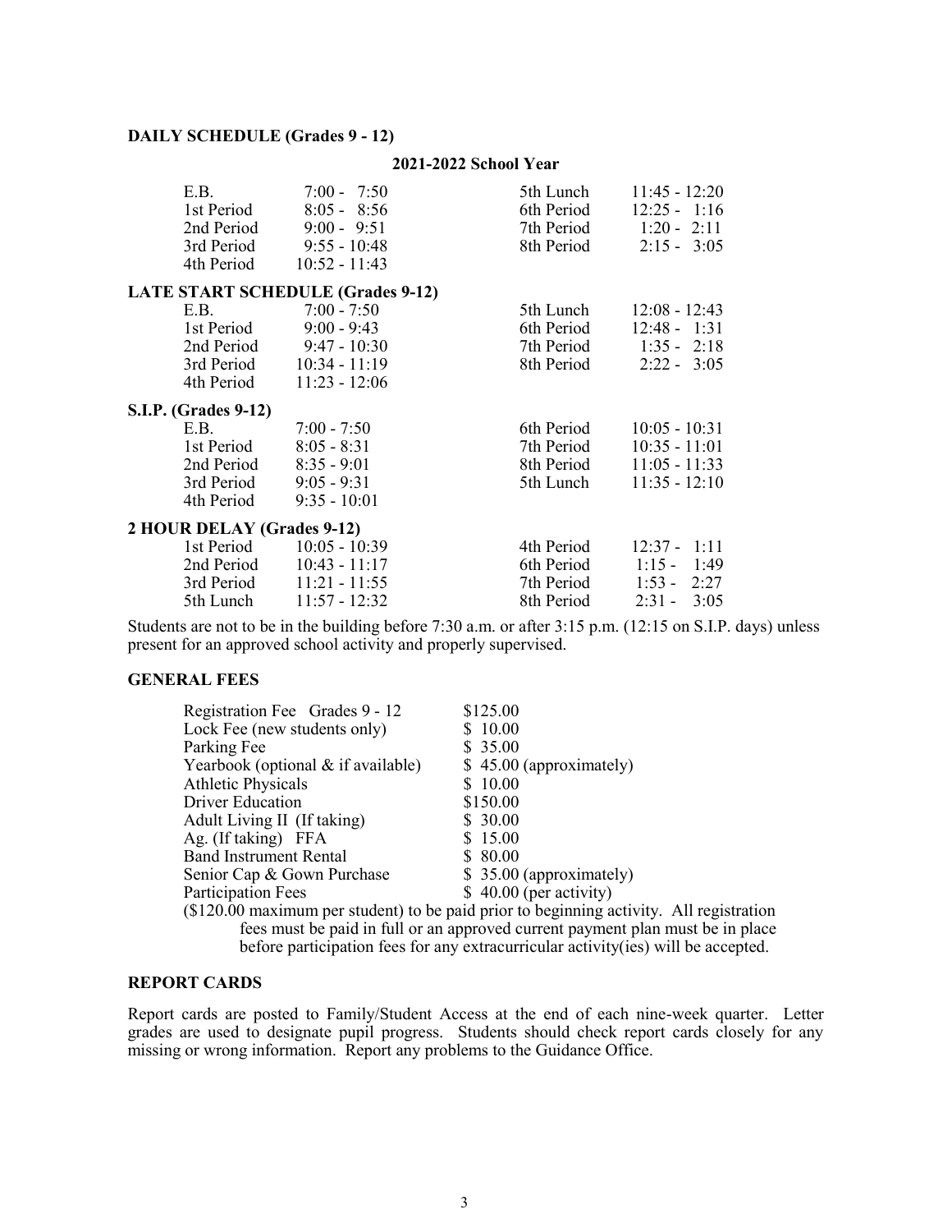**DAILY SCHEDULE (Grades 9 - 12)**

**2021-2022 School Year**

| | | | |
|---|---|---|---|
| E.B. | 7:00 - 7:50 | 5th Lunch | 11:45 - 12:20 |
| 1st Period | 8:05 - 8:56 | 6th Period | 12:25 - 1:16 |
| 2nd Period | 9:00 - 9:51 | 7th Period | 1:20 - 2:11 |
| 3rd Period | 9:55 - 10:48 | 8th Period | 2:15 - 3:05 |
| 4th Period | 10:52 - 11:43 | | |

**LATE START SCHEDULE (Grades 9-12)**

| | | | |
|---|---|---|---|
| E.B. | 7:00 - 7:50 | 5th Lunch | 12:08 - 12:43 |
| 1st Period | 9:00 - 9:43 | 6th Period | 12:48 - 1:31 |
| 2nd Period | 9:47 - 10:30 | 7th Period | 1:35 - 2:18 |
| 3rd Period | 10:34 - 11:19 | 8th Period | 2:22 - 3:05 |
| 4th Period | 11:23 - 12:06 | | |

**S.I.P. (Grades 9-12)**

| | | | |
|---|---|---|---|
| E.B. | 7:00 - 7:50 | 6th Period | 10:05 - 10:31 |
| 1st Period | 8:05 - 8:31 | 7th Period | 10:35 - 11:01 |
| 2nd Period | 8:35 - 9:01 | 8th Period | 11:05 - 11:33 |
| 3rd Period | 9:05 - 9:31 | 5th Lunch | 11:35 - 12:10 |
| 4th Period | 9:35 - 10:01 | | |

**2 HOUR DELAY (Grades 9-12)**

| | | | |
|---|---|---|---|
| 1st Period | 10:05 - 10:39 | 4th Period | 12:37 - 1:11 |
| 2nd Period | 10:43 - 11:17 | 6th Period | 1:15 - 1:49 |
| 3rd Period | 11:21 - 11:55 | 7th Period | 1:53 - 2:27 |
| 5th Lunch | 11:57 - 12:32 | 8th Period | 2:31 - 3:05 |

Students are not to be in the building before 7:30 a.m. or after 3:15 p.m. (12:15 on S.I.P. days) unless present for an approved school activity and properly supervised.

**GENERAL FEES**

| | |
|---|---|
| Registration Fee Grades 9 - 12 | $125.00 |
| Lock Fee (new students only) | $ 10.00 |
| Parking Fee | $ 35.00 |
| Yearbook (optional & if available) | $ 45.00 (approximately) |
| Athletic Physicals | $ 10.00 |
| Driver Education | $150.00 |
| Adult Living II (If taking) | $ 30.00 |
| Ag. (If taking) FFA | $ 15.00 |
| Band Instrument Rental | $ 80.00 |
| Senior Cap & Gown Purchase | $ 35.00 (approximately) |
| Participation Fees | $ 40.00 (per activity) |

($120.00 maximum per student) to be paid prior to beginning activity. All registration fees must be paid in full or an approved current payment plan must be in place before participation fees for any extracurricular activity(ies) will be accepted.

**REPORT CARDS**

Report cards are posted to Family/Student Access at the end of each nine-week quarter. Letter grades are used to designate pupil progress. Students should check report cards closely for any missing or wrong information. Report any problems to the Guidance Office.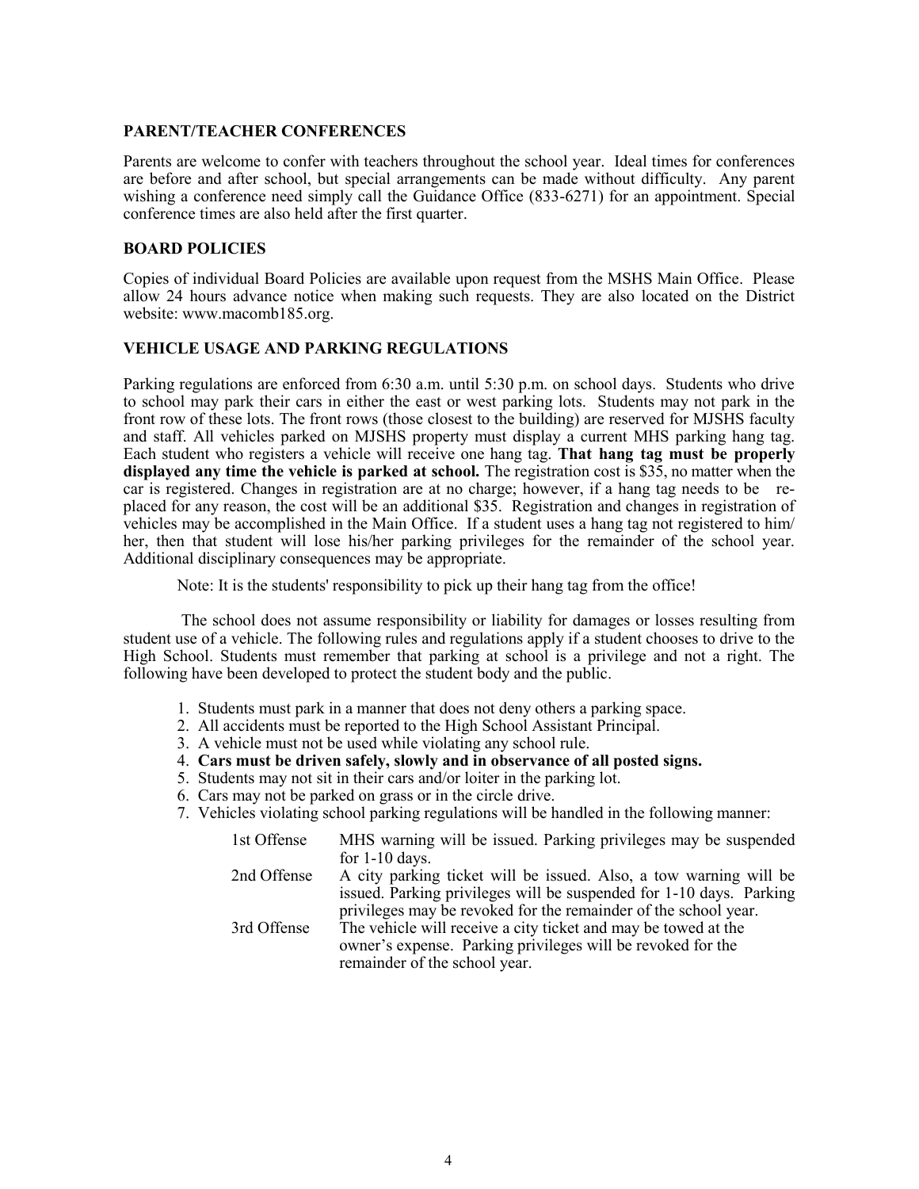## PARENT/TEACHER CONFERENCES

Parents are welcome to confer with teachers throughout the school year. Ideal times for conferences are before and after school, but special arrangements can be made without difficulty. Any parent wishing a conference need simply call the Guidance Office (833-6271) for an appointment. Special conference times are also held after the first quarter.

## BOARD POLICIES

Copies of individual Board Policies are available upon request from the MSHS Main Office. Please allow 24 hours advance notice when making such requests. They are also located on the District website: www.macomb185.org.

## VEHICLE USAGE AND PARKING REGULATIONS

Parking regulations are enforced from 6:30 a.m. until 5:30 p.m. on school days. Students who drive to school may park their cars in either the east or west parking lots. Students may not park in the front row of these lots. The front rows (those closest to the building) are reserved for MJSHS faculty and staff. All vehicles parked on MJSHS property must display a current MHS parking hang tag. Each student who registers a vehicle will receive one hang tag. **That hang tag must be properly displayed any time the vehicle is parked at school.** The registration cost is $35, no matter when the car is registered. Changes in registration are at no charge; however, if a hang tag needs to be replaced for any reason, the cost will be an additional $35. Registration and changes in registration of vehicles may be accomplished in the Main Office. If a student uses a hang tag not registered to him/her, then that student will lose his/her parking privileges for the remainder of the school year. Additional disciplinary consequences may be appropriate.

Note: It is the students' responsibility to pick up their hang tag from the office!

The school does not assume responsibility or liability for damages or losses resulting from student use of a vehicle. The following rules and regulations apply if a student chooses to drive to the High School. Students must remember that parking at school is a privilege and not a right. The following have been developed to protect the student body and the public.

1. Students must park in a manner that does not deny others a parking space.
2. All accidents must be reported to the High School Assistant Principal.
3. A vehicle must not be used while violating any school rule.
4. **Cars must be driven safely, slowly and in observance of all posted signs.**
5. Students may not sit in their cars and/or loiter in the parking lot.
6. Cars may not be parked on grass or in the circle drive.
7. Vehicles violating school parking regulations will be handled in the following manner:

| | |
|---|---|
| 1st Offense | MHS warning will be issued. Parking privileges may be suspended for 1-10 days. |
| 2nd Offense | A city parking ticket will be issued. Also, a tow warning will be issued. Parking privileges will be suspended for 1-10 days. Parking privileges may be revoked for the remainder of the school year. |
| 3rd Offense | The vehicle will receive a city ticket and may be towed at the owner's expense. Parking privileges will be revoked for the remainder of the school year. |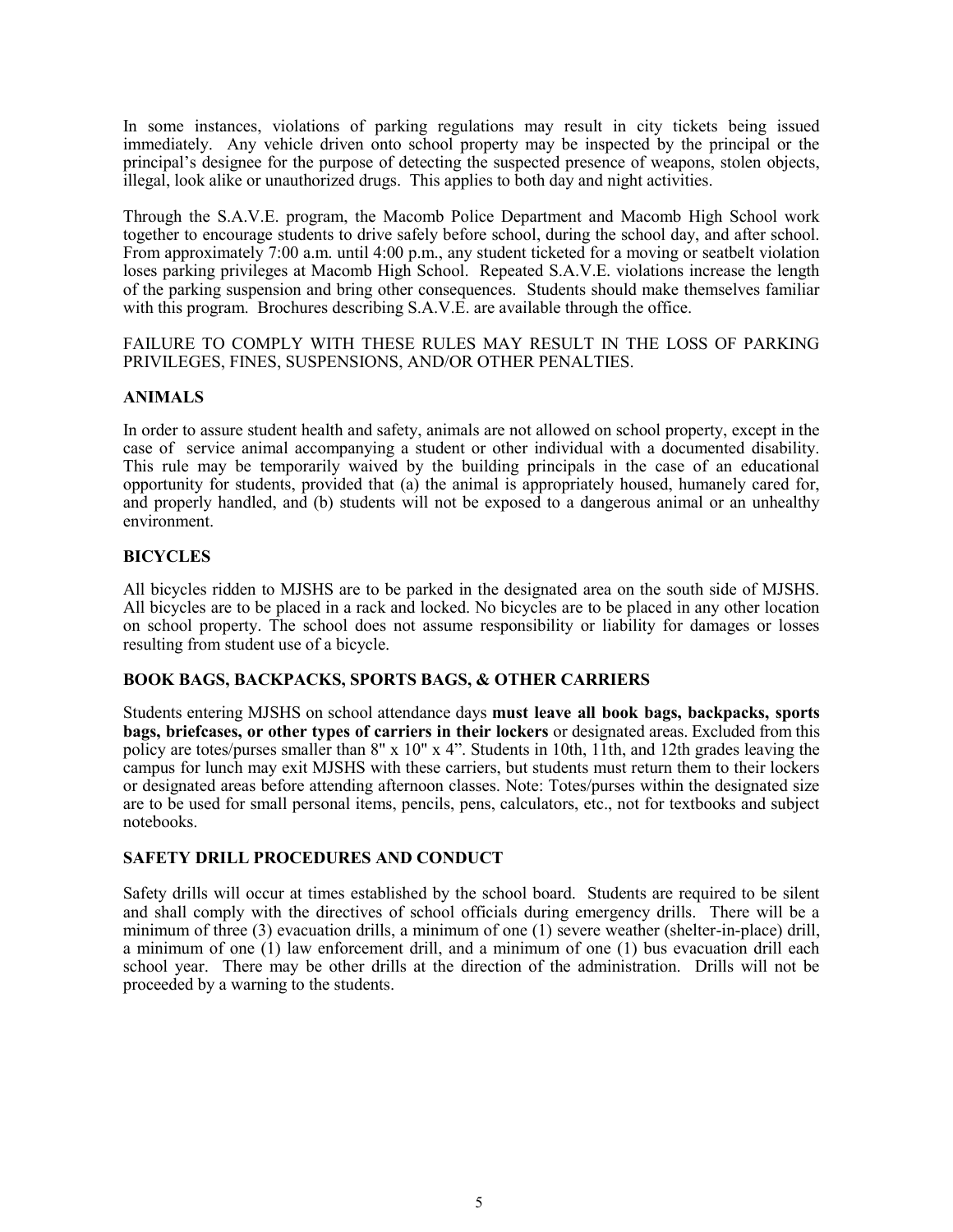In some instances, violations of parking regulations may result in city tickets being issued immediately. Any vehicle driven onto school property may be inspected by the principal or the principal's designee for the purpose of detecting the suspected presence of weapons, stolen objects, illegal, look alike or unauthorized drugs. This applies to both day and night activities.

Through the S.A.V.E. program, the Macomb Police Department and Macomb High School work together to encourage students to drive safely before school, during the school day, and after school. From approximately 7:00 a.m. until 4:00 p.m., any student ticketed for a moving or seatbelt violation loses parking privileges at Macomb High School. Repeated S.A.V.E. violations increase the length of the parking suspension and bring other consequences. Students should make themselves familiar with this program. Brochures describing S.A.V.E. are available through the office.

FAILURE TO COMPLY WITH THESE RULES MAY RESULT IN THE LOSS OF PARKING PRIVILEGES, FINES, SUSPENSIONS, AND/OR OTHER PENALTIES.

## ANIMALS

In order to assure student health and safety, animals are not allowed on school property, except in the case of service animal accompanying a student or other individual with a documented disability. This rule may be temporarily waived by the building principals in the case of an educational opportunity for students, provided that (a) the animal is appropriately housed, humanely cared for, and properly handled, and (b) students will not be exposed to a dangerous animal or an unhealthy environment.

## BICYCLES

All bicycles ridden to MJSHS are to be parked in the designated area on the south side of MJSHS. All bicycles are to be placed in a rack and locked. No bicycles are to be placed in any other location on school property. The school does not assume responsibility or liability for damages or losses resulting from student use of a bicycle.

## BOOK BAGS, BACKPACKS, SPORTS BAGS, & OTHER CARRIERS

Students entering MJSHS on school attendance days **must leave all book bags, backpacks, sports bags, briefcases, or other types of carriers in their lockers** or designated areas. Excluded from this policy are totes/purses smaller than 8" x 10" x 4". Students in 10th, 11th, and 12th grades leaving the campus for lunch may exit MJSHS with these carriers, but students must return them to their lockers or designated areas before attending afternoon classes. Note: Totes/purses within the designated size are to be used for small personal items, pencils, pens, calculators, etc., not for textbooks and subject notebooks.

## SAFETY DRILL PROCEDURES AND CONDUCT

Safety drills will occur at times established by the school board. Students are required to be silent and shall comply with the directives of school officials during emergency drills. There will be a minimum of three (3) evacuation drills, a minimum of one (1) severe weather (shelter-in-place) drill, a minimum of one (1) law enforcement drill, and a minimum of one (1) bus evacuation drill each school year. There may be other drills at the direction of the administration. Drills will not be proceeded by a warning to the students.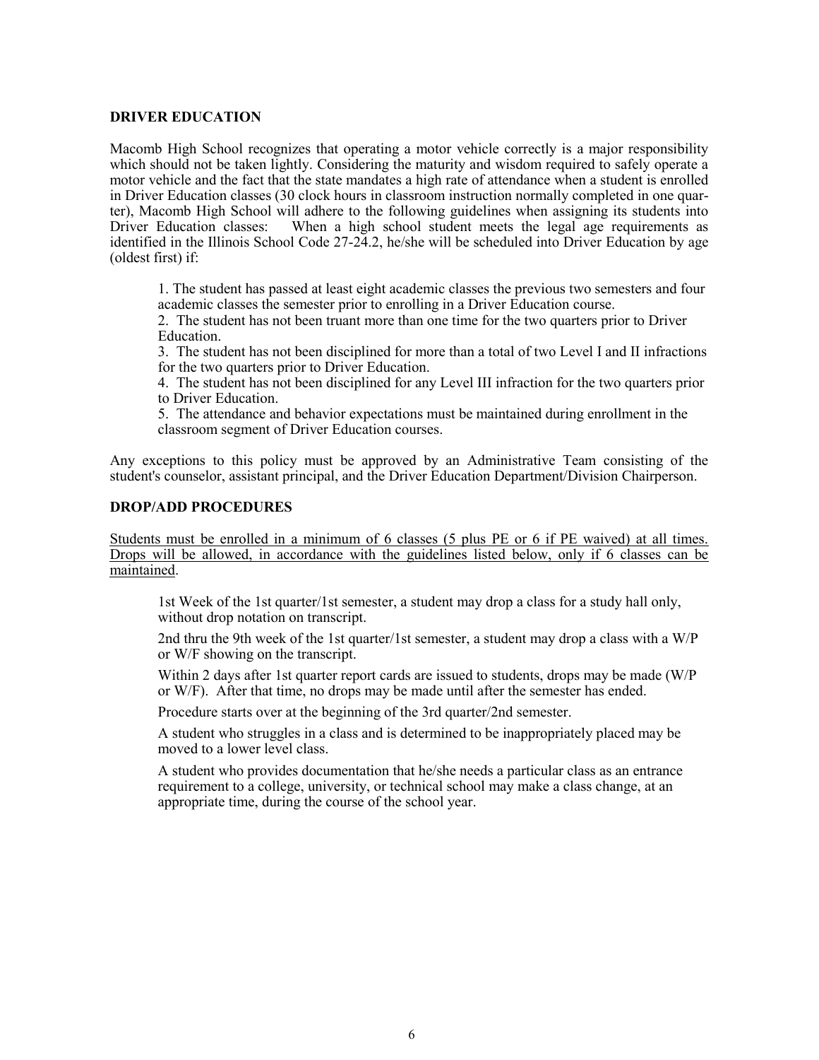## DRIVER EDUCATION

Macomb High School recognizes that operating a motor vehicle correctly is a major responsibility which should not be taken lightly. Considering the maturity and wisdom required to safely operate a motor vehicle and the fact that the state mandates a high rate of attendance when a student is enrolled in Driver Education classes (30 clock hours in classroom instruction normally completed in one quarter), Macomb High School will adhere to the following guidelines when assigning its students into Driver Education classes: When a high school student meets the legal age requirements as identified in the Illinois School Code 27-24.2, he/she will be scheduled into Driver Education by age (oldest first) if:

1. The student has passed at least eight academic classes the previous two semesters and four academic classes the semester prior to enrolling in a Driver Education course.
2. The student has not been truant more than one time for the two quarters prior to Driver Education.
3. The student has not been disciplined for more than a total of two Level I and II infractions for the two quarters prior to Driver Education.
4. The student has not been disciplined for any Level III infraction for the two quarters prior to Driver Education.
5. The attendance and behavior expectations must be maintained during enrollment in the classroom segment of Driver Education courses.

Any exceptions to this policy must be approved by an Administrative Team consisting of the student's counselor, assistant principal, and the Driver Education Department/Division Chairperson.

## DROP/ADD PROCEDURES

<u>Students must be enrolled in a minimum of 6 classes (5 plus PE or 6 if PE waived) at all times. Drops will be allowed, in accordance with the guidelines listed below, only if 6 classes can be maintained</u>.

1st Week of the 1st quarter/1st semester, a student may drop a class for a study hall only, without drop notation on transcript.

2nd thru the 9th week of the 1st quarter/1st semester, a student may drop a class with a W/P or W/F showing on the transcript.

Within 2 days after 1st quarter report cards are issued to students, drops may be made (W/P or W/F). After that time, no drops may be made until after the semester has ended.

Procedure starts over at the beginning of the 3rd quarter/2nd semester.

A student who struggles in a class and is determined to be inappropriately placed may be moved to a lower level class.

A student who provides documentation that he/she needs a particular class as an entrance requirement to a college, university, or technical school may make a class change, at an appropriate time, during the course of the school year.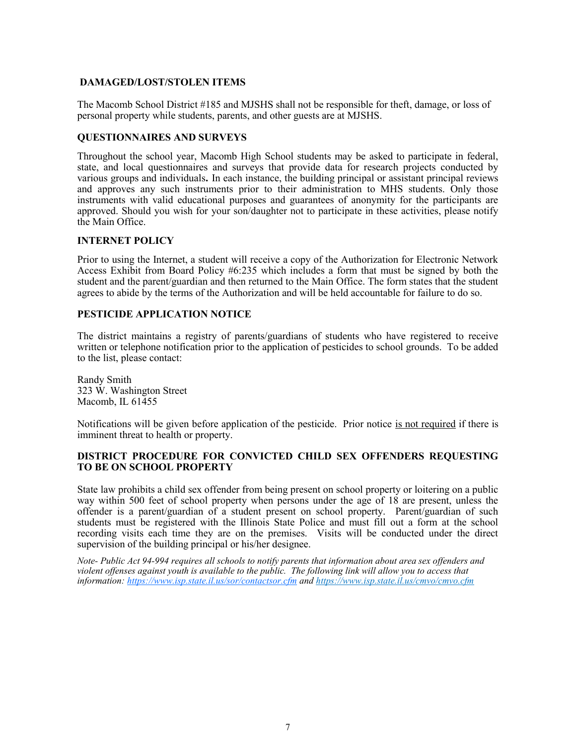## DAMAGED/LOST/STOLEN ITEMS

The Macomb School District #185 and MJSHS shall not be responsible for theft, damage, or loss of personal property while students, parents, and other guests are at MJSHS.

## QUESTIONNAIRES AND SURVEYS

Throughout the school year, Macomb High School students may be asked to participate in federal, state, and local questionnaires and surveys that provide data for research projects conducted by various groups and individuals**.** In each instance, the building principal or assistant principal reviews and approves any such instruments prior to their administration to MHS students. Only those instruments with valid educational purposes and guarantees of anonymity for the participants are approved. Should you wish for your son/daughter not to participate in these activities, please notify the Main Office.

## INTERNET POLICY

Prior to using the Internet, a student will receive a copy of the Authorization for Electronic Network Access Exhibit from Board Policy #6:235 which includes a form that must be signed by both the student and the parent/guardian and then returned to the Main Office. The form states that the student agrees to abide by the terms of the Authorization and will be held accountable for failure to do so.

## PESTICIDE APPLICATION NOTICE

The district maintains a registry of parents/guardians of students who have registered to receive written or telephone notification prior to the application of pesticides to school grounds. To be added to the list, please contact:

Randy Smith
323 W. Washington Street
Macomb, IL 61455

Notifications will be given before application of the pesticide. Prior notice is not required if there is imminent threat to health or property.

## DISTRICT PROCEDURE FOR CONVICTED CHILD SEX OFFENDERS REQUESTING TO BE ON SCHOOL PROPERTY

State law prohibits a child sex offender from being present on school property or loitering on a public way within 500 feet of school property when persons under the age of 18 are present, unless the offender is a parent/guardian of a student present on school property. Parent/guardian of such students must be registered with the Illinois State Police and must fill out a form at the school recording visits each time they are on the premises. Visits will be conducted under the direct supervision of the building principal or his/her designee.

*Note- Public Act 94-994 requires all schools to notify parents that information about area sex offenders and violent offenses against youth is available to the public. The following link will allow you to access that information: https://www.isp.state.il.us/sor/contactsor.cfm and https://www.isp.state.il.us/cmvo/cmvo.cfm*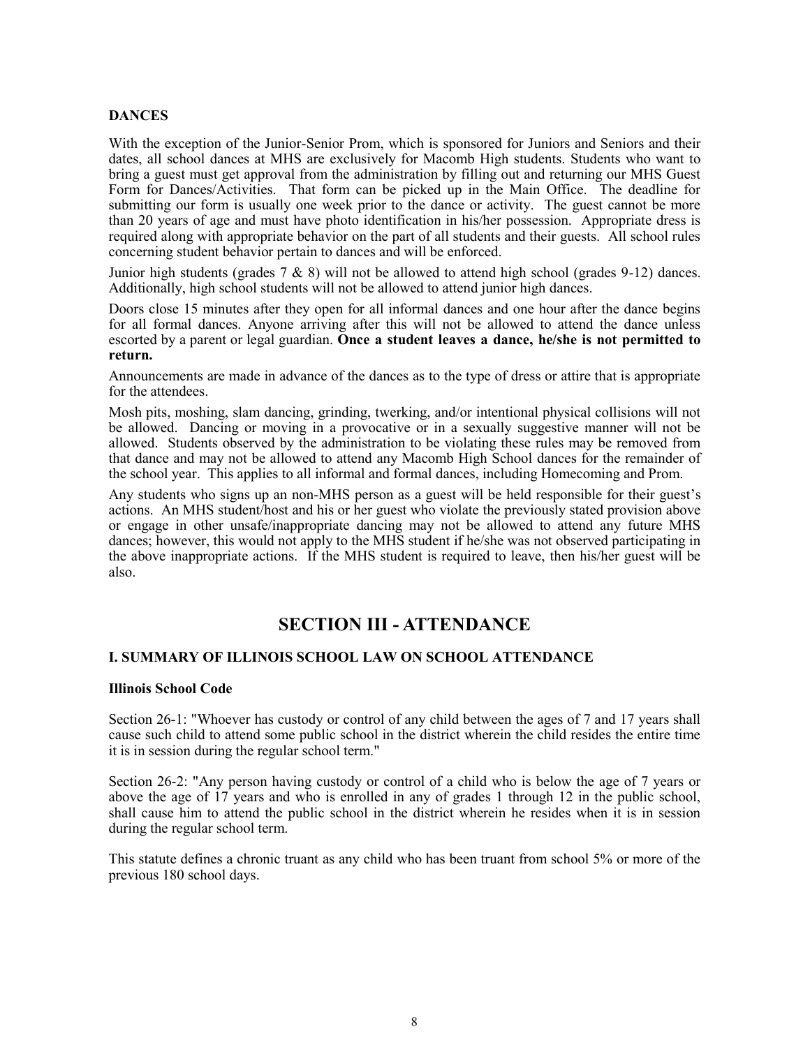**DANCES**

With the exception of the Junior-Senior Prom, which is sponsored for Juniors and Seniors and their dates, all school dances at MHS are exclusively for Macomb High students. Students who want to bring a guest must get approval from the administration by filling out and returning our MHS Guest Form for Dances/Activities. That form can be picked up in the Main Office. The deadline for submitting our form is usually one week prior to the dance or activity. The guest cannot be more than 20 years of age and must have photo identification in his/her possession. Appropriate dress is required along with appropriate behavior on the part of all students and their guests. All school rules concerning student behavior pertain to dances and will be enforced.

Junior high students (grades 7 & 8) will not be allowed to attend high school (grades 9-12) dances. Additionally, high school students will not be allowed to attend junior high dances.

Doors close 15 minutes after they open for all informal dances and one hour after the dance begins for all formal dances. Anyone arriving after this will not be allowed to attend the dance unless escorted by a parent or legal guardian. **Once a student leaves a dance, he/she is not permitted to return.**

Announcements are made in advance of the dances as to the type of dress or attire that is appropriate for the attendees.

Mosh pits, moshing, slam dancing, grinding, twerking, and/or intentional physical collisions will not be allowed. Dancing or moving in a provocative or in a sexually suggestive manner will not be allowed. Students observed by the administration to be violating these rules may be removed from that dance and may not be allowed to attend any Macomb High School dances for the remainder of the school year. This applies to all informal and formal dances, including Homecoming and Prom.

Any students who signs up an non-MHS person as a guest will be held responsible for their guest's actions. An MHS student/host and his or her guest who violate the previously stated provision above or engage in other unsafe/inappropriate dancing may not be allowed to attend any future MHS dances; however, this would not apply to the MHS student if he/she was not observed participating in the above inappropriate actions. If the MHS student is required to leave, then his/her guest will be also.

## SECTION III - ATTENDANCE

### I. SUMMARY OF ILLINOIS SCHOOL LAW ON SCHOOL ATTENDANCE

**Illinois School Code**

Section 26-1: "Whoever has custody or control of any child between the ages of 7 and 17 years shall cause such child to attend some public school in the district wherein the child resides the entire time it is in session during the regular school term."

Section 26-2: "Any person having custody or control of a child who is below the age of 7 years or above the age of 17 years and who is enrolled in any of grades 1 through 12 in the public school, shall cause him to attend the public school in the district wherein he resides when it is in session during the regular school term.

This statute defines a chronic truant as any child who has been truant from school 5% or more of the previous 180 school days.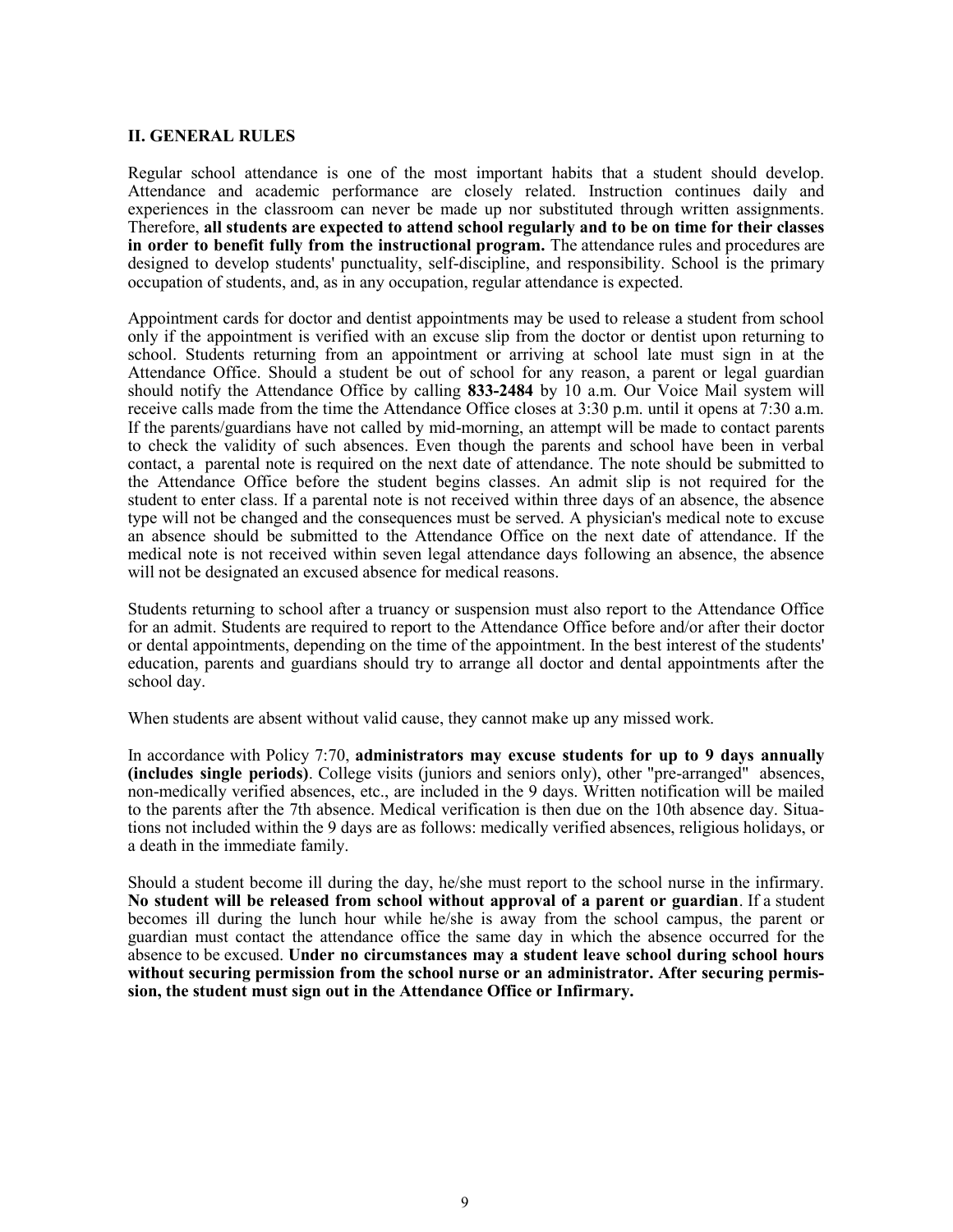## II. GENERAL RULES

Regular school attendance is one of the most important habits that a student should develop. Attendance and academic performance are closely related. Instruction continues daily and experiences in the classroom can never be made up nor substituted through written assignments. Therefore, **all students are expected to attend school regularly and to be on time for their classes in order to benefit fully from the instructional program.** The attendance rules and procedures are designed to develop students' punctuality, self-discipline, and responsibility. School is the primary occupation of students, and, as in any occupation, regular attendance is expected.

Appointment cards for doctor and dentist appointments may be used to release a student from school only if the appointment is verified with an excuse slip from the doctor or dentist upon returning to school. Students returning from an appointment or arriving at school late must sign in at the Attendance Office. Should a student be out of school for any reason, a parent or legal guardian should notify the Attendance Office by calling **833-2484** by 10 a.m. Our Voice Mail system will receive calls made from the time the Attendance Office closes at 3:30 p.m. until it opens at 7:30 a.m. If the parents/guardians have not called by mid-morning, an attempt will be made to contact parents to check the validity of such absences. Even though the parents and school have been in verbal contact, a parental note is required on the next date of attendance. The note should be submitted to the Attendance Office before the student begins classes. An admit slip is not required for the student to enter class. If a parental note is not received within three days of an absence, the absence type will not be changed and the consequences must be served. A physician's medical note to excuse an absence should be submitted to the Attendance Office on the next date of attendance. If the medical note is not received within seven legal attendance days following an absence, the absence will not be designated an excused absence for medical reasons.

Students returning to school after a truancy or suspension must also report to the Attendance Office for an admit. Students are required to report to the Attendance Office before and/or after their doctor or dental appointments, depending on the time of the appointment. In the best interest of the students' education, parents and guardians should try to arrange all doctor and dental appointments after the school day.

When students are absent without valid cause, they cannot make up any missed work.

In accordance with Policy 7:70, **administrators may excuse students for up to 9 days annually (includes single periods)**. College visits (juniors and seniors only), other "pre-arranged" absences, non-medically verified absences, etc., are included in the 9 days. Written notification will be mailed to the parents after the 7th absence. Medical verification is then due on the 10th absence day. Situations not included within the 9 days are as follows: medically verified absences, religious holidays, or a death in the immediate family.

Should a student become ill during the day, he/she must report to the school nurse in the infirmary. **No student will be released from school without approval of a parent or guardian**. If a student becomes ill during the lunch hour while he/she is away from the school campus, the parent or guardian must contact the attendance office the same day in which the absence occurred for the absence to be excused. **Under no circumstances may a student leave school during school hours without securing permission from the school nurse or an administrator. After securing permission, the student must sign out in the Attendance Office or Infirmary.**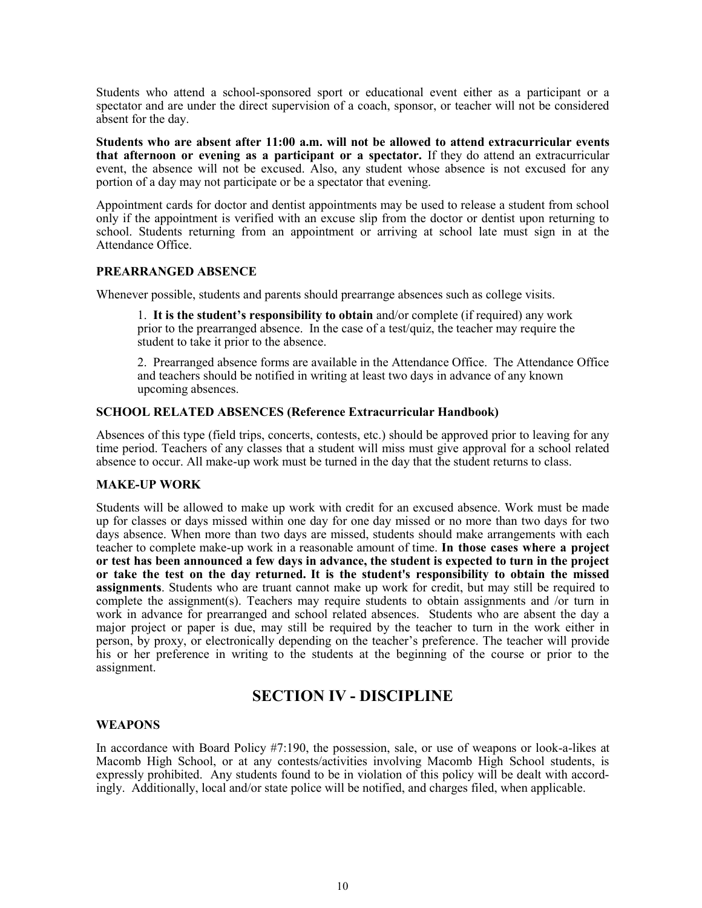Students who attend a school-sponsored sport or educational event either as a participant or a spectator and are under the direct supervision of a coach, sponsor, or teacher will not be considered absent for the day.

**Students who are absent after 11:00 a.m. will not be allowed to attend extracurricular events that afternoon or evening as a participant or a spectator.** If they do attend an extracurricular event, the absence will not be excused. Also, any student whose absence is not excused for any portion of a day may not participate or be a spectator that evening.

Appointment cards for doctor and dentist appointments may be used to release a student from school only if the appointment is verified with an excuse slip from the doctor or dentist upon returning to school. Students returning from an appointment or arriving at school late must sign in at the Attendance Office.

### PREARRANGED ABSENCE

Whenever possible, students and parents should prearrange absences such as college visits.

1. **It is the student's responsibility to obtain** and/or complete (if required) any work prior to the prearranged absence. In the case of a test/quiz, the teacher may require the student to take it prior to the absence.

2. Prearranged absence forms are available in the Attendance Office. The Attendance Office and teachers should be notified in writing at least two days in advance of any known upcoming absences.

### SCHOOL RELATED ABSENCES (Reference Extracurricular Handbook)

Absences of this type (field trips, concerts, contests, etc.) should be approved prior to leaving for any time period. Teachers of any classes that a student will miss must give approval for a school related absence to occur. All make-up work must be turned in the day that the student returns to class.

### MAKE-UP WORK

Students will be allowed to make up work with credit for an excused absence. Work must be made up for classes or days missed within one day for one day missed or no more than two days for two days absence. When more than two days are missed, students should make arrangements with each teacher to complete make-up work in a reasonable amount of time. **In those cases where a project or test has been announced a few days in advance, the student is expected to turn in the project or take the test on the day returned. It is the student's responsibility to obtain the missed assignments**. Students who are truant cannot make up work for credit, but may still be required to complete the assignment(s). Teachers may require students to obtain assignments and /or turn in work in advance for prearranged and school related absences. Students who are absent the day a major project or paper is due, may still be required by the teacher to turn in the work either in person, by proxy, or electronically depending on the teacher's preference. The teacher will provide his or her preference in writing to the students at the beginning of the course or prior to the assignment.

## SECTION IV - DISCIPLINE

### WEAPONS

In accordance with Board Policy #7:190, the possession, sale, or use of weapons or look-a-likes at Macomb High School, or at any contests/activities involving Macomb High School students, is expressly prohibited. Any students found to be in violation of this policy will be dealt with accordingly. Additionally, local and/or state police will be notified, and charges filed, when applicable.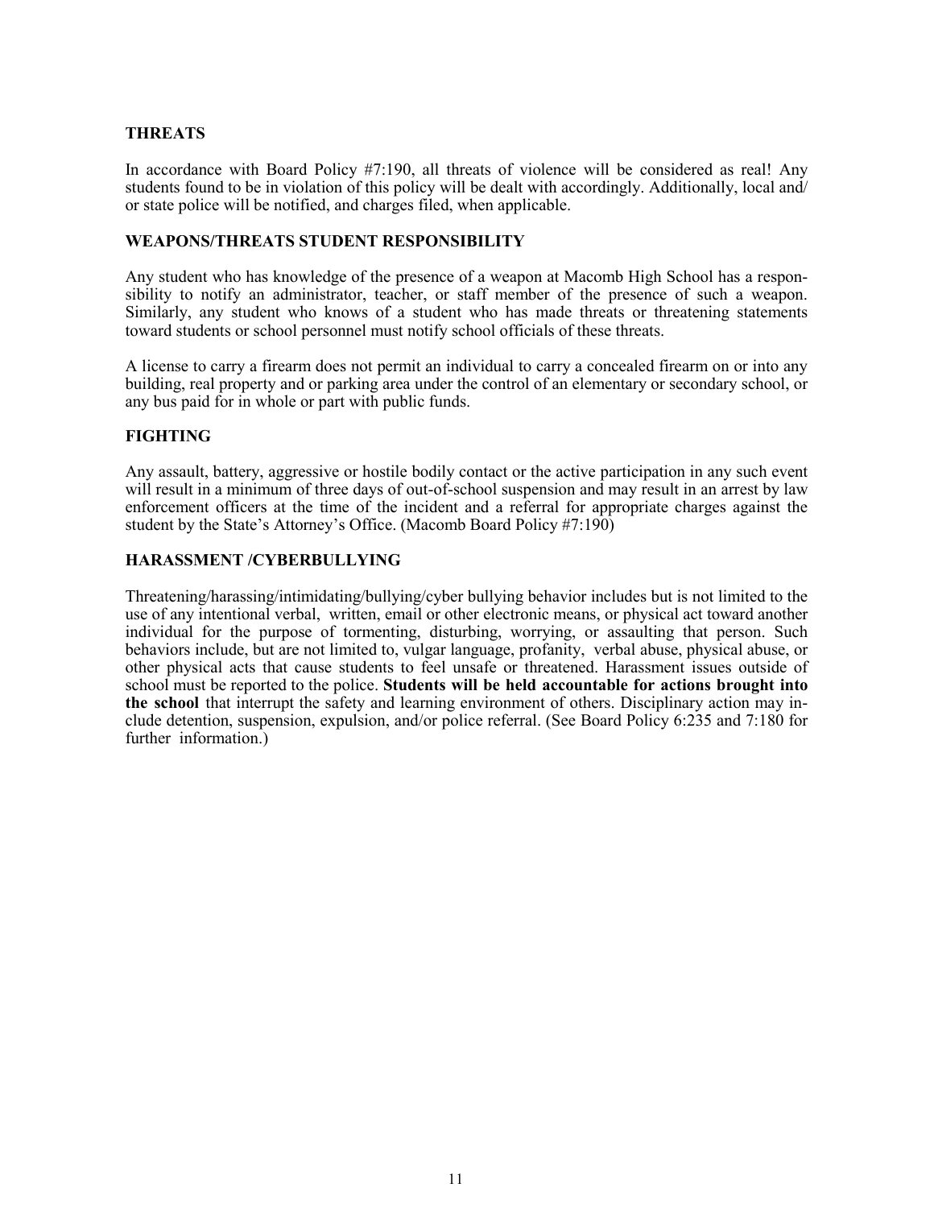## THREATS

In accordance with Board Policy #7:190, all threats of violence will be considered as real! Any students found to be in violation of this policy will be dealt with accordingly. Additionally, local and/ or state police will be notified, and charges filed, when applicable.

## WEAPONS/THREATS STUDENT RESPONSIBILITY

Any student who has knowledge of the presence of a weapon at Macomb High School has a responsibility to notify an administrator, teacher, or staff member of the presence of such a weapon. Similarly, any student who knows of a student who has made threats or threatening statements toward students or school personnel must notify school officials of these threats.

A license to carry a firearm does not permit an individual to carry a concealed firearm on or into any building, real property and or parking area under the control of an elementary or secondary school, or any bus paid for in whole or part with public funds.

## FIGHTING

Any assault, battery, aggressive or hostile bodily contact or the active participation in any such event will result in a minimum of three days of out-of-school suspension and may result in an arrest by law enforcement officers at the time of the incident and a referral for appropriate charges against the student by the State's Attorney's Office. (Macomb Board Policy #7:190)

## HARASSMENT /CYBERBULLYING

Threatening/harassing/intimidating/bullying/cyber bullying behavior includes but is not limited to the use of any intentional verbal, written, email or other electronic means, or physical act toward another individual for the purpose of tormenting, disturbing, worrying, or assaulting that person. Such behaviors include, but are not limited to, vulgar language, profanity, verbal abuse, physical abuse, or other physical acts that cause students to feel unsafe or threatened. Harassment issues outside of school must be reported to the police. **Students will be held accountable for actions brought into the school** that interrupt the safety and learning environment of others. Disciplinary action may include detention, suspension, expulsion, and/or police referral. (See Board Policy 6:235 and 7:180 for further information.)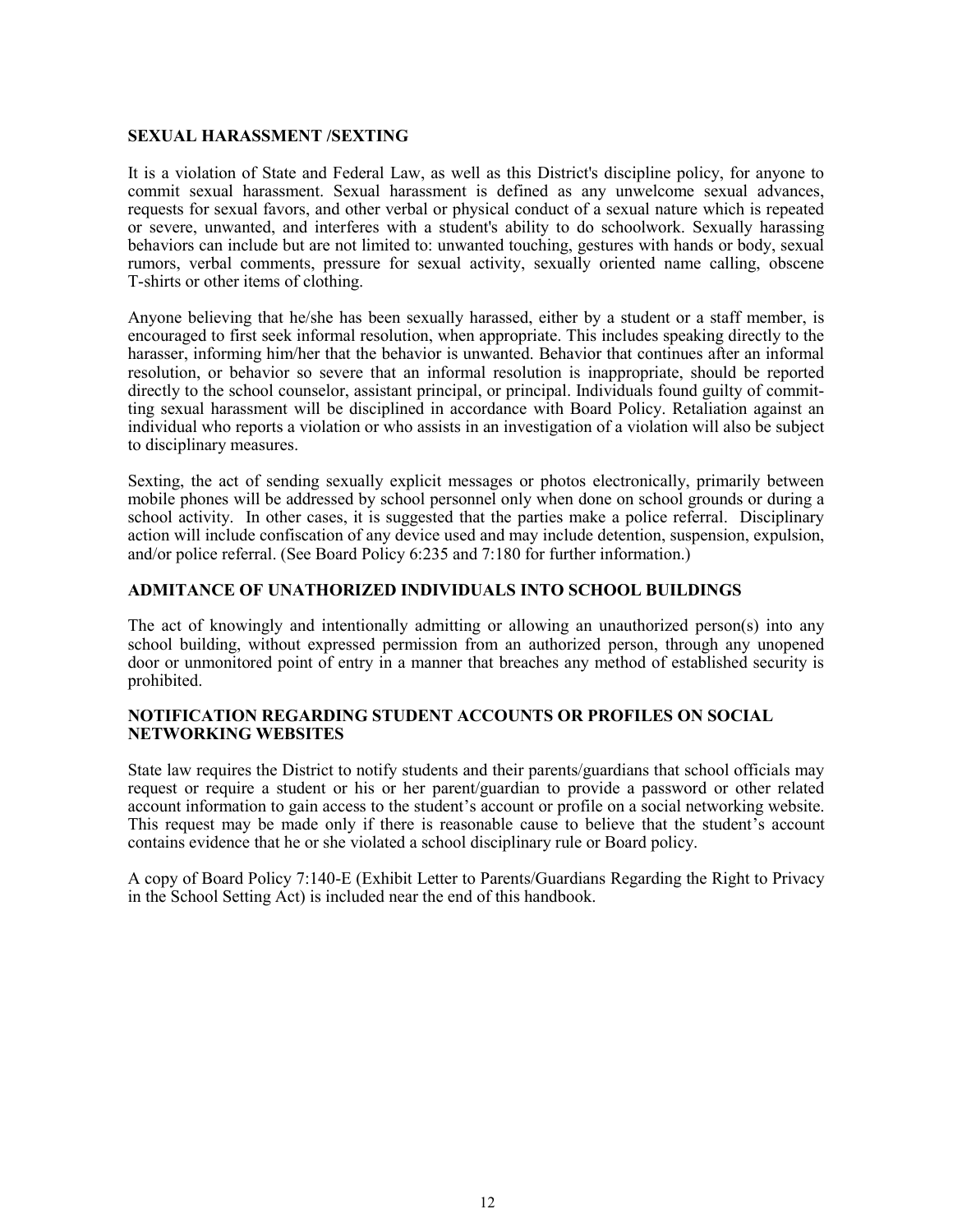## SEXUAL HARASSMENT /SEXTING

It is a violation of State and Federal Law, as well as this District's discipline policy, for anyone to commit sexual harassment. Sexual harassment is defined as any unwelcome sexual advances, requests for sexual favors, and other verbal or physical conduct of a sexual nature which is repeated or severe, unwanted, and interferes with a student's ability to do schoolwork. Sexually harassing behaviors can include but are not limited to: unwanted touching, gestures with hands or body, sexual rumors, verbal comments, pressure for sexual activity, sexually oriented name calling, obscene T-shirts or other items of clothing.

Anyone believing that he/she has been sexually harassed, either by a student or a staff member, is encouraged to first seek informal resolution, when appropriate. This includes speaking directly to the harasser, informing him/her that the behavior is unwanted. Behavior that continues after an informal resolution, or behavior so severe that an informal resolution is inappropriate, should be reported directly to the school counselor, assistant principal, or principal. Individuals found guilty of committing sexual harassment will be disciplined in accordance with Board Policy. Retaliation against an individual who reports a violation or who assists in an investigation of a violation will also be subject to disciplinary measures.

Sexting, the act of sending sexually explicit messages or photos electronically, primarily between mobile phones will be addressed by school personnel only when done on school grounds or during a school activity. In other cases, it is suggested that the parties make a police referral. Disciplinary action will include confiscation of any device used and may include detention, suspension, expulsion, and/or police referral. (See Board Policy 6:235 and 7:180 for further information.)

## ADMITANCE OF UNATHORIZED INDIVIDUALS INTO SCHOOL BUILDINGS

The act of knowingly and intentionally admitting or allowing an unauthorized person(s) into any school building, without expressed permission from an authorized person, through any unopened door or unmonitored point of entry in a manner that breaches any method of established security is prohibited.

## NOTIFICATION REGARDING STUDENT ACCOUNTS OR PROFILES ON SOCIAL NETWORKING WEBSITES

State law requires the District to notify students and their parents/guardians that school officials may request or require a student or his or her parent/guardian to provide a password or other related account information to gain access to the student's account or profile on a social networking website. This request may be made only if there is reasonable cause to believe that the student's account contains evidence that he or she violated a school disciplinary rule or Board policy.

A copy of Board Policy 7:140-E (Exhibit Letter to Parents/Guardians Regarding the Right to Privacy in the School Setting Act) is included near the end of this handbook.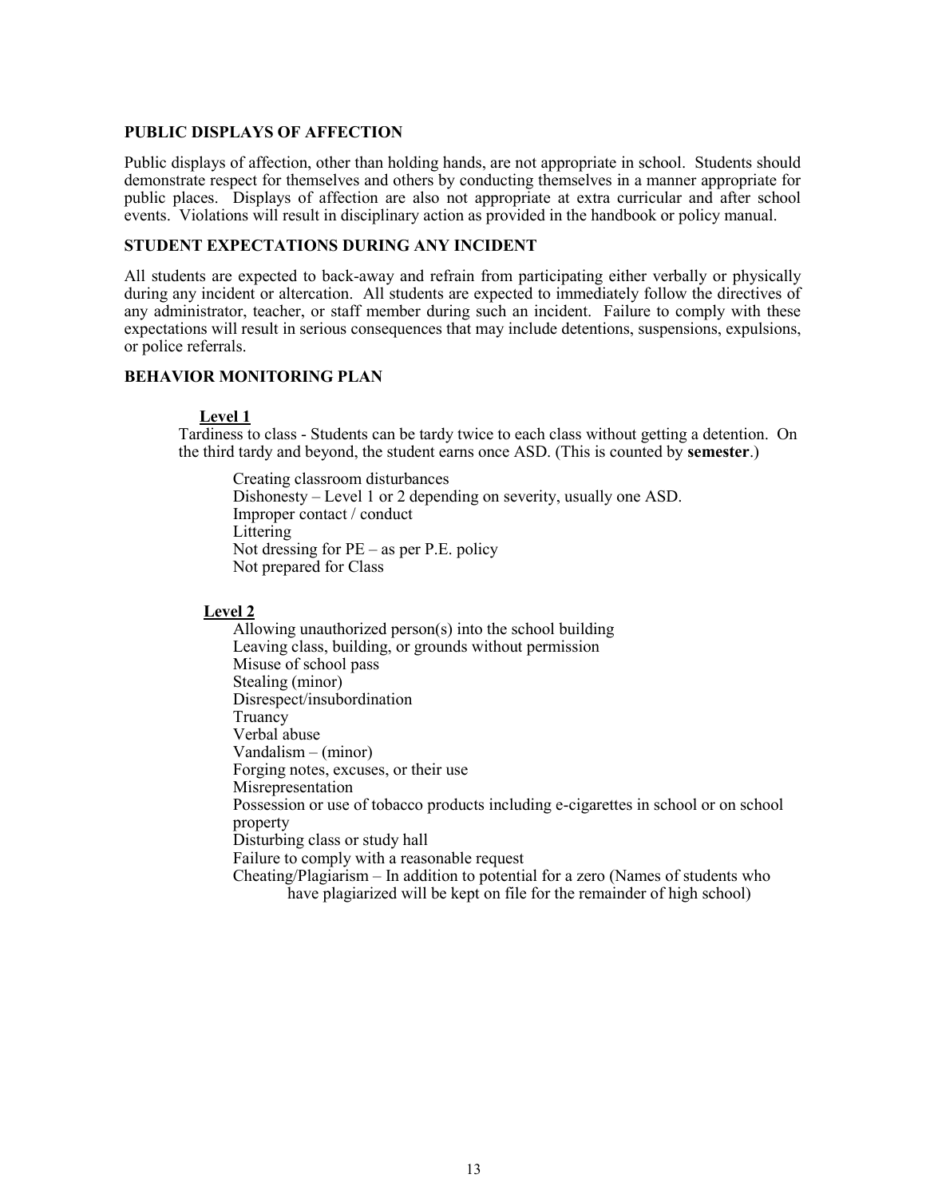## PUBLIC DISPLAYS OF AFFECTION

Public displays of affection, other than holding hands, are not appropriate in school. Students should demonstrate respect for themselves and others by conducting themselves in a manner appropriate for public places. Displays of affection are also not appropriate at extra curricular and after school events. Violations will result in disciplinary action as provided in the handbook or policy manual.

## STUDENT EXPECTATIONS DURING ANY INCIDENT

All students are expected to back-away and refrain from participating either verbally or physically during any incident or altercation. All students are expected to immediately follow the directives of any administrator, teacher, or staff member during such an incident. Failure to comply with these expectations will result in serious consequences that may include detentions, suspensions, expulsions, or police referrals.

## BEHAVIOR MONITORING PLAN

### Level 1

Tardiness to class - Students can be tardy twice to each class without getting a detention. On the third tardy and beyond, the student earns once ASD. (This is counted by **semester**.)

- Creating classroom disturbances
- Dishonesty – Level 1 or 2 depending on severity, usually one ASD.
- Improper contact / conduct
- Littering
- Not dressing for PE – as per P.E. policy
- Not prepared for Class

### Level 2

- Allowing unauthorized person(s) into the school building
- Leaving class, building, or grounds without permission
- Misuse of school pass
- Stealing (minor)
- Disrespect/insubordination
- Truancy
- Verbal abuse
- Vandalism – (minor)
- Forging notes, excuses, or their use
- Misrepresentation
- Possession or use of tobacco products including e-cigarettes in school or on school property
- Disturbing class or study hall
- Failure to comply with a reasonable request
- Cheating/Plagiarism – In addition to potential for a zero (Names of students who have plagiarized will be kept on file for the remainder of high school)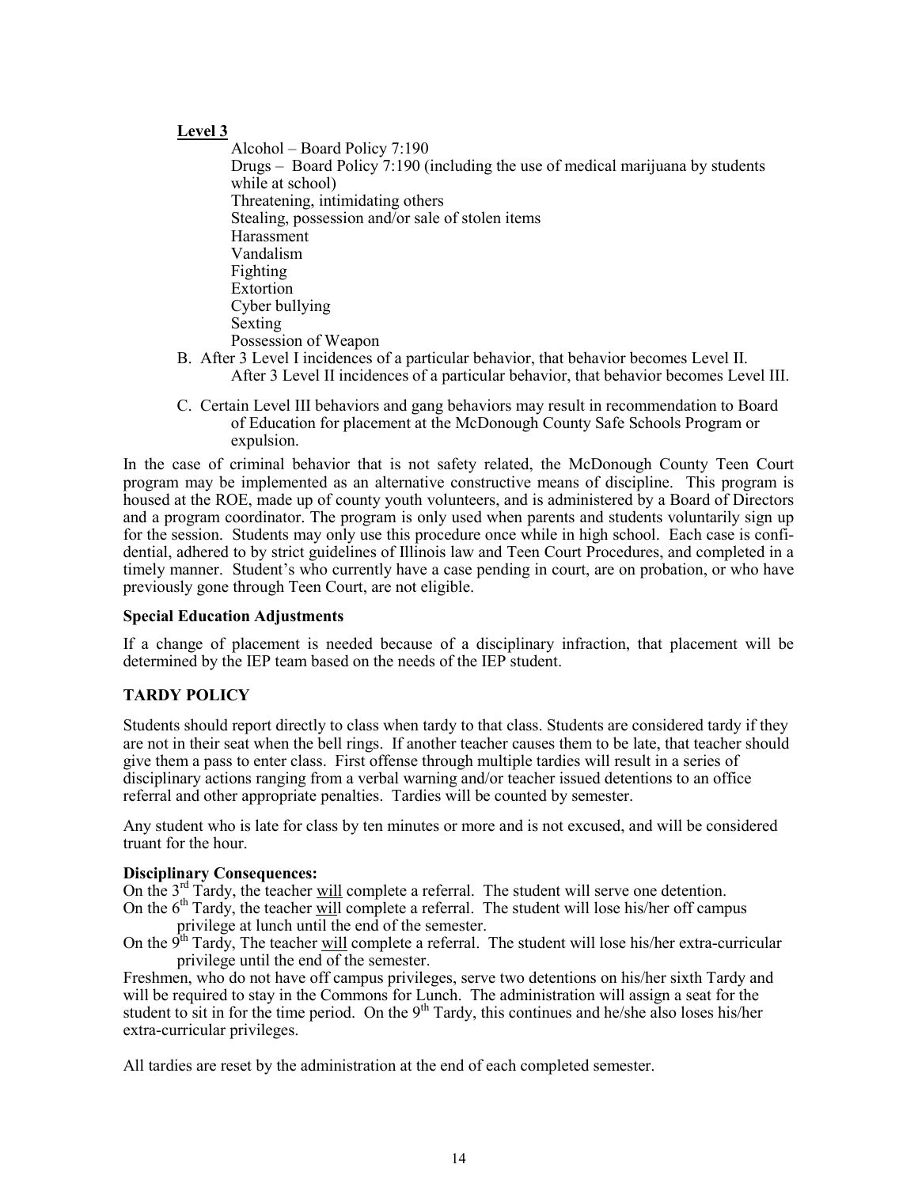**Level 3**

Alcohol – Board Policy 7:190
Drugs – Board Policy 7:190 (including the use of medical marijuana by students while at school)
Threatening, intimidating others
Stealing, possession and/or sale of stolen items
Harassment
Vandalism
Fighting
Extortion
Cyber bullying
Sexting
Possession of Weapon

B. After 3 Level I incidences of a particular behavior, that behavior becomes Level II. After 3 Level II incidences of a particular behavior, that behavior becomes Level III.

C. Certain Level III behaviors and gang behaviors may result in recommendation to Board of Education for placement at the McDonough County Safe Schools Program or expulsion.

In the case of criminal behavior that is not safety related, the McDonough County Teen Court program may be implemented as an alternative constructive means of discipline. This program is housed at the ROE, made up of county youth volunteers, and is administered by a Board of Directors and a program coordinator. The program is only used when parents and students voluntarily sign up for the session. Students may only use this procedure once while in high school. Each case is confidential, adhered to by strict guidelines of Illinois law and Teen Court Procedures, and completed in a timely manner. Student's who currently have a case pending in court, are on probation, or who have previously gone through Teen Court, are not eligible.

**Special Education Adjustments**

If a change of placement is needed because of a disciplinary infraction, that placement will be determined by the IEP team based on the needs of the IEP student.

## TARDY POLICY

Students should report directly to class when tardy to that class. Students are considered tardy if they are not in their seat when the bell rings. If another teacher causes them to be late, that teacher should give them a pass to enter class. First offense through multiple tardies will result in a series of disciplinary actions ranging from a verbal warning and/or teacher issued detentions to an office referral and other appropriate penalties. Tardies will be counted by semester.

Any student who is late for class by ten minutes or more and is not excused, and will be considered truant for the hour.

**Disciplinary Consequences:**

On the 3rd Tardy, the teacher will complete a referral. The student will serve one detention.
On the 6th Tardy, the teacher will complete a referral. The student will lose his/her off campus privilege at lunch until the end of the semester.
On the 9th Tardy, The teacher will complete a referral. The student will lose his/her extra-curricular privilege until the end of the semester.
Freshmen, who do not have off campus privileges, serve two detentions on his/her sixth Tardy and will be required to stay in the Commons for Lunch. The administration will assign a seat for the student to sit in for the time period. On the 9th Tardy, this continues and he/she also loses his/her extra-curricular privileges.

All tardies are reset by the administration at the end of each completed semester.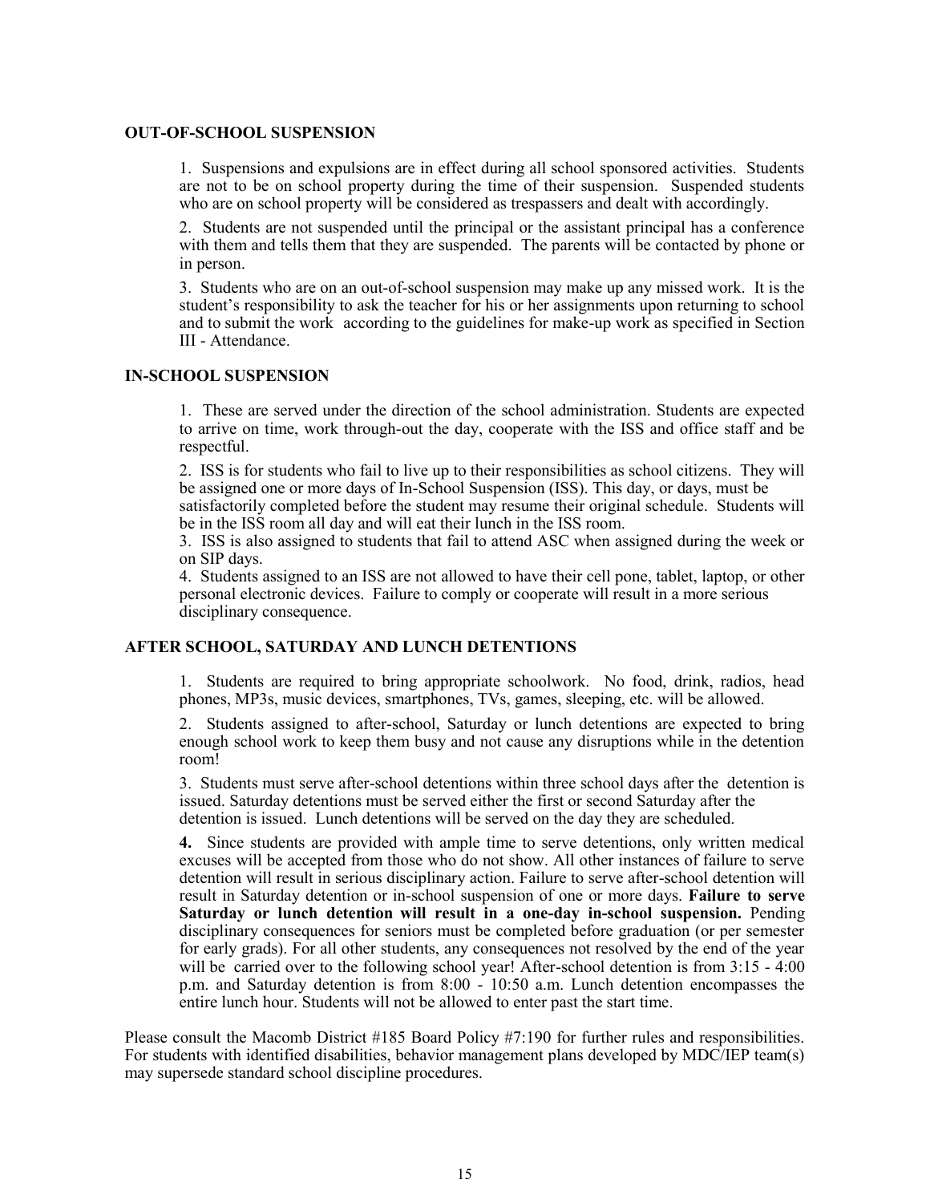**OUT-OF-SCHOOL SUSPENSION**

1. Suspensions and expulsions are in effect during all school sponsored activities. Students are not to be on school property during the time of their suspension. Suspended students who are on school property will be considered as trespassers and dealt with accordingly.

2. Students are not suspended until the principal or the assistant principal has a conference with them and tells them that they are suspended. The parents will be contacted by phone or in person.

3. Students who are on an out-of-school suspension may make up any missed work. It is the student's responsibility to ask the teacher for his or her assignments upon returning to school and to submit the work according to the guidelines for make-up work as specified in Section III - Attendance.

**IN-SCHOOL SUSPENSION**

1. These are served under the direction of the school administration. Students are expected to arrive on time, work through-out the day, cooperate with the ISS and office staff and be respectful.

2. ISS is for students who fail to live up to their responsibilities as school citizens. They will be assigned one or more days of In-School Suspension (ISS). This day, or days, must be satisfactorily completed before the student may resume their original schedule. Students will be in the ISS room all day and will eat their lunch in the ISS room.

3. ISS is also assigned to students that fail to attend ASC when assigned during the week or on SIP days.

4. Students assigned to an ISS are not allowed to have their cell pone, tablet, laptop, or other personal electronic devices. Failure to comply or cooperate will result in a more serious disciplinary consequence.

**AFTER SCHOOL, SATURDAY AND LUNCH DETENTIONS**

1. Students are required to bring appropriate schoolwork. No food, drink, radios, head phones, MP3s, music devices, smartphones, TVs, games, sleeping, etc. will be allowed.

2. Students assigned to after-school, Saturday or lunch detentions are expected to bring enough school work to keep them busy and not cause any disruptions while in the detention room!

3. Students must serve after-school detentions within three school days after the detention is issued. Saturday detentions must be served either the first or second Saturday after the detention is issued. Lunch detentions will be served on the day they are scheduled.

**4.** Since students are provided with ample time to serve detentions, only written medical excuses will be accepted from those who do not show. All other instances of failure to serve detention will result in serious disciplinary action. Failure to serve after-school detention will result in Saturday detention or in-school suspension of one or more days. **Failure to serve Saturday or lunch detention will result in a one-day in-school suspension.** Pending disciplinary consequences for seniors must be completed before graduation (or per semester for early grads). For all other students, any consequences not resolved by the end of the year will be carried over to the following school year! After-school detention is from 3:15 - 4:00 p.m. and Saturday detention is from 8:00 - 10:50 a.m. Lunch detention encompasses the entire lunch hour. Students will not be allowed to enter past the start time.

Please consult the Macomb District #185 Board Policy #7:190 for further rules and responsibilities. For students with identified disabilities, behavior management plans developed by MDC/IEP team(s) may supersede standard school discipline procedures.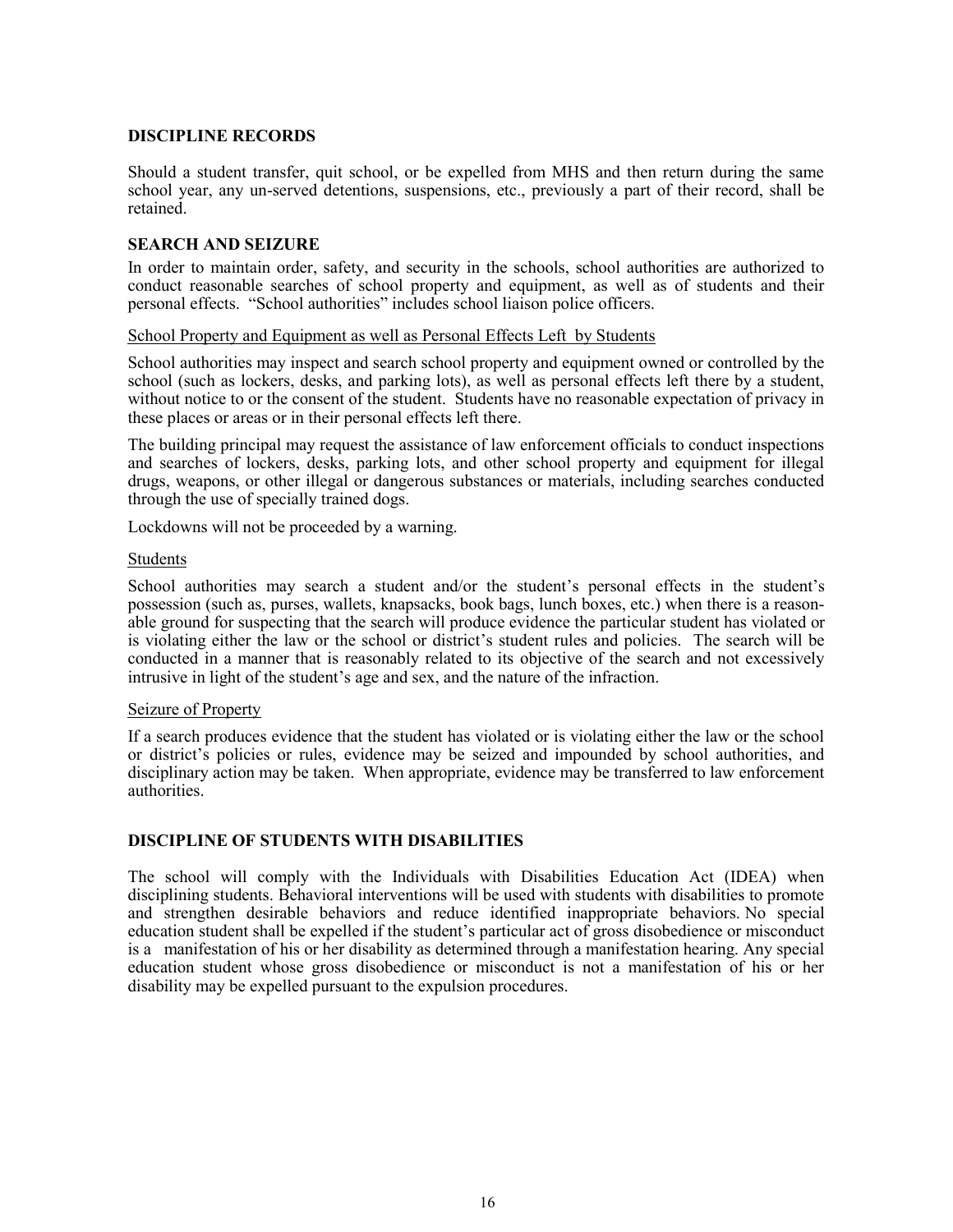## DISCIPLINE RECORDS

Should a student transfer, quit school, or be expelled from MHS and then return during the same school year, any un-served detentions, suspensions, etc., previously a part of their record, shall be retained.

## SEARCH AND SEIZURE

In order to maintain order, safety, and security in the schools, school authorities are authorized to conduct reasonable searches of school property and equipment, as well as of students and their personal effects. "School authorities" includes school liaison police officers.

### School Property and Equipment as well as Personal Effects Left by Students

School authorities may inspect and search school property and equipment owned or controlled by the school (such as lockers, desks, and parking lots), as well as personal effects left there by a student, without notice to or the consent of the student. Students have no reasonable expectation of privacy in these places or areas or in their personal effects left there.

The building principal may request the assistance of law enforcement officials to conduct inspections and searches of lockers, desks, parking lots, and other school property and equipment for illegal drugs, weapons, or other illegal or dangerous substances or materials, including searches conducted through the use of specially trained dogs.

Lockdowns will not be proceeded by a warning.

### Students

School authorities may search a student and/or the student's personal effects in the student's possession (such as, purses, wallets, knapsacks, book bags, lunch boxes, etc.) when there is a reasonable ground for suspecting that the search will produce evidence the particular student has violated or is violating either the law or the school or district's student rules and policies. The search will be conducted in a manner that is reasonably related to its objective of the search and not excessively intrusive in light of the student's age and sex, and the nature of the infraction.

### Seizure of Property

If a search produces evidence that the student has violated or is violating either the law or the school or district's policies or rules, evidence may be seized and impounded by school authorities, and disciplinary action may be taken. When appropriate, evidence may be transferred to law enforcement authorities.

## DISCIPLINE OF STUDENTS WITH DISABILITIES

The school will comply with the Individuals with Disabilities Education Act (IDEA) when disciplining students. Behavioral interventions will be used with students with disabilities to promote and strengthen desirable behaviors and reduce identified inappropriate behaviors. No special education student shall be expelled if the student's particular act of gross disobedience or misconduct is a manifestation of his or her disability as determined through a manifestation hearing. Any special education student whose gross disobedience or misconduct is not a manifestation of his or her disability may be expelled pursuant to the expulsion procedures.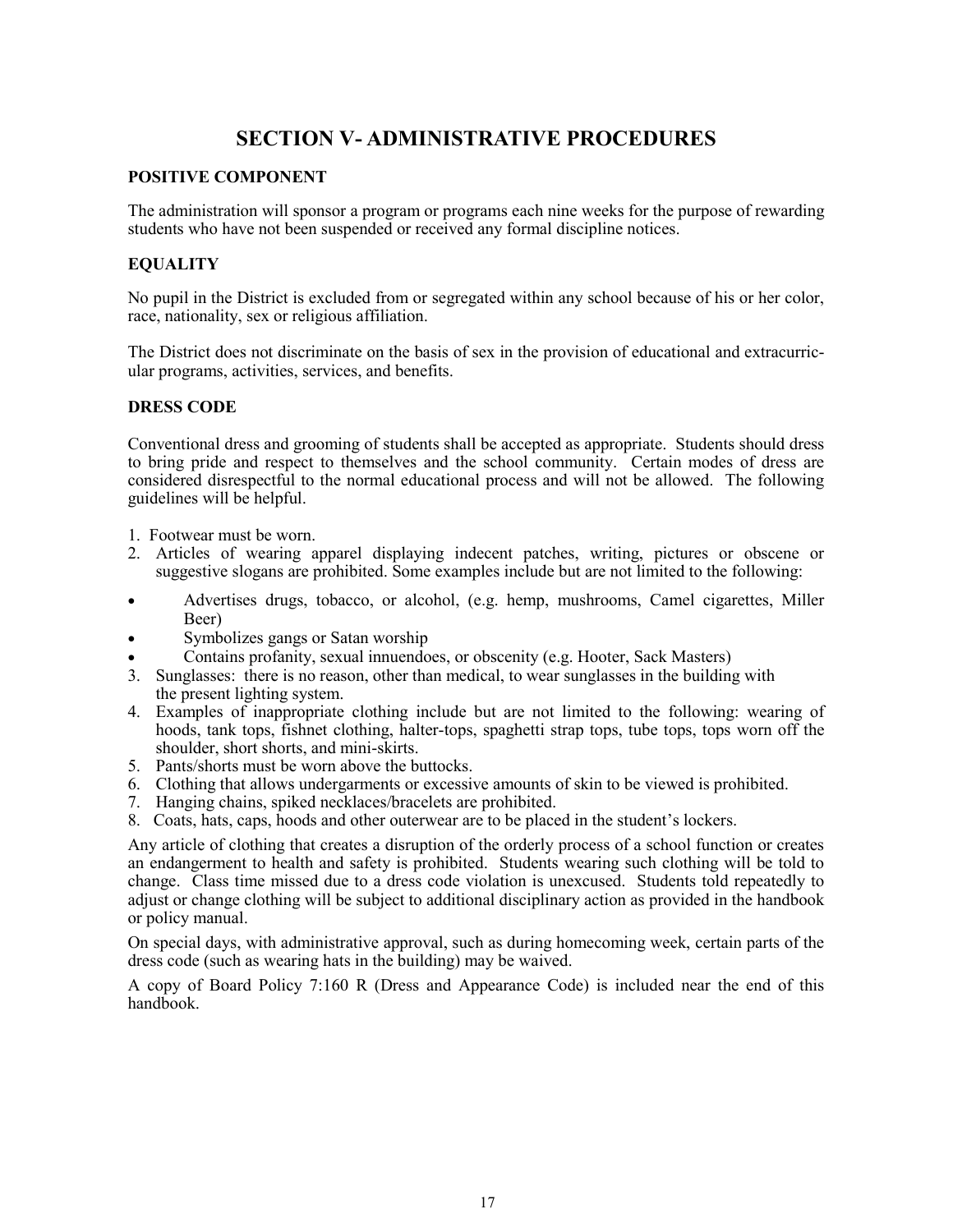# SECTION V- ADMINISTRATIVE PROCEDURES

### POSITIVE COMPONENT

The administration will sponsor a program or programs each nine weeks for the purpose of rewarding students who have not been suspended or received any formal discipline notices.

### EQUALITY

No pupil in the District is excluded from or segregated within any school because of his or her color, race, nationality, sex or religious affiliation.

The District does not discriminate on the basis of sex in the provision of educational and extracurricular programs, activities, services, and benefits.

### DRESS CODE

Conventional dress and grooming of students shall be accepted as appropriate. Students should dress to bring pride and respect to themselves and the school community. Certain modes of dress are considered disrespectful to the normal educational process and will not be allowed. The following guidelines will be helpful.

1. Footwear must be worn.
2. Articles of wearing apparel displaying indecent patches, writing, pictures or obscene or suggestive slogans are prohibited. Some examples include but are not limited to the following:

- Advertises drugs, tobacco, or alcohol, (e.g. hemp, mushrooms, Camel cigarettes, Miller Beer)
- Symbolizes gangs or Satan worship
- Contains profanity, sexual innuendoes, or obscenity (e.g. Hooter, Sack Masters)

3. Sunglasses: there is no reason, other than medical, to wear sunglasses in the building with the present lighting system.
4. Examples of inappropriate clothing include but are not limited to the following: wearing of hoods, tank tops, fishnet clothing, halter-tops, spaghetti strap tops, tube tops, tops worn off the shoulder, short shorts, and mini-skirts.
5. Pants/shorts must be worn above the buttocks.
6. Clothing that allows undergarments or excessive amounts of skin to be viewed is prohibited.
7. Hanging chains, spiked necklaces/bracelets are prohibited.
8. Coats, hats, caps, hoods and other outerwear are to be placed in the student's lockers.

Any article of clothing that creates a disruption of the orderly process of a school function or creates an endangerment to health and safety is prohibited. Students wearing such clothing will be told to change. Class time missed due to a dress code violation is unexcused. Students told repeatedly to adjust or change clothing will be subject to additional disciplinary action as provided in the handbook or policy manual.

On special days, with administrative approval, such as during homecoming week, certain parts of the dress code (such as wearing hats in the building) may be waived.

A copy of Board Policy 7:160 R (Dress and Appearance Code) is included near the end of this handbook.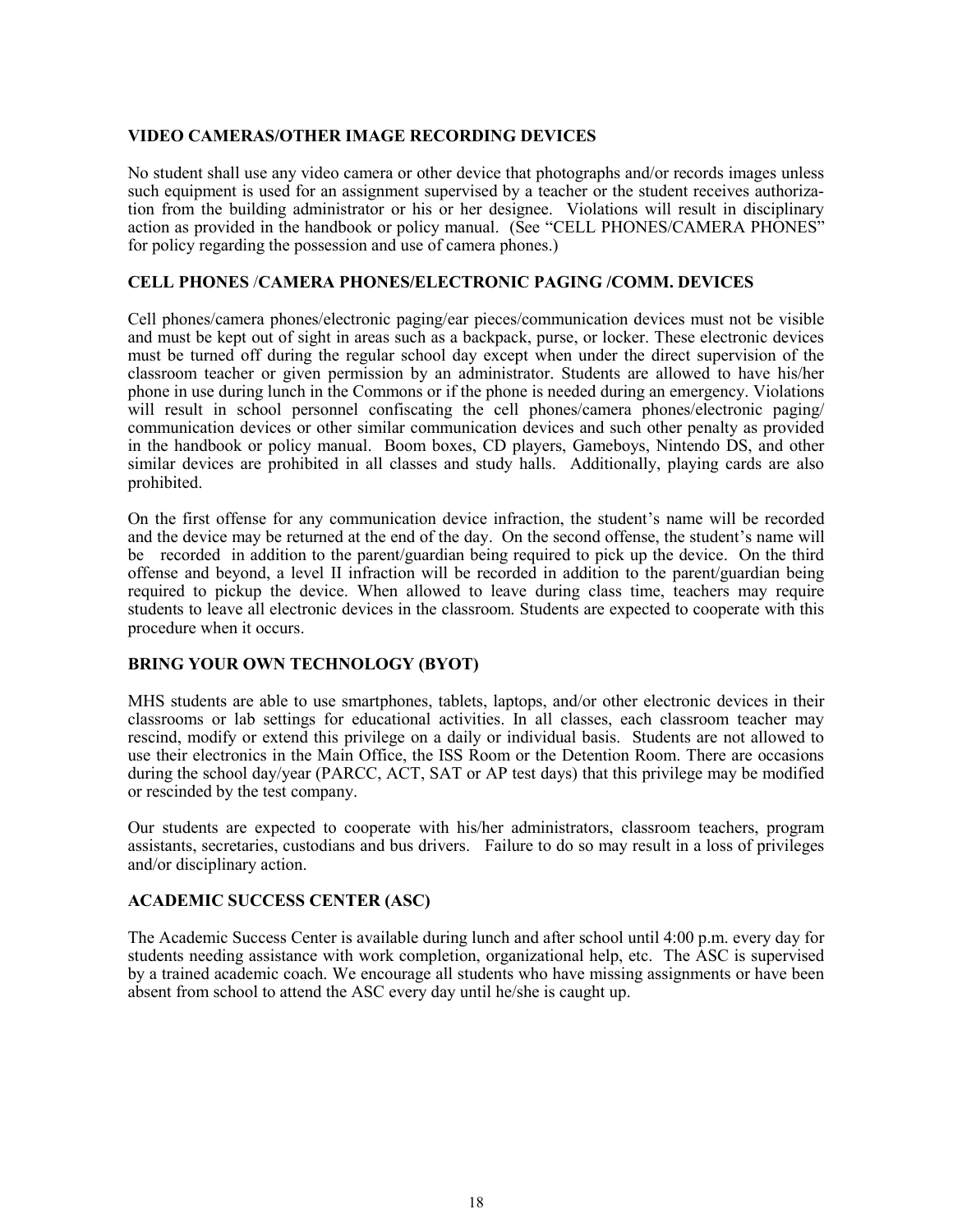### VIDEO CAMERAS/OTHER IMAGE RECORDING DEVICES

No student shall use any video camera or other device that photographs and/or records images unless such equipment is used for an assignment supervised by a teacher or the student receives authorization from the building administrator or his or her designee. Violations will result in disciplinary action as provided in the handbook or policy manual. (See "CELL PHONES/CAMERA PHONES" for policy regarding the possession and use of camera phones.)

### CELL PHONES /CAMERA PHONES/ELECTRONIC PAGING /COMM. DEVICES

Cell phones/camera phones/electronic paging/ear pieces/communication devices must not be visible and must be kept out of sight in areas such as a backpack, purse, or locker. These electronic devices must be turned off during the regular school day except when under the direct supervision of the classroom teacher or given permission by an administrator. Students are allowed to have his/her phone in use during lunch in the Commons or if the phone is needed during an emergency. Violations will result in school personnel confiscating the cell phones/camera phones/electronic paging/ communication devices or other similar communication devices and such other penalty as provided in the handbook or policy manual. Boom boxes, CD players, Gameboys, Nintendo DS, and other similar devices are prohibited in all classes and study halls. Additionally, playing cards are also prohibited.

On the first offense for any communication device infraction, the student's name will be recorded and the device may be returned at the end of the day. On the second offense, the student's name will be recorded in addition to the parent/guardian being required to pick up the device. On the third offense and beyond, a level II infraction will be recorded in addition to the parent/guardian being required to pickup the device. When allowed to leave during class time, teachers may require students to leave all electronic devices in the classroom. Students are expected to cooperate with this procedure when it occurs.

### BRING YOUR OWN TECHNOLOGY (BYOT)

MHS students are able to use smartphones, tablets, laptops, and/or other electronic devices in their classrooms or lab settings for educational activities. In all classes, each classroom teacher may rescind, modify or extend this privilege on a daily or individual basis. Students are not allowed to use their electronics in the Main Office, the ISS Room or the Detention Room. There are occasions during the school day/year (PARCC, ACT, SAT or AP test days) that this privilege may be modified or rescinded by the test company.

Our students are expected to cooperate with his/her administrators, classroom teachers, program assistants, secretaries, custodians and bus drivers. Failure to do so may result in a loss of privileges and/or disciplinary action.

### ACADEMIC SUCCESS CENTER (ASC)

The Academic Success Center is available during lunch and after school until 4:00 p.m. every day for students needing assistance with work completion, organizational help, etc. The ASC is supervised by a trained academic coach. We encourage all students who have missing assignments or have been absent from school to attend the ASC every day until he/she is caught up.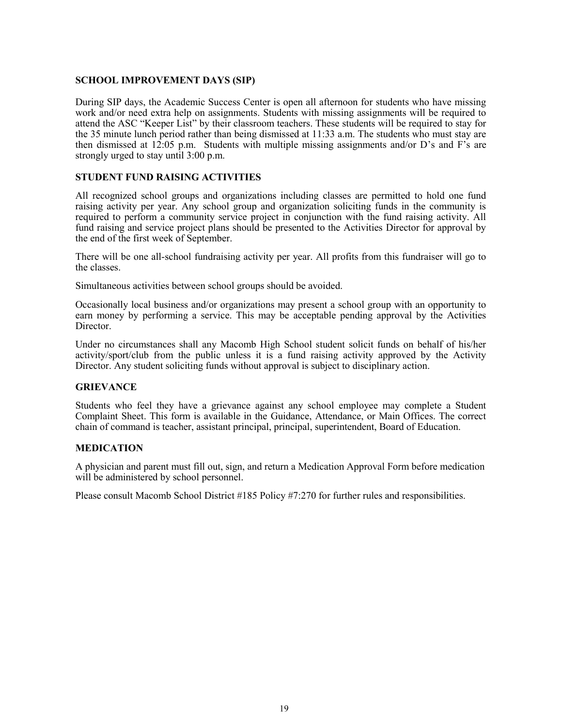**SCHOOL IMPROVEMENT DAYS (SIP)**

During SIP days, the Academic Success Center is open all afternoon for students who have missing work and/or need extra help on assignments. Students with missing assignments will be required to attend the ASC "Keeper List" by their classroom teachers. These students will be required to stay for the 35 minute lunch period rather than being dismissed at 11:33 a.m. The students who must stay are then dismissed at 12:05 p.m. Students with multiple missing assignments and/or D's and F's are strongly urged to stay until 3:00 p.m.

**STUDENT FUND RAISING ACTIVITIES**

All recognized school groups and organizations including classes are permitted to hold one fund raising activity per year. Any school group and organization soliciting funds in the community is required to perform a community service project in conjunction with the fund raising activity. All fund raising and service project plans should be presented to the Activities Director for approval by the end of the first week of September.

There will be one all-school fundraising activity per year. All profits from this fundraiser will go to the classes.

Simultaneous activities between school groups should be avoided.

Occasionally local business and/or organizations may present a school group with an opportunity to earn money by performing a service. This may be acceptable pending approval by the Activities Director.

Under no circumstances shall any Macomb High School student solicit funds on behalf of his/her activity/sport/club from the public unless it is a fund raising activity approved by the Activity Director. Any student soliciting funds without approval is subject to disciplinary action.

**GRIEVANCE**

Students who feel they have a grievance against any school employee may complete a Student Complaint Sheet. This form is available in the Guidance, Attendance, or Main Offices. The correct chain of command is teacher, assistant principal, principal, superintendent, Board of Education.

**MEDICATION**

A physician and parent must fill out, sign, and return a Medication Approval Form before medication will be administered by school personnel.

Please consult Macomb School District #185 Policy #7:270 for further rules and responsibilities.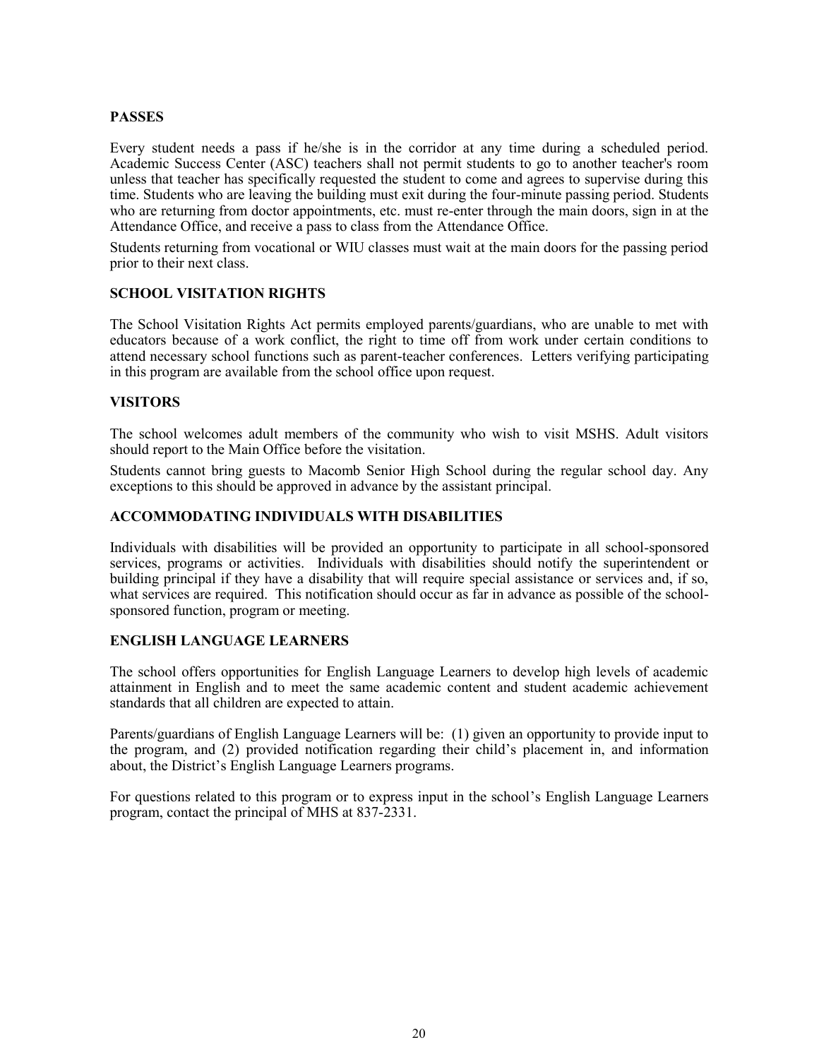## PASSES

Every student needs a pass if he/she is in the corridor at any time during a scheduled period. Academic Success Center (ASC) teachers shall not permit students to go to another teacher's room unless that teacher has specifically requested the student to come and agrees to supervise during this time. Students who are leaving the building must exit during the four-minute passing period. Students who are returning from doctor appointments, etc. must re-enter through the main doors, sign in at the Attendance Office, and receive a pass to class from the Attendance Office.

Students returning from vocational or WIU classes must wait at the main doors for the passing period prior to their next class.

## SCHOOL VISITATION RIGHTS

The School Visitation Rights Act permits employed parents/guardians, who are unable to met with educators because of a work conflict, the right to time off from work under certain conditions to attend necessary school functions such as parent-teacher conferences. Letters verifying participating in this program are available from the school office upon request.

## VISITORS

The school welcomes adult members of the community who wish to visit MSHS. Adult visitors should report to the Main Office before the visitation.

Students cannot bring guests to Macomb Senior High School during the regular school day. Any exceptions to this should be approved in advance by the assistant principal.

## ACCOMMODATING INDIVIDUALS WITH DISABILITIES

Individuals with disabilities will be provided an opportunity to participate in all school-sponsored services, programs or activities. Individuals with disabilities should notify the superintendent or building principal if they have a disability that will require special assistance or services and, if so, what services are required. This notification should occur as far in advance as possible of the school-sponsored function, program or meeting.

## ENGLISH LANGUAGE LEARNERS

The school offers opportunities for English Language Learners to develop high levels of academic attainment in English and to meet the same academic content and student academic achievement standards that all children are expected to attain.

Parents/guardians of English Language Learners will be: (1) given an opportunity to provide input to the program, and (2) provided notification regarding their child's placement in, and information about, the District's English Language Learners programs.

For questions related to this program or to express input in the school's English Language Learners program, contact the principal of MHS at 837-2331.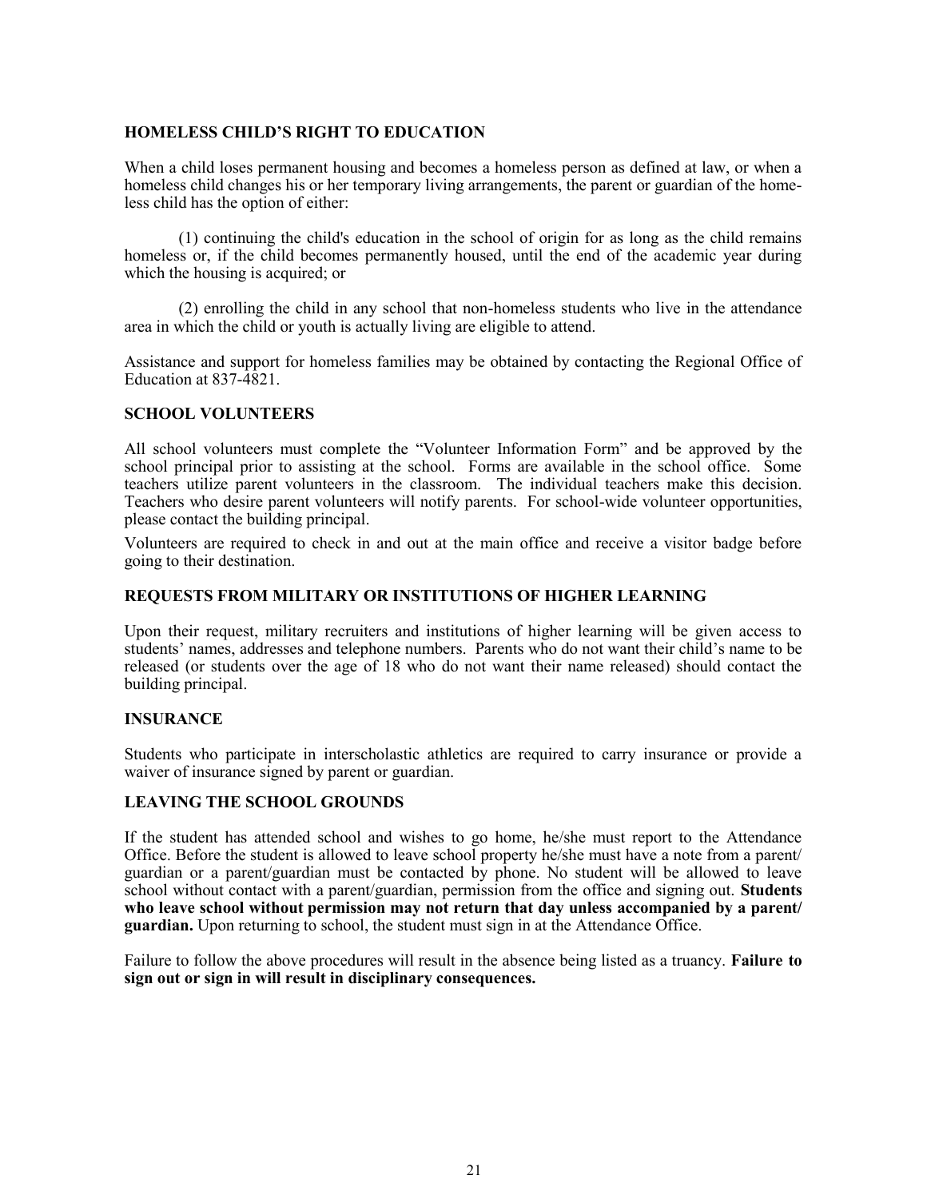## HOMELESS CHILD'S RIGHT TO EDUCATION

When a child loses permanent housing and becomes a homeless person as defined at law, or when a homeless child changes his or her temporary living arrangements, the parent or guardian of the homeless child has the option of either:

(1) continuing the child's education in the school of origin for as long as the child remains homeless or, if the child becomes permanently housed, until the end of the academic year during which the housing is acquired; or

(2) enrolling the child in any school that non-homeless students who live in the attendance area in which the child or youth is actually living are eligible to attend.

Assistance and support for homeless families may be obtained by contacting the Regional Office of Education at 837-4821.

## SCHOOL VOLUNTEERS

All school volunteers must complete the "Volunteer Information Form" and be approved by the school principal prior to assisting at the school. Forms are available in the school office. Some teachers utilize parent volunteers in the classroom. The individual teachers make this decision. Teachers who desire parent volunteers will notify parents. For school-wide volunteer opportunities, please contact the building principal.

Volunteers are required to check in and out at the main office and receive a visitor badge before going to their destination.

## REQUESTS FROM MILITARY OR INSTITUTIONS OF HIGHER LEARNING

Upon their request, military recruiters and institutions of higher learning will be given access to students' names, addresses and telephone numbers. Parents who do not want their child's name to be released (or students over the age of 18 who do not want their name released) should contact the building principal.

## INSURANCE

Students who participate in interscholastic athletics are required to carry insurance or provide a waiver of insurance signed by parent or guardian.

## LEAVING THE SCHOOL GROUNDS

If the student has attended school and wishes to go home, he/she must report to the Attendance Office. Before the student is allowed to leave school property he/she must have a note from a parent/guardian or a parent/guardian must be contacted by phone. No student will be allowed to leave school without contact with a parent/guardian, permission from the office and signing out. **Students who leave school without permission may not return that day unless accompanied by a parent/guardian.** Upon returning to school, the student must sign in at the Attendance Office.

Failure to follow the above procedures will result in the absence being listed as a truancy. **Failure to sign out or sign in will result in disciplinary consequences.**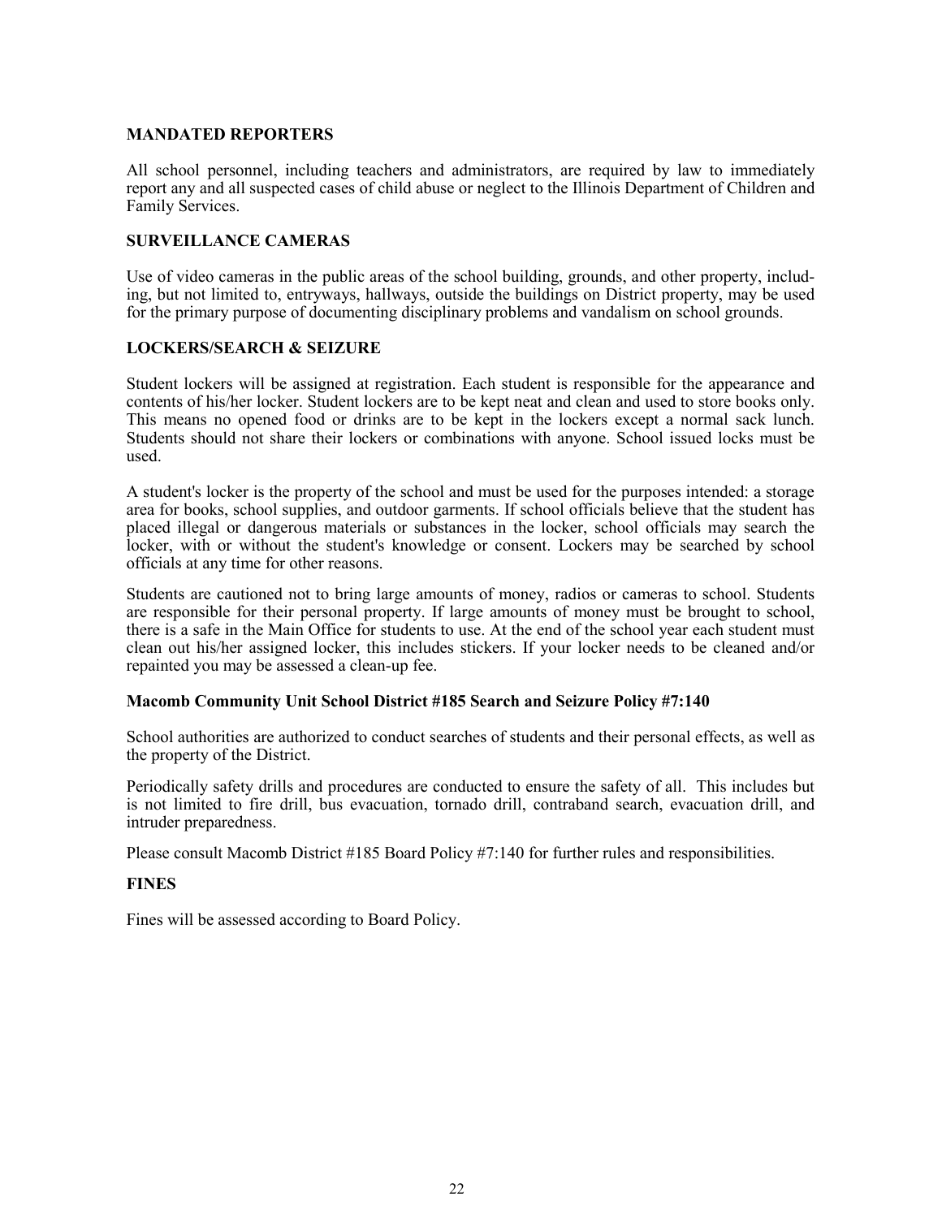## MANDATED REPORTERS

All school personnel, including teachers and administrators, are required by law to immediately report any and all suspected cases of child abuse or neglect to the Illinois Department of Children and Family Services.

## SURVEILLANCE CAMERAS

Use of video cameras in the public areas of the school building, grounds, and other property, including, but not limited to, entryways, hallways, outside the buildings on District property, may be used for the primary purpose of documenting disciplinary problems and vandalism on school grounds.

## LOCKERS/SEARCH & SEIZURE

Student lockers will be assigned at registration. Each student is responsible for the appearance and contents of his/her locker. Student lockers are to be kept neat and clean and used to store books only. This means no opened food or drinks are to be kept in the lockers except a normal sack lunch. Students should not share their lockers or combinations with anyone. School issued locks must be used.

A student's locker is the property of the school and must be used for the purposes intended: a storage area for books, school supplies, and outdoor garments. If school officials believe that the student has placed illegal or dangerous materials or substances in the locker, school officials may search the locker, with or without the student's knowledge or consent. Lockers may be searched by school officials at any time for other reasons.

Students are cautioned not to bring large amounts of money, radios or cameras to school. Students are responsible for their personal property. If large amounts of money must be brought to school, there is a safe in the Main Office for students to use. At the end of the school year each student must clean out his/her assigned locker, this includes stickers. If your locker needs to be cleaned and/or repainted you may be assessed a clean-up fee.

### Macomb Community Unit School District #185 Search and Seizure Policy #7:140

School authorities are authorized to conduct searches of students and their personal effects, as well as the property of the District.

Periodically safety drills and procedures are conducted to ensure the safety of all. This includes but is not limited to fire drill, bus evacuation, tornado drill, contraband search, evacuation drill, and intruder preparedness.

Please consult Macomb District #185 Board Policy #7:140 for further rules and responsibilities.

## FINES

Fines will be assessed according to Board Policy.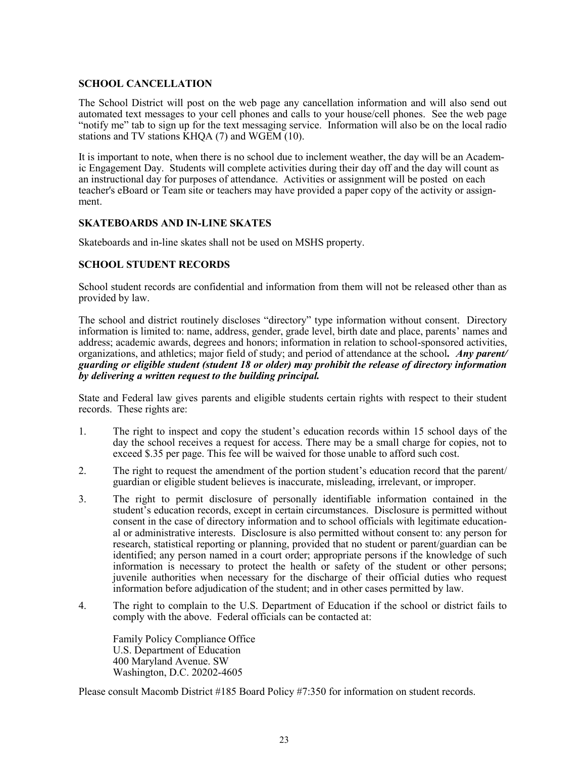## SCHOOL CANCELLATION

The School District will post on the web page any cancellation information and will also send out automated text messages to your cell phones and calls to your house/cell phones. See the web page "notify me" tab to sign up for the text messaging service. Information will also be on the local radio stations and TV stations KHQA (7) and WGEM (10).

It is important to note, when there is no school due to inclement weather, the day will be an Academic Engagement Day. Students will complete activities during their day off and the day will count as an instructional day for purposes of attendance. Activities or assignment will be posted on each teacher's eBoard or Team site or teachers may have provided a paper copy of the activity or assignment.

## SKATEBOARDS AND IN-LINE SKATES

Skateboards and in-line skates shall not be used on MSHS property.

## SCHOOL STUDENT RECORDS

School student records are confidential and information from them will not be released other than as provided by law.

The school and district routinely discloses "directory" type information without consent. Directory information is limited to: name, address, gender, grade level, birth date and place, parents' names and address; academic awards, degrees and honors; information in relation to school-sponsored activities, organizations, and athletics; major field of study; and period of attendance at the school***. Any parent/ guarding or eligible student (student 18 or older) may prohibit the release of directory information by delivering a written request to the building principal.***

State and Federal law gives parents and eligible students certain rights with respect to their student records. These rights are:

1. The right to inspect and copy the student's education records within 15 school days of the day the school receives a request for access. There may be a small charge for copies, not to exceed $.35 per page. This fee will be waived for those unable to afford such cost.
2. The right to request the amendment of the portion student's education record that the parent/ guardian or eligible student believes is inaccurate, misleading, irrelevant, or improper.
3. The right to permit disclosure of personally identifiable information contained in the student's education records, except in certain circumstances. Disclosure is permitted without consent in the case of directory information and to school officials with legitimate educational or administrative interests. Disclosure is also permitted without consent to: any person for research, statistical reporting or planning, provided that no student or parent/guardian can be identified; any person named in a court order; appropriate persons if the knowledge of such information is necessary to protect the health or safety of the student or other persons; juvenile authorities when necessary for the discharge of their official duties who request information before adjudication of the student; and in other cases permitted by law.
4. The right to complain to the U.S. Department of Education if the school or district fails to comply with the above. Federal officials can be contacted at:

   Family Policy Compliance Office
   U.S. Department of Education
   400 Maryland Avenue. SW
   Washington, D.C. 20202-4605

Please consult Macomb District #185 Board Policy #7:350 for information on student records.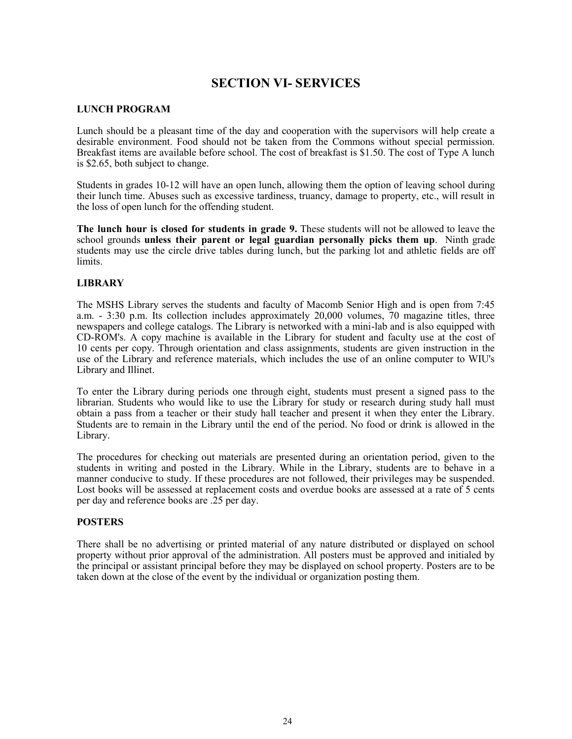# SECTION VI- SERVICES

## LUNCH PROGRAM

Lunch should be a pleasant time of the day and cooperation with the supervisors will help create a desirable environment. Food should not be taken from the Commons without special permission. Breakfast items are available before school. The cost of breakfast is $1.50. The cost of Type A lunch is $2.65, both subject to change.

Students in grades 10-12 will have an open lunch, allowing them the option of leaving school during their lunch time. Abuses such as excessive tardiness, truancy, damage to property, etc., will result in the loss of open lunch for the offending student.

**The lunch hour is closed for students in grade 9.** These students will not be allowed to leave the school grounds **unless their parent or legal guardian personally picks them up**. Ninth grade students may use the circle drive tables during lunch, but the parking lot and athletic fields are off limits.

## LIBRARY

The MSHS Library serves the students and faculty of Macomb Senior High and is open from 7:45 a.m. - 3:30 p.m. Its collection includes approximately 20,000 volumes, 70 magazine titles, three newspapers and college catalogs. The Library is networked with a mini-lab and is also equipped with CD-ROM's. A copy machine is available in the Library for student and faculty use at the cost of 10 cents per copy. Through orientation and class assignments, students are given instruction in the use of the Library and reference materials, which includes the use of an online computer to WIU's Library and Illinet.

To enter the Library during periods one through eight, students must present a signed pass to the librarian. Students who would like to use the Library for study or research during study hall must obtain a pass from a teacher or their study hall teacher and present it when they enter the Library. Students are to remain in the Library until the end of the period. No food or drink is allowed in the Library.

The procedures for checking out materials are presented during an orientation period, given to the students in writing and posted in the Library. While in the Library, students are to behave in a manner conducive to study. If these procedures are not followed, their privileges may be suspended. Lost books will be assessed at replacement costs and overdue books are assessed at a rate of 5 cents per day and reference books are .25 per day.

## POSTERS

There shall be no advertising or printed material of any nature distributed or displayed on school property without prior approval of the administration. All posters must be approved and initialed by the principal or assistant principal before they may be displayed on school property. Posters are to be taken down at the close of the event by the individual or organization posting them.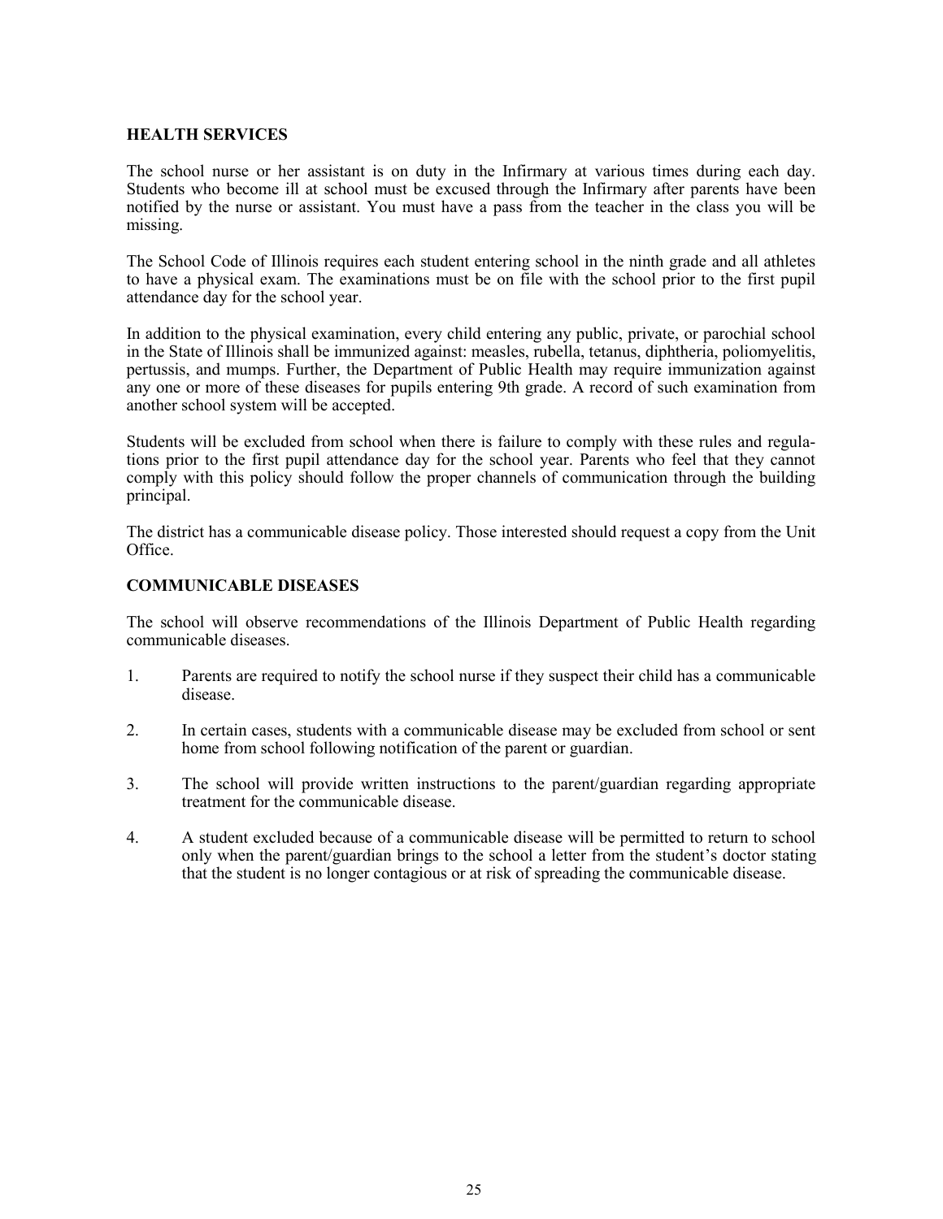## HEALTH SERVICES

The school nurse or her assistant is on duty in the Infirmary at various times during each day. Students who become ill at school must be excused through the Infirmary after parents have been notified by the nurse or assistant. You must have a pass from the teacher in the class you will be missing.

The School Code of Illinois requires each student entering school in the ninth grade and all athletes to have a physical exam. The examinations must be on file with the school prior to the first pupil attendance day for the school year.

In addition to the physical examination, every child entering any public, private, or parochial school in the State of Illinois shall be immunized against: measles, rubella, tetanus, diphtheria, poliomyelitis, pertussis, and mumps. Further, the Department of Public Health may require immunization against any one or more of these diseases for pupils entering 9th grade. A record of such examination from another school system will be accepted.

Students will be excluded from school when there is failure to comply with these rules and regulations prior to the first pupil attendance day for the school year. Parents who feel that they cannot comply with this policy should follow the proper channels of communication through the building principal.

The district has a communicable disease policy. Those interested should request a copy from the Unit Office.

## COMMUNICABLE DISEASES

The school will observe recommendations of the Illinois Department of Public Health regarding communicable diseases.

1. Parents are required to notify the school nurse if they suspect their child has a communicable disease.
2. In certain cases, students with a communicable disease may be excluded from school or sent home from school following notification of the parent or guardian.
3. The school will provide written instructions to the parent/guardian regarding appropriate treatment for the communicable disease.
4. A student excluded because of a communicable disease will be permitted to return to school only when the parent/guardian brings to the school a letter from the student's doctor stating that the student is no longer contagious or at risk of spreading the communicable disease.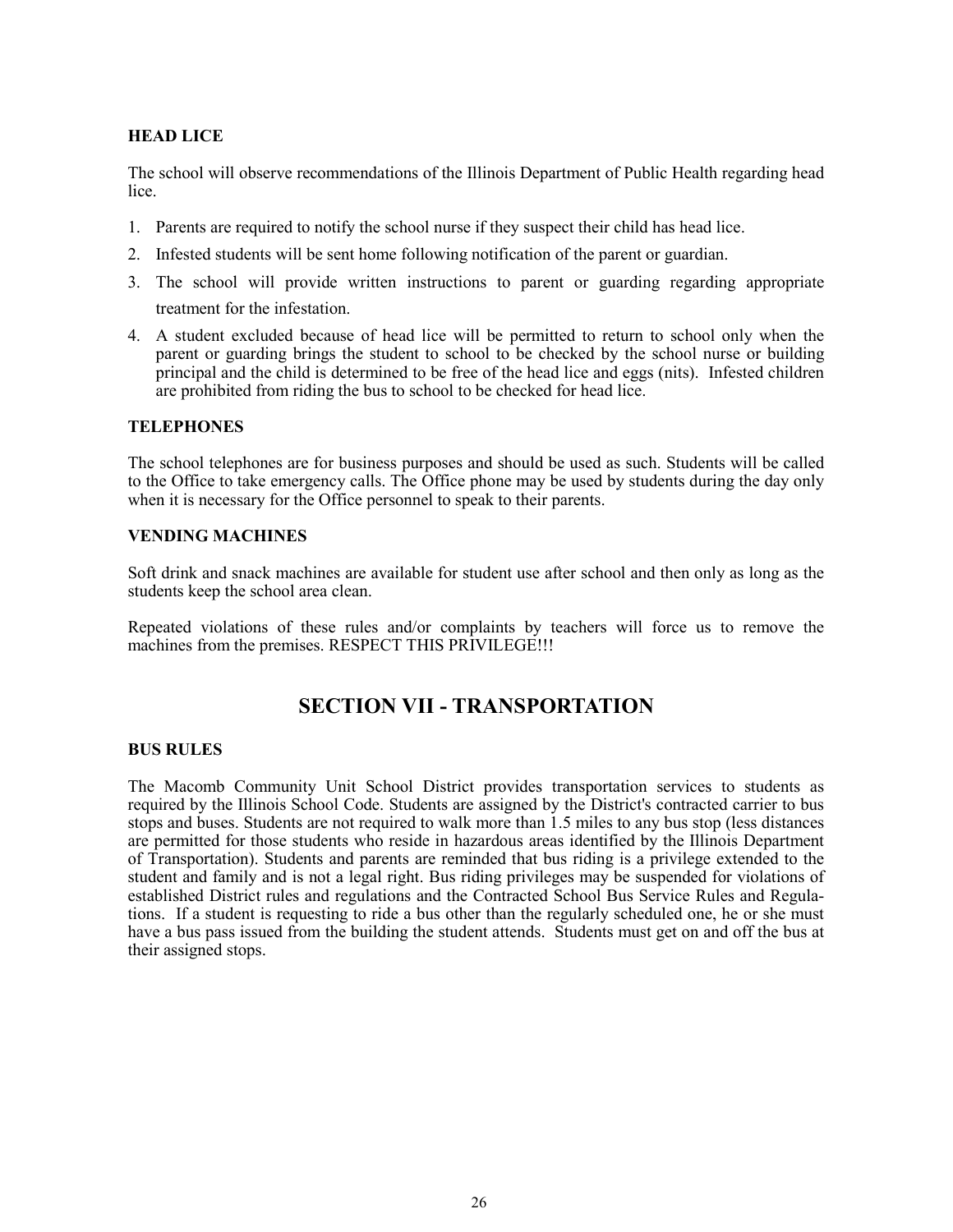### HEAD LICE

The school will observe recommendations of the Illinois Department of Public Health regarding head lice.

1. Parents are required to notify the school nurse if they suspect their child has head lice.
2. Infested students will be sent home following notification of the parent or guardian.
3. The school will provide written instructions to parent or guarding regarding appropriate treatment for the infestation.
4. A student excluded because of head lice will be permitted to return to school only when the parent or guarding brings the student to school to be checked by the school nurse or building principal and the child is determined to be free of the head lice and eggs (nits). Infested children are prohibited from riding the bus to school to be checked for head lice.

### TELEPHONES

The school telephones are for business purposes and should be used as such. Students will be called to the Office to take emergency calls. The Office phone may be used by students during the day only when it is necessary for the Office personnel to speak to their parents.

### VENDING MACHINES

Soft drink and snack machines are available for student use after school and then only as long as the students keep the school area clean.

Repeated violations of these rules and/or complaints by teachers will force us to remove the machines from the premises. RESPECT THIS PRIVILEGE!!!

## SECTION VII - TRANSPORTATION

### BUS RULES

The Macomb Community Unit School District provides transportation services to students as required by the Illinois School Code. Students are assigned by the District's contracted carrier to bus stops and buses. Students are not required to walk more than 1.5 miles to any bus stop (less distances are permitted for those students who reside in hazardous areas identified by the Illinois Department of Transportation). Students and parents are reminded that bus riding is a privilege extended to the student and family and is not a legal right. Bus riding privileges may be suspended for violations of established District rules and regulations and the Contracted School Bus Service Rules and Regulations. If a student is requesting to ride a bus other than the regularly scheduled one, he or she must have a bus pass issued from the building the student attends. Students must get on and off the bus at their assigned stops.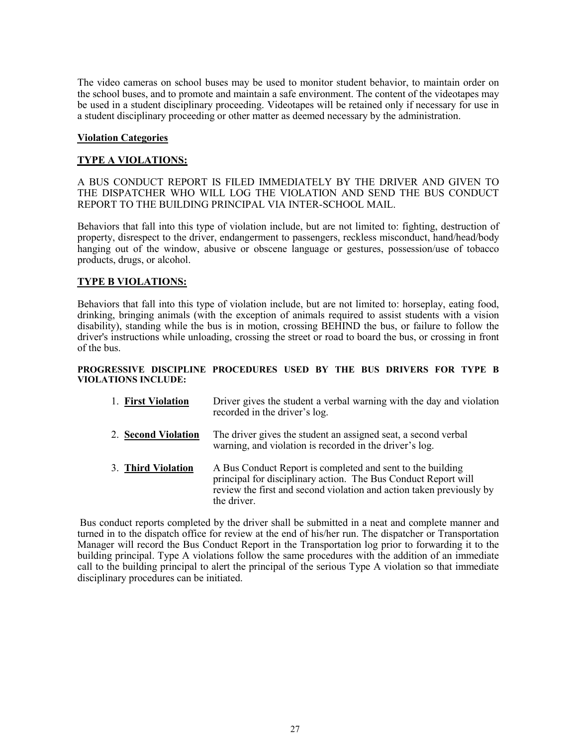The video cameras on school buses may be used to monitor student behavior, to maintain order on the school buses, and to promote and maintain a safe environment. The content of the videotapes may be used in a student disciplinary proceeding. Videotapes will be retained only if necessary for use in a student disciplinary proceeding or other matter as deemed necessary by the administration.

**Violation Categories**

**TYPE A VIOLATIONS:**

A BUS CONDUCT REPORT IS FILED IMMEDIATELY BY THE DRIVER AND GIVEN TO THE DISPATCHER WHO WILL LOG THE VIOLATION AND SEND THE BUS CONDUCT REPORT TO THE BUILDING PRINCIPAL VIA INTER-SCHOOL MAIL.

Behaviors that fall into this type of violation include, but are not limited to: fighting, destruction of property, disrespect to the driver, endangerment to passengers, reckless misconduct, hand/head/body hanging out of the window, abusive or obscene language or gestures, possession/use of tobacco products, drugs, or alcohol.

**TYPE B VIOLATIONS:**

Behaviors that fall into this type of violation include, but are not limited to: horseplay, eating food, drinking, bringing animals (with the exception of animals required to assist students with a vision disability), standing while the bus is in motion, crossing BEHIND the bus, or failure to follow the driver's instructions while unloading, crossing the street or road to board the bus, or crossing in front of the bus.

**PROGRESSIVE DISCIPLINE PROCEDURES USED BY THE BUS DRIVERS FOR TYPE B VIOLATIONS INCLUDE:**

1. **First Violation** — Driver gives the student a verbal warning with the day and violation recorded in the driver's log.
2. **Second Violation** — The driver gives the student an assigned seat, a second verbal warning, and violation is recorded in the driver's log.
3. **Third Violation** — A Bus Conduct Report is completed and sent to the building principal for disciplinary action. The Bus Conduct Report will review the first and second violation and action taken previously by the driver.

Bus conduct reports completed by the driver shall be submitted in a neat and complete manner and turned in to the dispatch office for review at the end of his/her run. The dispatcher or Transportation Manager will record the Bus Conduct Report in the Transportation log prior to forwarding it to the building principal. Type A violations follow the same procedures with the addition of an immediate call to the building principal to alert the principal of the serious Type A violation so that immediate disciplinary procedures can be initiated.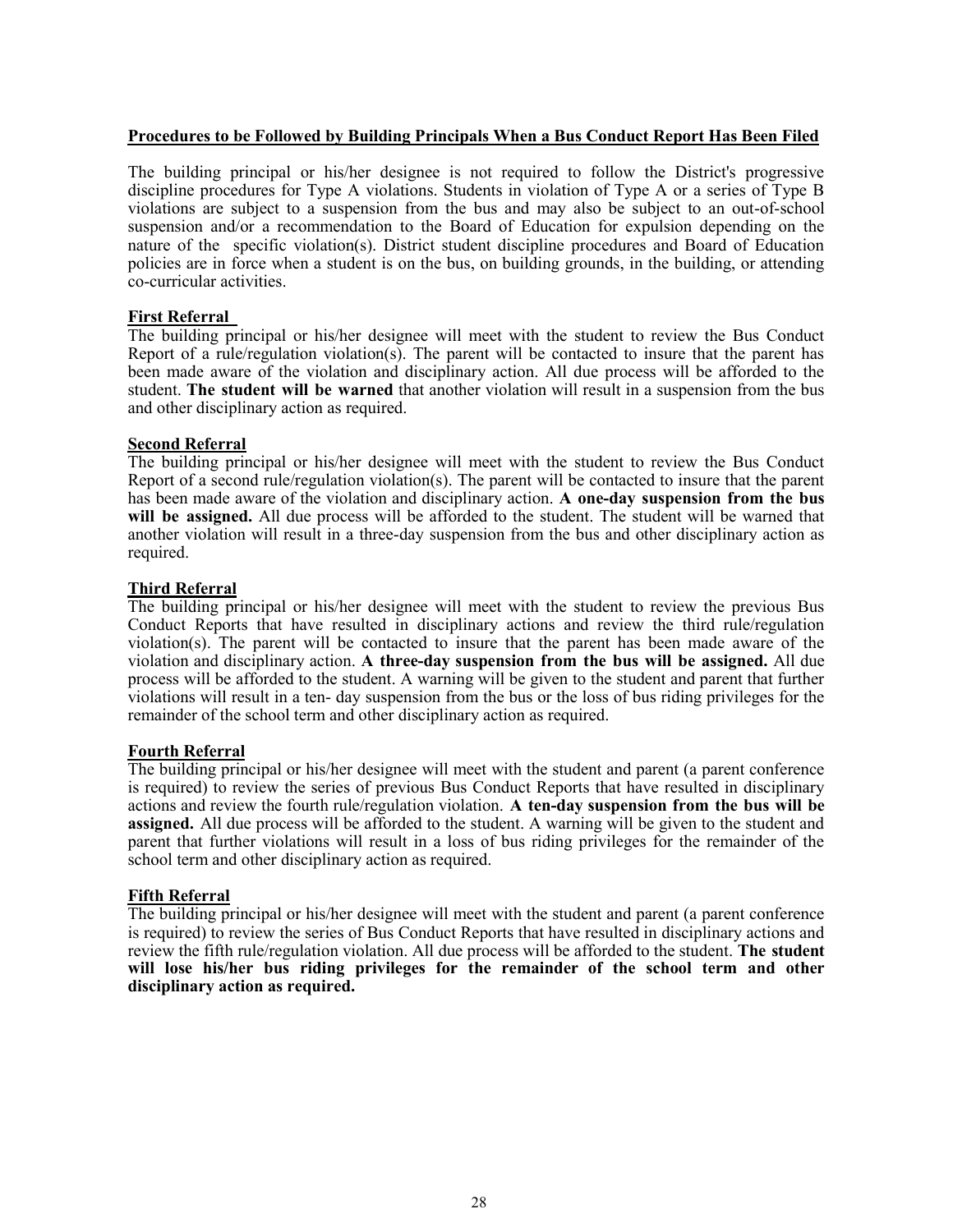## Procedures to be Followed by Building Principals When a Bus Conduct Report Has Been Filed

The building principal or his/her designee is not required to follow the District's progressive discipline procedures for Type A violations. Students in violation of Type A or a series of Type B violations are subject to a suspension from the bus and may also be subject to an out-of-school suspension and/or a recommendation to the Board of Education for expulsion depending on the nature of the specific violation(s). District student discipline procedures and Board of Education policies are in force when a student is on the bus, on building grounds, in the building, or attending co-curricular activities.

### First Referral

The building principal or his/her designee will meet with the student to review the Bus Conduct Report of a rule/regulation violation(s). The parent will be contacted to insure that the parent has been made aware of the violation and disciplinary action. All due process will be afforded to the student. **The student will be warned** that another violation will result in a suspension from the bus and other disciplinary action as required.

### Second Referral

The building principal or his/her designee will meet with the student to review the Bus Conduct Report of a second rule/regulation violation(s). The parent will be contacted to insure that the parent has been made aware of the violation and disciplinary action. **A one-day suspension from the bus will be assigned.** All due process will be afforded to the student. The student will be warned that another violation will result in a three-day suspension from the bus and other disciplinary action as required.

### Third Referral

The building principal or his/her designee will meet with the student to review the previous Bus Conduct Reports that have resulted in disciplinary actions and review the third rule/regulation violation(s). The parent will be contacted to insure that the parent has been made aware of the violation and disciplinary action. **A three-day suspension from the bus will be assigned.** All due process will be afforded to the student. A warning will be given to the student and parent that further violations will result in a ten- day suspension from the bus or the loss of bus riding privileges for the remainder of the school term and other disciplinary action as required.

### Fourth Referral

The building principal or his/her designee will meet with the student and parent (a parent conference is required) to review the series of previous Bus Conduct Reports that have resulted in disciplinary actions and review the fourth rule/regulation violation. **A ten-day suspension from the bus will be assigned.** All due process will be afforded to the student. A warning will be given to the student and parent that further violations will result in a loss of bus riding privileges for the remainder of the school term and other disciplinary action as required.

### Fifth Referral

The building principal or his/her designee will meet with the student and parent (a parent conference is required) to review the series of Bus Conduct Reports that have resulted in disciplinary actions and review the fifth rule/regulation violation. All due process will be afforded to the student. **The student will lose his/her bus riding privileges for the remainder of the school term and other disciplinary action as required.**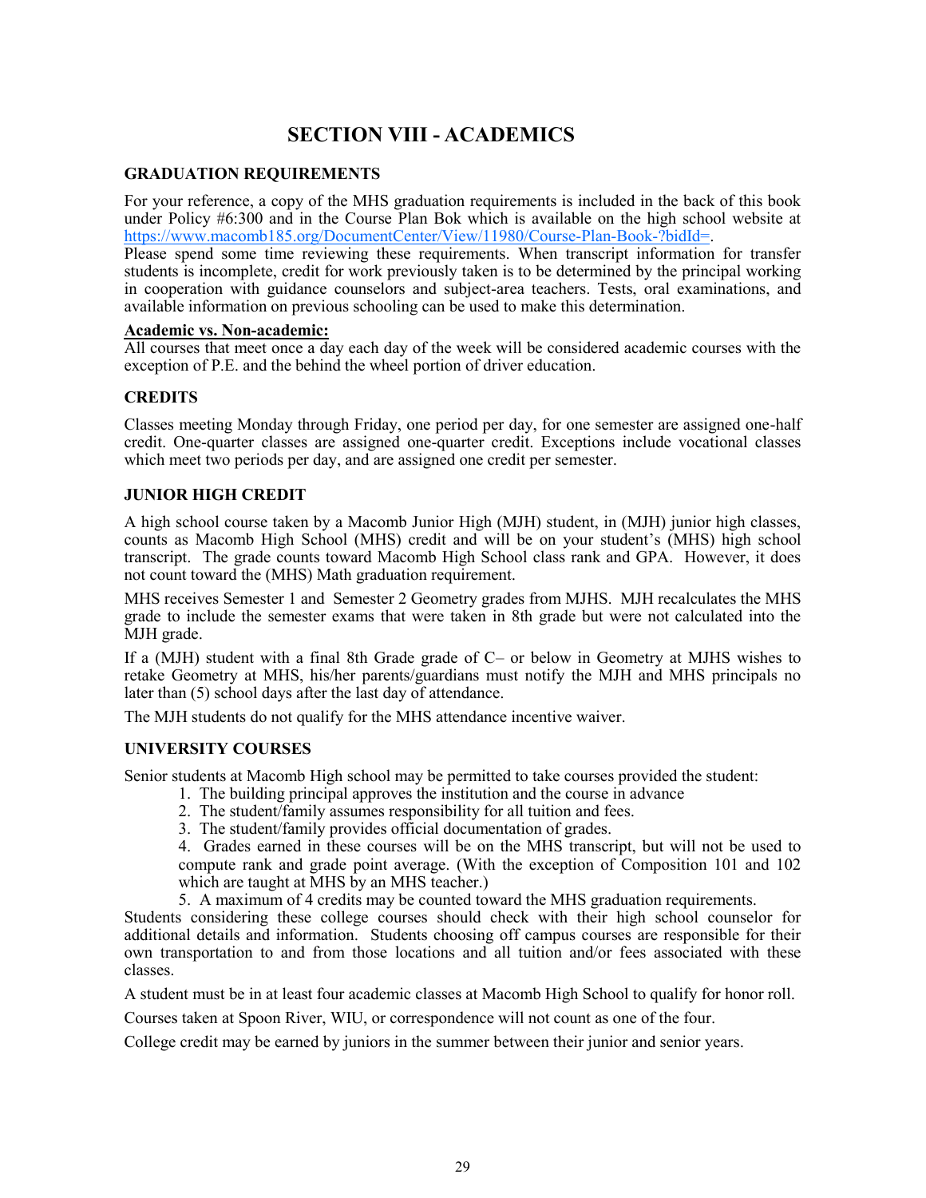# SECTION VIII - ACADEMICS

## GRADUATION REQUIREMENTS

For your reference, a copy of the MHS graduation requirements is included in the back of this book under Policy #6:300 and in the Course Plan Bok which is available on the high school website at https://www.macomb185.org/DocumentCenter/View/11980/Course-Plan-Book-?bidId=.
Please spend some time reviewing these requirements. When transcript information for transfer students is incomplete, credit for work previously taken is to be determined by the principal working in cooperation with guidance counselors and subject-area teachers. Tests, oral examinations, and available information on previous schooling can be used to make this determination.

**Academic vs. Non-academic:**
All courses that meet once a day each day of the week will be considered academic courses with the exception of P.E. and the behind the wheel portion of driver education.

## CREDITS

Classes meeting Monday through Friday, one period per day, for one semester are assigned one-half credit. One-quarter classes are assigned one-quarter credit. Exceptions include vocational classes which meet two periods per day, and are assigned one credit per semester.

## JUNIOR HIGH CREDIT

A high school course taken by a Macomb Junior High (MJH) student, in (MJH) junior high classes, counts as Macomb High School (MHS) credit and will be on your student's (MHS) high school transcript. The grade counts toward Macomb High School class rank and GPA. However, it does not count toward the (MHS) Math graduation requirement.

MHS receives Semester 1 and Semester 2 Geometry grades from MJHS. MJH recalculates the MHS grade to include the semester exams that were taken in 8th grade but were not calculated into the MJH grade.

If a (MJH) student with a final 8th Grade grade of C– or below in Geometry at MJHS wishes to retake Geometry at MHS, his/her parents/guardians must notify the MJH and MHS principals no later than (5) school days after the last day of attendance.

The MJH students do not qualify for the MHS attendance incentive waiver.

## UNIVERSITY COURSES

Senior students at Macomb High school may be permitted to take courses provided the student:

1. The building principal approves the institution and the course in advance
2. The student/family assumes responsibility for all tuition and fees.
3. The student/family provides official documentation of grades.
4. Grades earned in these courses will be on the MHS transcript, but will not be used to compute rank and grade point average. (With the exception of Composition 101 and 102 which are taught at MHS by an MHS teacher.)
5. A maximum of 4 credits may be counted toward the MHS graduation requirements.

Students considering these college courses should check with their high school counselor for additional details and information. Students choosing off campus courses are responsible for their own transportation to and from those locations and all tuition and/or fees associated with these classes.

A student must be in at least four academic classes at Macomb High School to qualify for honor roll.

Courses taken at Spoon River, WIU, or correspondence will not count as one of the four.

College credit may be earned by juniors in the summer between their junior and senior years.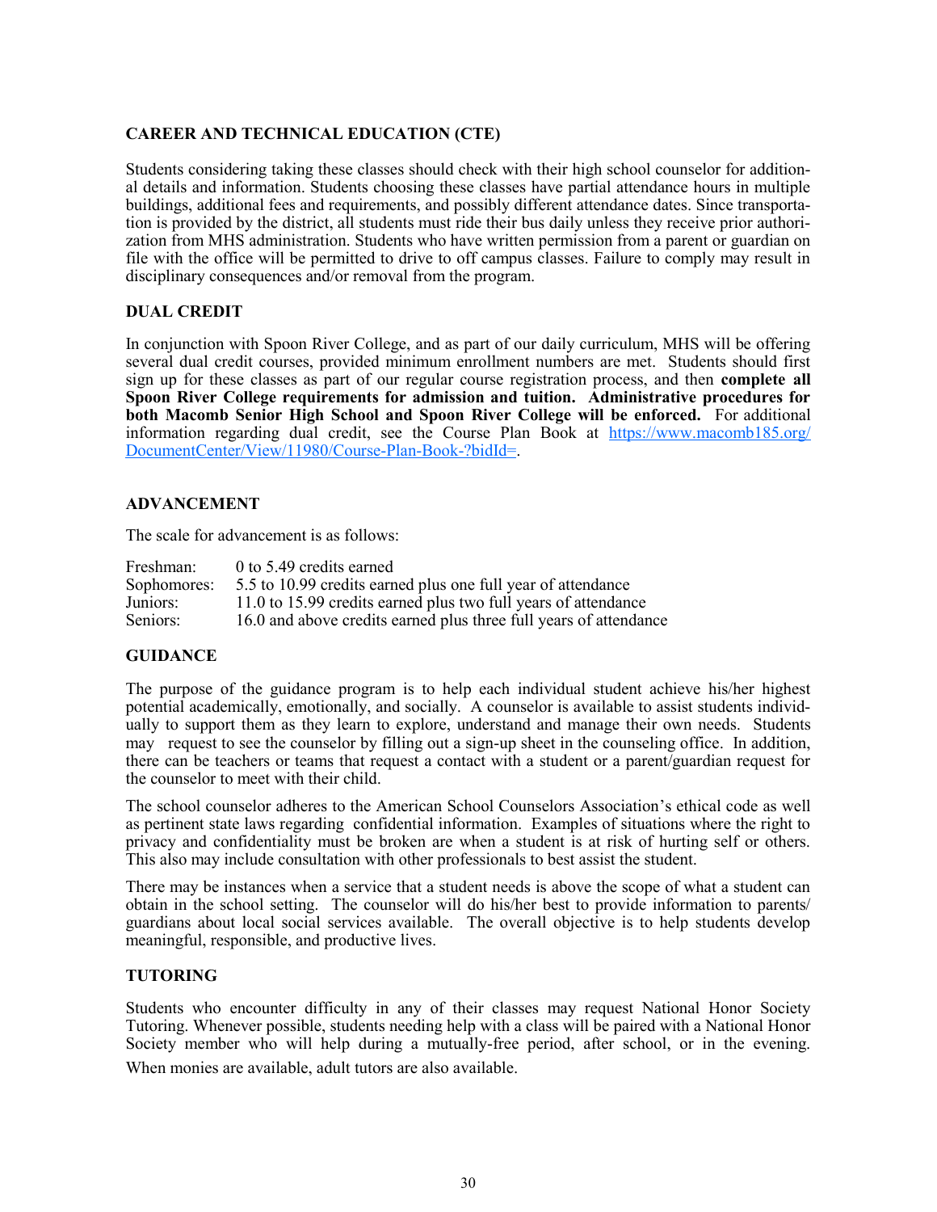## CAREER AND TECHNICAL EDUCATION (CTE)

Students considering taking these classes should check with their high school counselor for additional details and information. Students choosing these classes have partial attendance hours in multiple buildings, additional fees and requirements, and possibly different attendance dates. Since transportation is provided by the district, all students must ride their bus daily unless they receive prior authorization from MHS administration. Students who have written permission from a parent or guardian on file with the office will be permitted to drive to off campus classes. Failure to comply may result in disciplinary consequences and/or removal from the program.

## DUAL CREDIT

In conjunction with Spoon River College, and as part of our daily curriculum, MHS will be offering several dual credit courses, provided minimum enrollment numbers are met. Students should first sign up for these classes as part of our regular course registration process, and then **complete all Spoon River College requirements for admission and tuition. Administrative procedures for both Macomb Senior High School and Spoon River College will be enforced.** For additional information regarding dual credit, see the Course Plan Book at [https://www.macomb185.org/DocumentCenter/View/11980/Course-Plan-Book-?bidId=](https://www.macomb185.org/DocumentCenter/View/11980/Course-Plan-Book-?bidId=).

## ADVANCEMENT

The scale for advancement is as follows:

| | |
|---|---|
| Freshman: | 0 to 5.49 credits earned |
| Sophomores: | 5.5 to 10.99 credits earned plus one full year of attendance |
| Juniors: | 11.0 to 15.99 credits earned plus two full years of attendance |
| Seniors: | 16.0 and above credits earned plus three full years of attendance |

## GUIDANCE

The purpose of the guidance program is to help each individual student achieve his/her highest potential academically, emotionally, and socially. A counselor is available to assist students individually to support them as they learn to explore, understand and manage their own needs. Students may request to see the counselor by filling out a sign-up sheet in the counseling office. In addition, there can be teachers or teams that request a contact with a student or a parent/guardian request for the counselor to meet with their child.

The school counselor adheres to the American School Counselors Association's ethical code as well as pertinent state laws regarding confidential information. Examples of situations where the right to privacy and confidentiality must be broken are when a student is at risk of hurting self or others. This also may include consultation with other professionals to best assist the student.

There may be instances when a service that a student needs is above the scope of what a student can obtain in the school setting. The counselor will do his/her best to provide information to parents/guardians about local social services available. The overall objective is to help students develop meaningful, responsible, and productive lives.

## TUTORING

Students who encounter difficulty in any of their classes may request National Honor Society Tutoring. Whenever possible, students needing help with a class will be paired with a National Honor Society member who will help during a mutually-free period, after school, or in the evening. When monies are available, adult tutors are also available.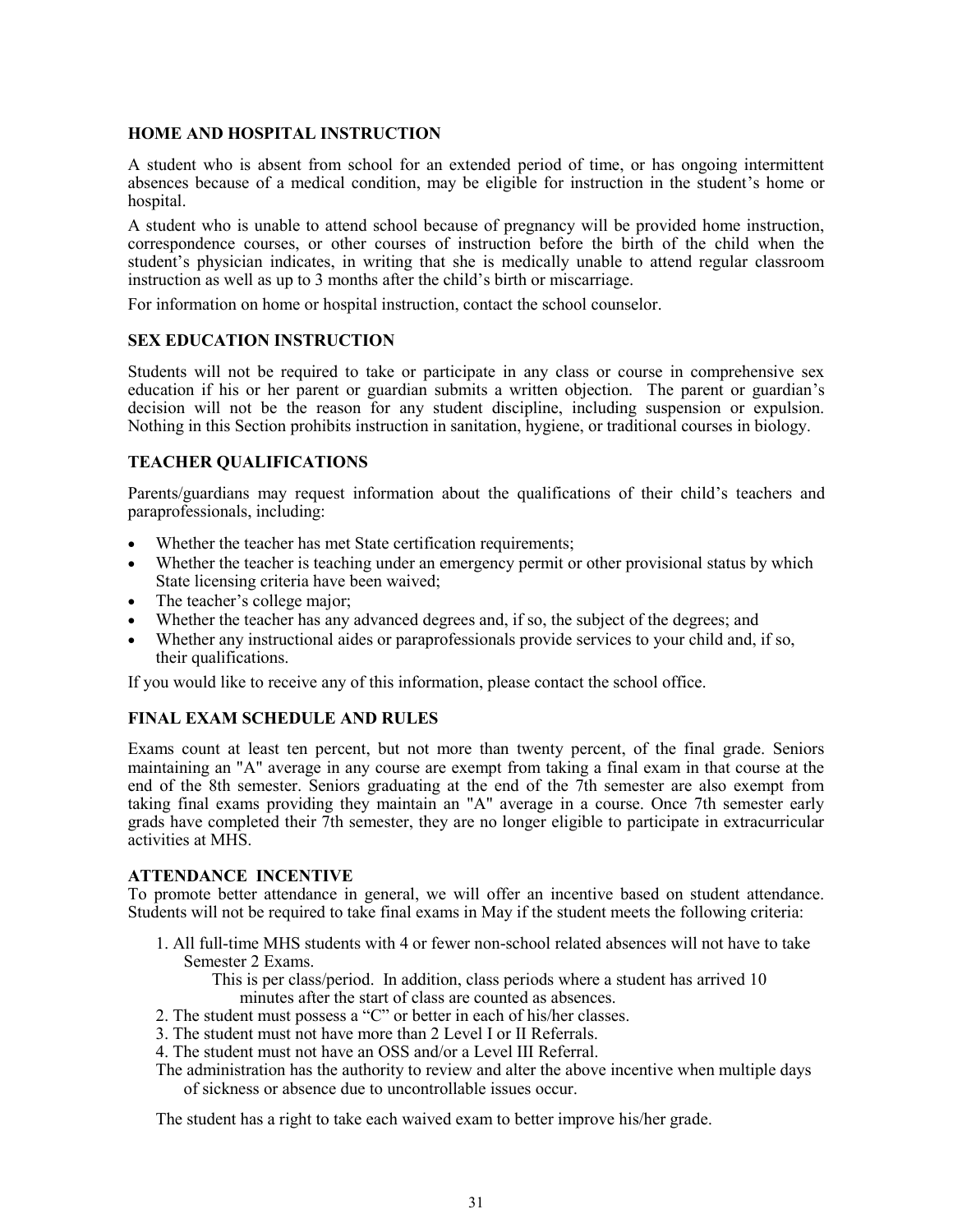## HOME AND HOSPITAL INSTRUCTION

A student who is absent from school for an extended period of time, or has ongoing intermittent absences because of a medical condition, may be eligible for instruction in the student's home or hospital.

A student who is unable to attend school because of pregnancy will be provided home instruction, correspondence courses, or other courses of instruction before the birth of the child when the student's physician indicates, in writing that she is medically unable to attend regular classroom instruction as well as up to 3 months after the child's birth or miscarriage.

For information on home or hospital instruction, contact the school counselor.

## SEX EDUCATION INSTRUCTION

Students will not be required to take or participate in any class or course in comprehensive sex education if his or her parent or guardian submits a written objection. The parent or guardian's decision will not be the reason for any student discipline, including suspension or expulsion. Nothing in this Section prohibits instruction in sanitation, hygiene, or traditional courses in biology.

## TEACHER QUALIFICATIONS

Parents/guardians may request information about the qualifications of their child's teachers and paraprofessionals, including:

- Whether the teacher has met State certification requirements;
- Whether the teacher is teaching under an emergency permit or other provisional status by which State licensing criteria have been waived;
- The teacher's college major;
- Whether the teacher has any advanced degrees and, if so, the subject of the degrees; and
- Whether any instructional aides or paraprofessionals provide services to your child and, if so, their qualifications.

If you would like to receive any of this information, please contact the school office.

## FINAL EXAM SCHEDULE AND RULES

Exams count at least ten percent, but not more than twenty percent, of the final grade. Seniors maintaining an "A" average in any course are exempt from taking a final exam in that course at the end of the 8th semester. Seniors graduating at the end of the 7th semester are also exempt from taking final exams providing they maintain an "A" average in a course. Once 7th semester early grads have completed their 7th semester, they are no longer eligible to participate in extracurricular activities at MHS.

## ATTENDANCE INCENTIVE

To promote better attendance in general, we will offer an incentive based on student attendance. Students will not be required to take final exams in May if the student meets the following criteria:

1. All full-time MHS students with 4 or fewer non-school related absences will not have to take Semester 2 Exams.
   This is per class/period. In addition, class periods where a student has arrived 10 minutes after the start of class are counted as absences.
2. The student must possess a "C" or better in each of his/her classes.
3. The student must not have more than 2 Level I or II Referrals.
4. The student must not have an OSS and/or a Level III Referral.

The administration has the authority to review and alter the above incentive when multiple days of sickness or absence due to uncontrollable issues occur.

The student has a right to take each waived exam to better improve his/her grade.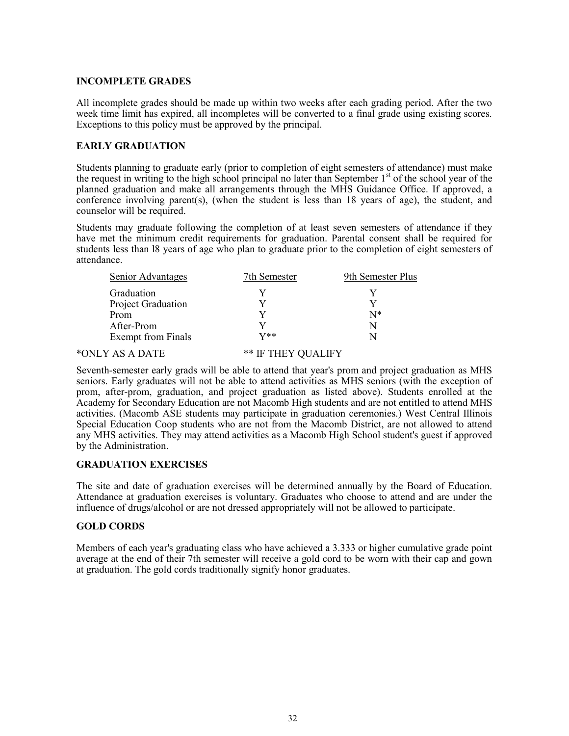## INCOMPLETE GRADES

All incomplete grades should be made up within two weeks after each grading period. After the two week time limit has expired, all incompletes will be converted to a final grade using existing scores. Exceptions to this policy must be approved by the principal.

## EARLY GRADUATION

Students planning to graduate early (prior to completion of eight semesters of attendance) must make the request in writing to the high school principal no later than September 1st of the school year of the planned graduation and make all arrangements through the MHS Guidance Office. If approved, a conference involving parent(s), (when the student is less than 18 years of age), the student, and counselor will be required.

Students may graduate following the completion of at least seven semesters of attendance if they have met the minimum credit requirements for graduation. Parental consent shall be required for students less than l8 years of age who plan to graduate prior to the completion of eight semesters of attendance.

| Senior Advantages | 7th Semester | 9th Semester Plus |
|---|---|---|
| Graduation | Y | Y |
| Project Graduation | Y | Y |
| Prom | Y | N* |
| After-Prom | Y | N |
| Exempt from Finals | Y** | N |

*ONLY AS A DATE ** IF THEY QUALIFY

Seventh-semester early grads will be able to attend that year's prom and project graduation as MHS seniors. Early graduates will not be able to attend activities as MHS seniors (with the exception of prom, after-prom, graduation, and project graduation as listed above). Students enrolled at the Academy for Secondary Education are not Macomb High students and are not entitled to attend MHS activities. (Macomb ASE students may participate in graduation ceremonies.) West Central Illinois Special Education Coop students who are not from the Macomb District, are not allowed to attend any MHS activities. They may attend activities as a Macomb High School student's guest if approved by the Administration.

## GRADUATION EXERCISES

The site and date of graduation exercises will be determined annually by the Board of Education. Attendance at graduation exercises is voluntary. Graduates who choose to attend and are under the influence of drugs/alcohol or are not dressed appropriately will not be allowed to participate.

## GOLD CORDS

Members of each year's graduating class who have achieved a 3.333 or higher cumulative grade point average at the end of their 7th semester will receive a gold cord to be worn with their cap and gown at graduation. The gold cords traditionally signify honor graduates.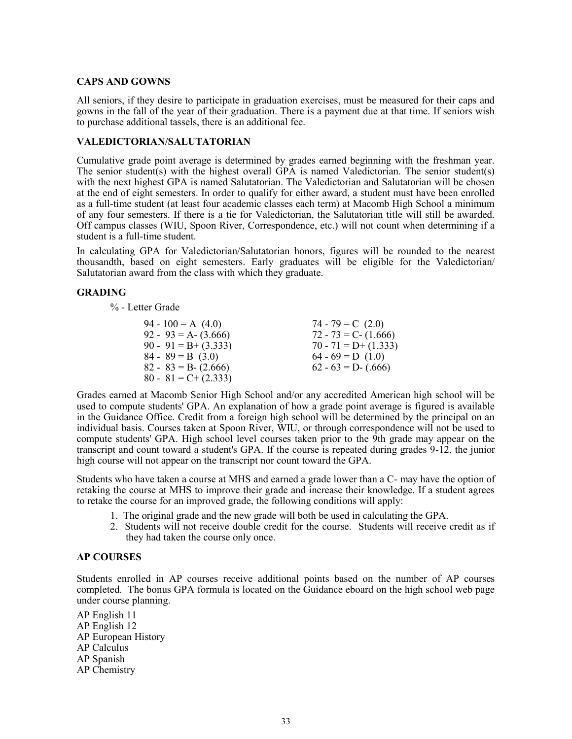## CAPS AND GOWNS

All seniors, if they desire to participate in graduation exercises, must be measured for their caps and gowns in the fall of the year of their graduation. There is a payment due at that time. If seniors wish to purchase additional tassels, there is an additional fee.

## VALEDICTORIAN/SALUTATORIAN

Cumulative grade point average is determined by grades earned beginning with the freshman year. The senior student(s) with the highest overall GPA is named Valedictorian. The senior student(s) with the next highest GPA is named Salutatorian. The Valedictorian and Salutatorian will be chosen at the end of eight semesters. In order to qualify for either award, a student must have been enrolled as a full-time student (at least four academic classes each term) at Macomb High School a minimum of any four semesters. If there is a tie for Valedictorian, the Salutatorian title will still be awarded. Off campus classes (WIU, Spoon River, Correspondence, etc.) will not count when determining if a student is a full-time student.

In calculating GPA for Valedictorian/Salutatorian honors, figures will be rounded to the nearest thousandth, based on eight semesters. Early graduates will be eligible for the Valedictorian/ Salutatorian award from the class with which they graduate.

## GRADING

% - Letter Grade

| | |
|---|---|
| 94 - 100 = A (4.0) | 74 - 79 = C (2.0) |
| 92 - 93 = A- (3.666) | 72 - 73 = C- (1.666) |
| 90 - 91 = B+ (3.333) | 70 - 71 = D+ (1.333) |
| 84 - 89 = B (3.0) | 64 - 69 = D (1.0) |
| 82 - 83 = B- (2.666) | 62 - 63 = D- (.666) |
| 80 - 81 = C+ (2.333) | |

Grades earned at Macomb Senior High School and/or any accredited American high school will be used to compute students' GPA. An explanation of how a grade point average is figured is available in the Guidance Office. Credit from a foreign high school will be determined by the principal on an individual basis. Courses taken at Spoon River, WIU, or through correspondence will not be used to compute students' GPA. High school level courses taken prior to the 9th grade may appear on the transcript and count toward a student's GPA. If the course is repeated during grades 9-12, the junior high course will not appear on the transcript nor count toward the GPA.

Students who have taken a course at MHS and earned a grade lower than a C- may have the option of retaking the course at MHS to improve their grade and increase their knowledge. If a student agrees to retake the course for an improved grade, the following conditions will apply:

1. The original grade and the new grade will both be used in calculating the GPA.
2. Students will not receive double credit for the course. Students will receive credit as if they had taken the course only once.

## AP COURSES

Students enrolled in AP courses receive additional points based on the number of AP courses completed. The bonus GPA formula is located on the Guidance eboard on the high school web page under course planning.

AP English 11
AP English 12
AP European History
AP Calculus
AP Spanish
AP Chemistry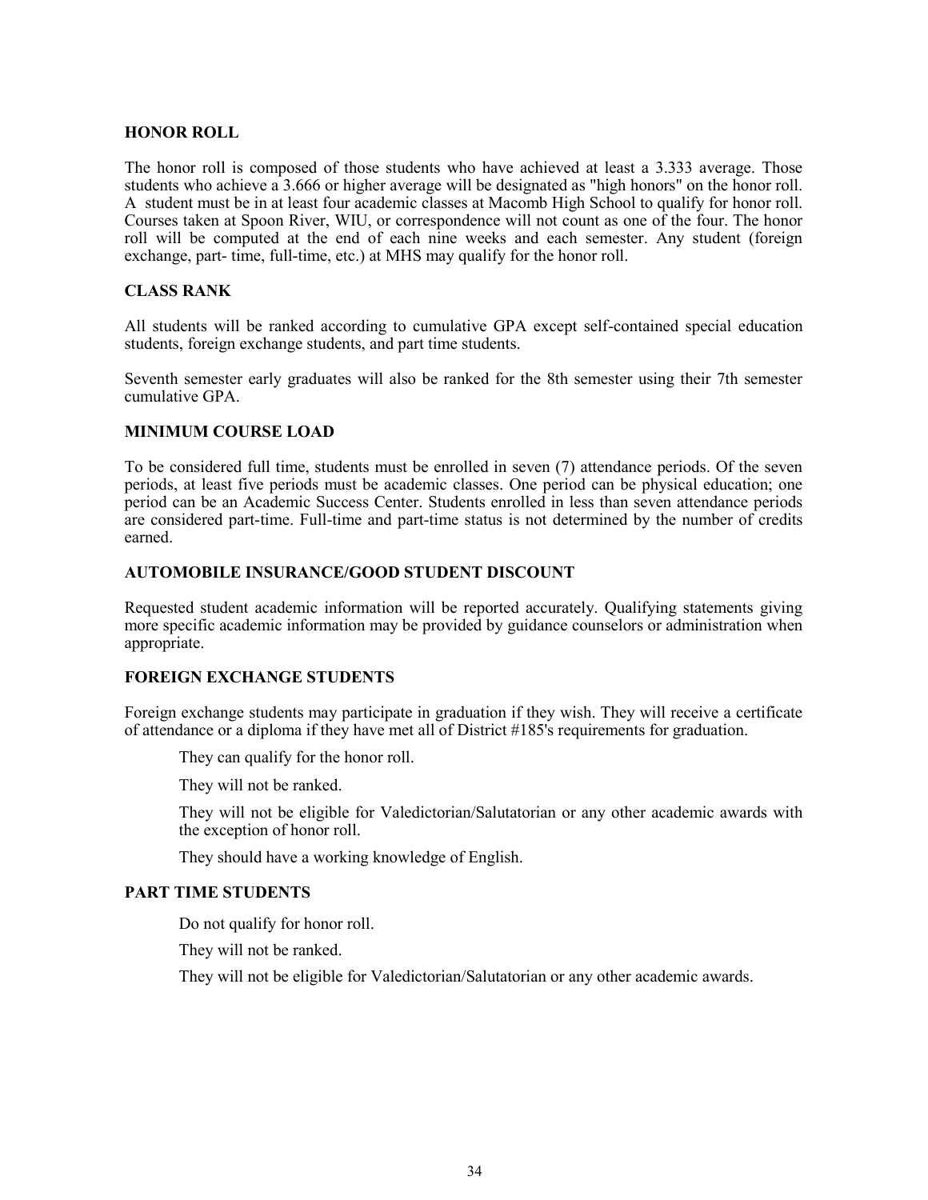## HONOR ROLL

The honor roll is composed of those students who have achieved at least a 3.333 average. Those students who achieve a 3.666 or higher average will be designated as "high honors" on the honor roll. A student must be in at least four academic classes at Macomb High School to qualify for honor roll. Courses taken at Spoon River, WIU, or correspondence will not count as one of the four. The honor roll will be computed at the end of each nine weeks and each semester. Any student (foreign exchange, part- time, full-time, etc.) at MHS may qualify for the honor roll.

## CLASS RANK

All students will be ranked according to cumulative GPA except self-contained special education students, foreign exchange students, and part time students.

Seventh semester early graduates will also be ranked for the 8th semester using their 7th semester cumulative GPA.

## MINIMUM COURSE LOAD

To be considered full time, students must be enrolled in seven (7) attendance periods. Of the seven periods, at least five periods must be academic classes. One period can be physical education; one period can be an Academic Success Center. Students enrolled in less than seven attendance periods are considered part-time. Full-time and part-time status is not determined by the number of credits earned.

## AUTOMOBILE INSURANCE/GOOD STUDENT DISCOUNT

Requested student academic information will be reported accurately. Qualifying statements giving more specific academic information may be provided by guidance counselors or administration when appropriate.

## FOREIGN EXCHANGE STUDENTS

Foreign exchange students may participate in graduation if they wish. They will receive a certificate of attendance or a diploma if they have met all of District #185's requirements for graduation.

They can qualify for the honor roll.

They will not be ranked.

They will not be eligible for Valedictorian/Salutatorian or any other academic awards with the exception of honor roll.

They should have a working knowledge of English.

## PART TIME STUDENTS

Do not qualify for honor roll.

They will not be ranked.

They will not be eligible for Valedictorian/Salutatorian or any other academic awards.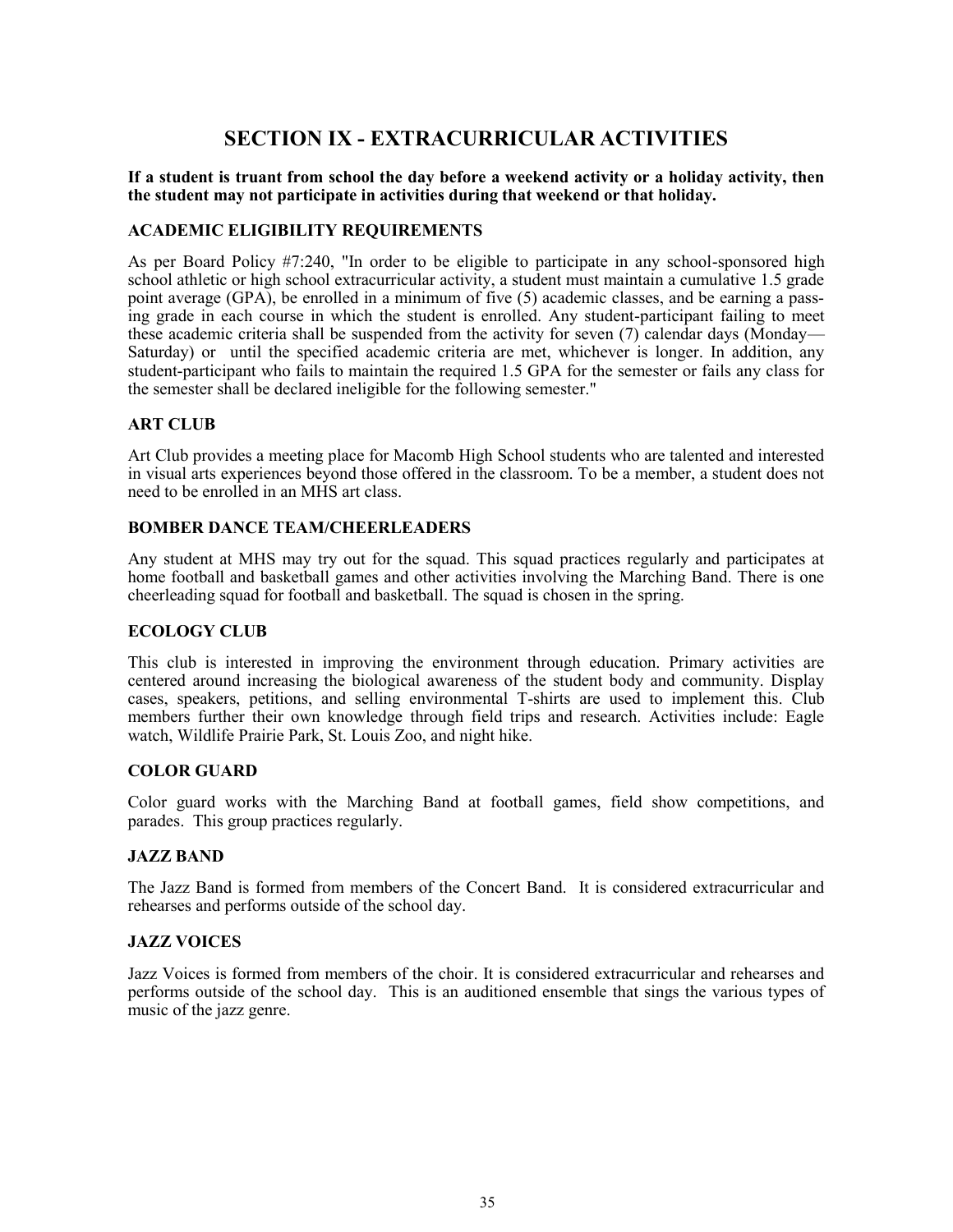# SECTION IX - EXTRACURRICULAR ACTIVITIES

**If a student is truant from school the day before a weekend activity or a holiday activity, then the student may not participate in activities during that weekend or that holiday.**

### ACADEMIC ELIGIBILITY REQUIREMENTS

As per Board Policy #7:240, "In order to be eligible to participate in any school-sponsored high school athletic or high school extracurricular activity, a student must maintain a cumulative 1.5 grade point average (GPA), be enrolled in a minimum of five (5) academic classes, and be earning a passing grade in each course in which the student is enrolled. Any student-participant failing to meet these academic criteria shall be suspended from the activity for seven (7) calendar days (Monday—Saturday) or until the specified academic criteria are met, whichever is longer. In addition, any student-participant who fails to maintain the required 1.5 GPA for the semester or fails any class for the semester shall be declared ineligible for the following semester."

### ART CLUB

Art Club provides a meeting place for Macomb High School students who are talented and interested in visual arts experiences beyond those offered in the classroom. To be a member, a student does not need to be enrolled in an MHS art class.

### BOMBER DANCE TEAM/CHEERLEADERS

Any student at MHS may try out for the squad. This squad practices regularly and participates at home football and basketball games and other activities involving the Marching Band. There is one cheerleading squad for football and basketball. The squad is chosen in the spring.

### ECOLOGY CLUB

This club is interested in improving the environment through education. Primary activities are centered around increasing the biological awareness of the student body and community. Display cases, speakers, petitions, and selling environmental T-shirts are used to implement this. Club members further their own knowledge through field trips and research. Activities include: Eagle watch, Wildlife Prairie Park, St. Louis Zoo, and night hike.

### COLOR GUARD

Color guard works with the Marching Band at football games, field show competitions, and parades. This group practices regularly.

### JAZZ BAND

The Jazz Band is formed from members of the Concert Band. It is considered extracurricular and rehearses and performs outside of the school day.

### JAZZ VOICES

Jazz Voices is formed from members of the choir. It is considered extracurricular and rehearses and performs outside of the school day. This is an auditioned ensemble that sings the various types of music of the jazz genre.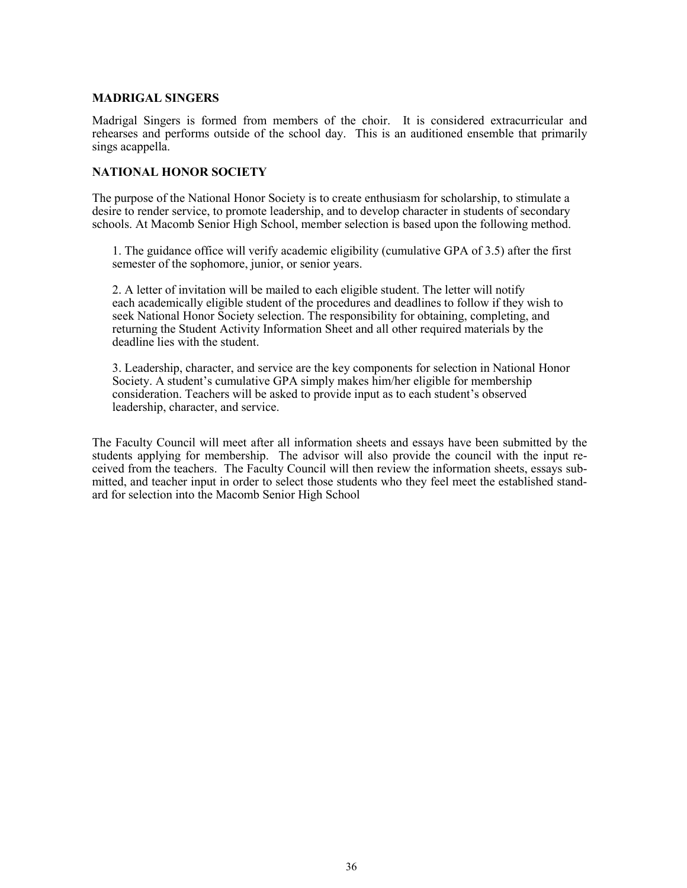### MADRIGAL SINGERS

Madrigal Singers is formed from members of the choir. It is considered extracurricular and rehearses and performs outside of the school day. This is an auditioned ensemble that primarily sings acappella.

### NATIONAL HONOR SOCIETY

The purpose of the National Honor Society is to create enthusiasm for scholarship, to stimulate a desire to render service, to promote leadership, and to develop character in students of secondary schools. At Macomb Senior High School, member selection is based upon the following method.

1. The guidance office will verify academic eligibility (cumulative GPA of 3.5) after the first semester of the sophomore, junior, or senior years.

2. A letter of invitation will be mailed to each eligible student. The letter will notify each academically eligible student of the procedures and deadlines to follow if they wish to seek National Honor Society selection. The responsibility for obtaining, completing, and returning the Student Activity Information Sheet and all other required materials by the deadline lies with the student.

3. Leadership, character, and service are the key components for selection in National Honor Society. A student's cumulative GPA simply makes him/her eligible for membership consideration. Teachers will be asked to provide input as to each student's observed leadership, character, and service.

The Faculty Council will meet after all information sheets and essays have been submitted by the students applying for membership. The advisor will also provide the council with the input received from the teachers. The Faculty Council will then review the information sheets, essays submitted, and teacher input in order to select those students who they feel meet the established standard for selection into the Macomb Senior High School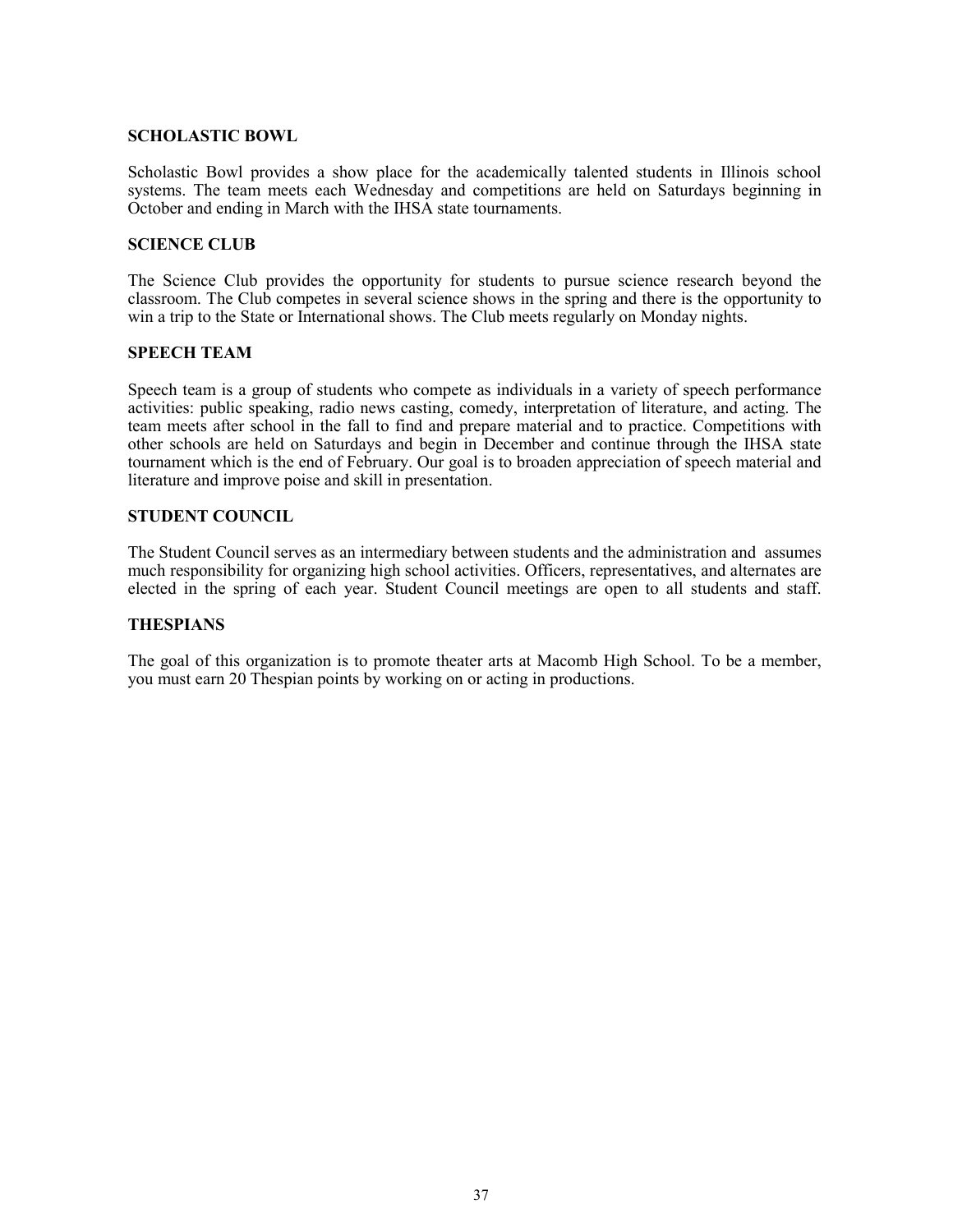**SCHOLASTIC BOWL**

Scholastic Bowl provides a show place for the academically talented students in Illinois school systems. The team meets each Wednesday and competitions are held on Saturdays beginning in October and ending in March with the IHSA state tournaments.

**SCIENCE CLUB**

The Science Club provides the opportunity for students to pursue science research beyond the classroom. The Club competes in several science shows in the spring and there is the opportunity to win a trip to the State or International shows. The Club meets regularly on Monday nights.

**SPEECH TEAM**

Speech team is a group of students who compete as individuals in a variety of speech performance activities: public speaking, radio news casting, comedy, interpretation of literature, and acting. The team meets after school in the fall to find and prepare material and to practice. Competitions with other schools are held on Saturdays and begin in December and continue through the IHSA state tournament which is the end of February. Our goal is to broaden appreciation of speech material and literature and improve poise and skill in presentation.

**STUDENT COUNCIL**

The Student Council serves as an intermediary between students and the administration and assumes much responsibility for organizing high school activities. Officers, representatives, and alternates are elected in the spring of each year. Student Council meetings are open to all students and staff.

**THESPIANS**

The goal of this organization is to promote theater arts at Macomb High School. To be a member, you must earn 20 Thespian points by working on or acting in productions.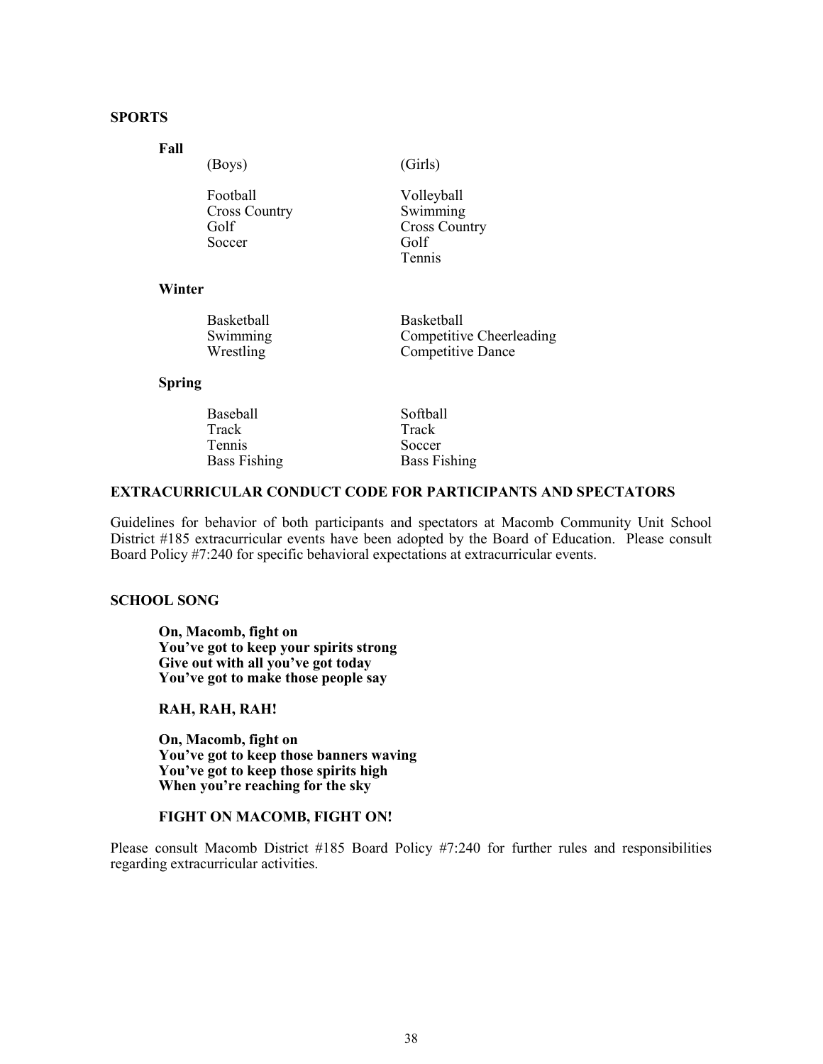## SPORTS

### Fall

| (Boys) | (Girls) |
|---|---|
| Football | Volleyball |
| Cross Country | Swimming |
| Golf | Cross Country |
| Soccer | Golf |
| | Tennis |

### Winter

| (Boys) | (Girls) |
|---|---|
| Basketball | Basketball |
| Swimming | Competitive Cheerleading |
| Wrestling | Competitive Dance |

### Spring

| (Boys) | (Girls) |
|---|---|
| Baseball | Softball |
| Track | Track |
| Tennis | Soccer |
| Bass Fishing | Bass Fishing |

## EXTRACURRICULAR CONDUCT CODE FOR PARTICIPANTS AND SPECTATORS

Guidelines for behavior of both participants and spectators at Macomb Community Unit School District #185 extracurricular events have been adopted by the Board of Education. Please consult Board Policy #7:240 for specific behavioral expectations at extracurricular events.

## SCHOOL SONG

**On, Macomb, fight on**
**You've got to keep your spirits strong**
**Give out with all you've got today**
**You've got to make those people say**

**RAH, RAH, RAH!**

**On, Macomb, fight on**
**You've got to keep those banners waving**
**You've got to keep those spirits high**
**When you're reaching for the sky**

**FIGHT ON MACOMB, FIGHT ON!**

Please consult Macomb District #185 Board Policy #7:240 for further rules and responsibilities regarding extracurricular activities.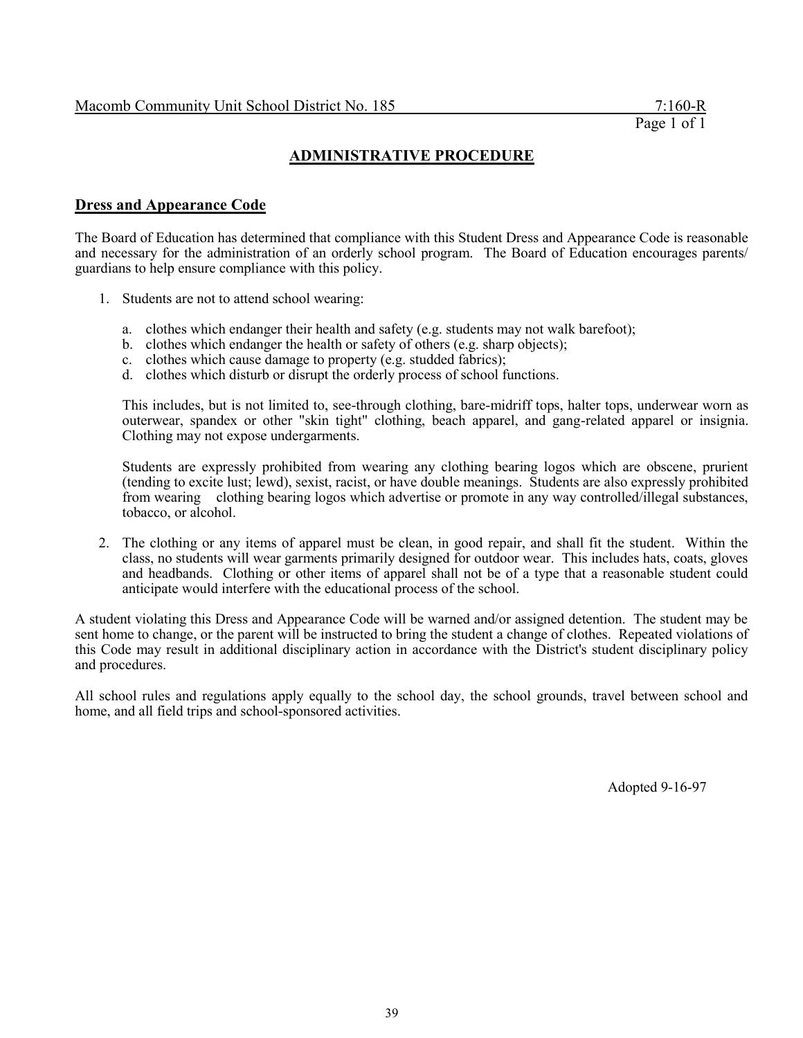# ADMINISTRATIVE PROCEDURE

## Dress and Appearance Code

The Board of Education has determined that compliance with this Student Dress and Appearance Code is reasonable and necessary for the administration of an orderly school program. The Board of Education encourages parents/ guardians to help ensure compliance with this policy.

1. Students are not to attend school wearing:

   a. clothes which endanger their health and safety (e.g. students may not walk barefoot);
   b. clothes which endanger the health or safety of others (e.g. sharp objects);
   c. clothes which cause damage to property (e.g. studded fabrics);
   d. clothes which disturb or disrupt the orderly process of school functions.

   This includes, but is not limited to, see-through clothing, bare-midriff tops, halter tops, underwear worn as outerwear, spandex or other "skin tight" clothing, beach apparel, and gang-related apparel or insignia. Clothing may not expose undergarments.

   Students are expressly prohibited from wearing any clothing bearing logos which are obscene, prurient (tending to excite lust; lewd), sexist, racist, or have double meanings. Students are also expressly prohibited from wearing clothing bearing logos which advertise or promote in any way controlled/illegal substances, tobacco, or alcohol.

2. The clothing or any items of apparel must be clean, in good repair, and shall fit the student. Within the class, no students will wear garments primarily designed for outdoor wear. This includes hats, coats, gloves and headbands. Clothing or other items of apparel shall not be of a type that a reasonable student could anticipate would interfere with the educational process of the school.

A student violating this Dress and Appearance Code will be warned and/or assigned detention. The student may be sent home to change, or the parent will be instructed to bring the student a change of clothes. Repeated violations of this Code may result in additional disciplinary action in accordance with the District's student disciplinary policy and procedures.

All school rules and regulations apply equally to the school day, the school grounds, travel between school and home, and all field trips and school-sponsored activities.

Adopted 9-16-97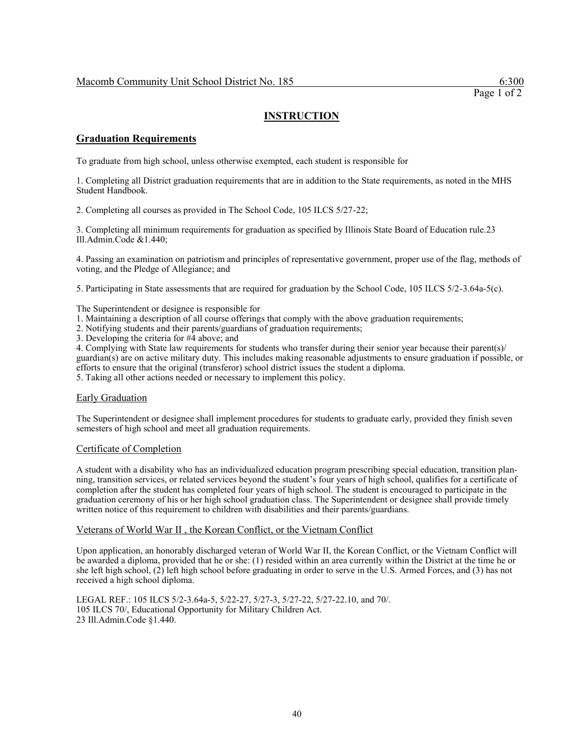# INSTRUCTION

## Graduation Requirements

To graduate from high school, unless otherwise exempted, each student is responsible for

1. Completing all District graduation requirements that are in addition to the State requirements, as noted in the MHS Student Handbook.

2. Completing all courses as provided in The School Code, 105 ILCS 5/27-22;

3. Completing all minimum requirements for graduation as specified by Illinois State Board of Education rule.23 Ill.Admin.Code &1.440;

4. Passing an examination on patriotism and principles of representative government, proper use of the flag, methods of voting, and the Pledge of Allegiance; and

5. Participating in State assessments that are required for graduation by the School Code, 105 ILCS 5/2-3.64a-5(c).

The Superintendent or designee is responsible for
1. Maintaining a description of all course offerings that comply with the above graduation requirements;
2. Notifying students and their parents/guardians of graduation requirements;
3. Developing the criteria for #4 above; and
4. Complying with State law requirements for students who transfer during their senior year because their parent(s)/ guardian(s) are on active military duty. This includes making reasonable adjustments to ensure graduation if possible, or efforts to ensure that the original (transferor) school district issues the student a diploma.
5. Taking all other actions needed or necessary to implement this policy.

### Early Graduation

The Superintendent or designee shall implement procedures for students to graduate early, provided they finish seven semesters of high school and meet all graduation requirements.

### Certificate of Completion

A student with a disability who has an individualized education program prescribing special education, transition planning, transition services, or related services beyond the student's four years of high school, qualifies for a certificate of completion after the student has completed four years of high school. The student is encouraged to participate in the graduation ceremony of his or her high school graduation class. The Superintendent or designee shall provide timely written notice of this requirement to children with disabilities and their parents/guardians.

### Veterans of World War II , the Korean Conflict, or the Vietnam Conflict

Upon application, an honorably discharged veteran of World War II, the Korean Conflict, or the Vietnam Conflict will be awarded a diploma, provided that he or she: (1) resided within an area currently within the District at the time he or she left high school, (2) left high school before graduating in order to serve in the U.S. Armed Forces, and (3) has not received a high school diploma.

LEGAL REF.: 105 ILCS 5/2-3.64a-5, 5/22-27, 5/27-3, 5/27-22, 5/27-22.10, and 70/.
105 ILCS 70/, Educational Opportunity for Military Children Act.
23 Ill.Admin.Code §1.440.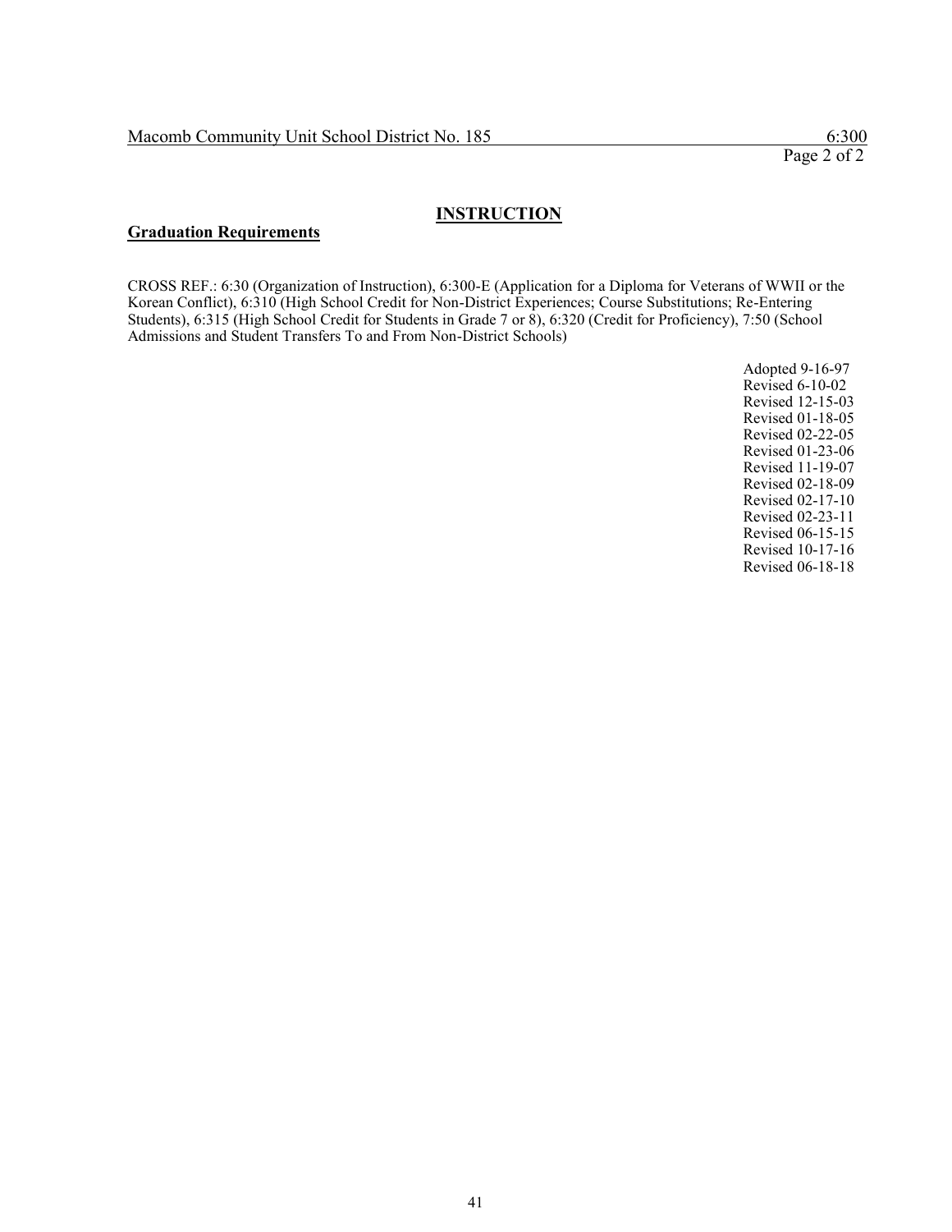## INSTRUCTION

### Graduation Requirements

CROSS REF.: 6:30 (Organization of Instruction), 6:300-E (Application for a Diploma for Veterans of WWII or the Korean Conflict), 6:310 (High School Credit for Non-District Experiences; Course Substitutions; Re-Entering Students), 6:315 (High School Credit for Students in Grade 7 or 8), 6:320 (Credit for Proficiency), 7:50 (School Admissions and Student Transfers To and From Non-District Schools)

Adopted 9-16-97
Revised 6-10-02
Revised 12-15-03
Revised 01-18-05
Revised 02-22-05
Revised 01-23-06
Revised 11-19-07
Revised 02-18-09
Revised 02-17-10
Revised 02-23-11
Revised 06-15-15
Revised 10-17-16
Revised 06-18-18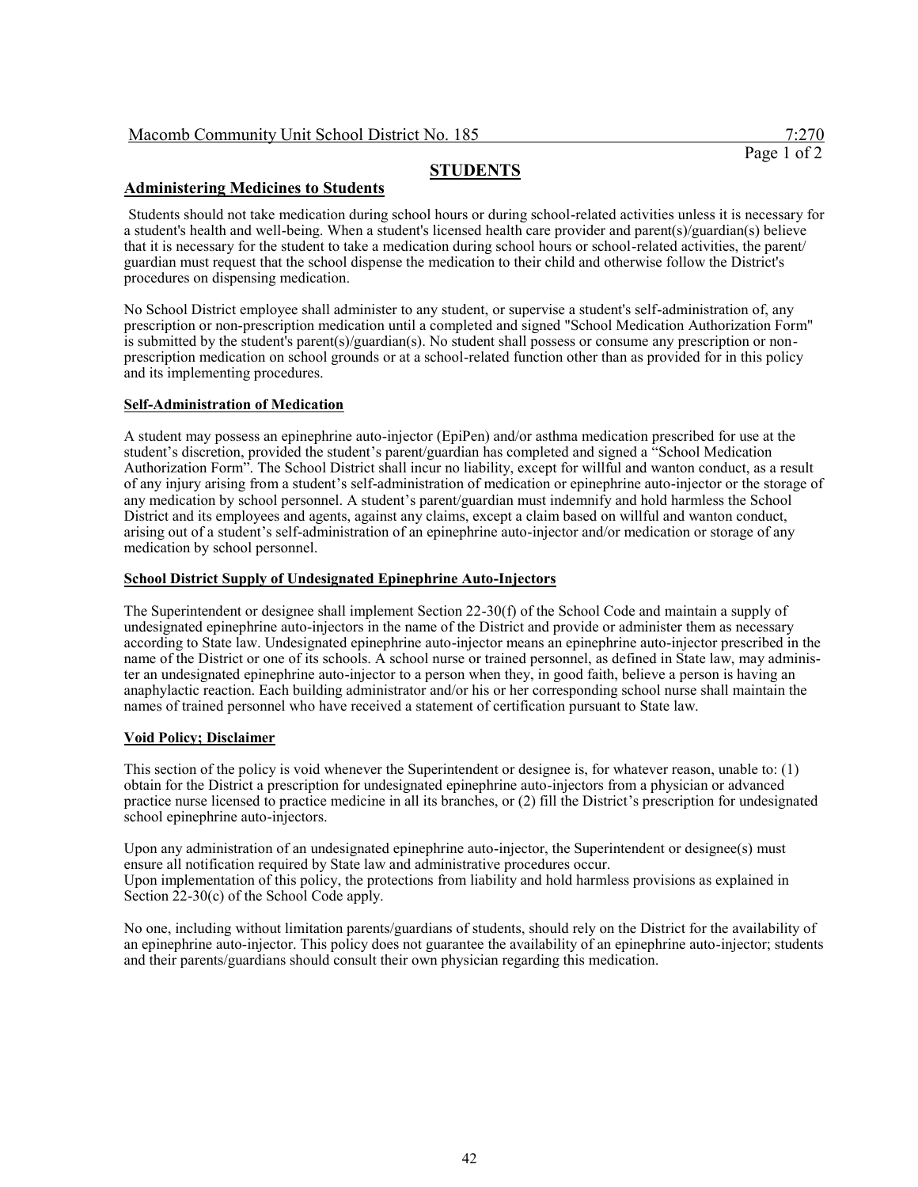## STUDENTS

### Administering Medicines to Students

Students should not take medication during school hours or during school-related activities unless it is necessary for a student's health and well-being. When a student's licensed health care provider and parent(s)/guardian(s) believe that it is necessary for the student to take a medication during school hours or school-related activities, the parent/ guardian must request that the school dispense the medication to their child and otherwise follow the District's procedures on dispensing medication.

No School District employee shall administer to any student, or supervise a student's self-administration of, any prescription or non-prescription medication until a completed and signed "School Medication Authorization Form" is submitted by the student's parent(s)/guardian(s). No student shall possess or consume any prescription or non-prescription medication on school grounds or at a school-related function other than as provided for in this policy and its implementing procedures.

#### Self-Administration of Medication

A student may possess an epinephrine auto-injector (EpiPen) and/or asthma medication prescribed for use at the student's discretion, provided the student's parent/guardian has completed and signed a "School Medication Authorization Form". The School District shall incur no liability, except for willful and wanton conduct, as a result of any injury arising from a student's self-administration of medication or epinephrine auto-injector or the storage of any medication by school personnel. A student's parent/guardian must indemnify and hold harmless the School District and its employees and agents, against any claims, except a claim based on willful and wanton conduct, arising out of a student's self-administration of an epinephrine auto-injector and/or medication or storage of any medication by school personnel.

#### School District Supply of Undesignated Epinephrine Auto-Injectors

The Superintendent or designee shall implement Section 22-30(f) of the School Code and maintain a supply of undesignated epinephrine auto-injectors in the name of the District and provide or administer them as necessary according to State law. Undesignated epinephrine auto-injector means an epinephrine auto-injector prescribed in the name of the District or one of its schools. A school nurse or trained personnel, as defined in State law, may administer an undesignated epinephrine auto-injector to a person when they, in good faith, believe a person is having an anaphylactic reaction. Each building administrator and/or his or her corresponding school nurse shall maintain the names of trained personnel who have received a statement of certification pursuant to State law.

#### Void Policy; Disclaimer

This section of the policy is void whenever the Superintendent or designee is, for whatever reason, unable to: (1) obtain for the District a prescription for undesignated epinephrine auto-injectors from a physician or advanced practice nurse licensed to practice medicine in all its branches, or (2) fill the District's prescription for undesignated school epinephrine auto-injectors.

Upon any administration of an undesignated epinephrine auto-injector, the Superintendent or designee(s) must ensure all notification required by State law and administrative procedures occur.
Upon implementation of this policy, the protections from liability and hold harmless provisions as explained in Section 22-30(c) of the School Code apply.

No one, including without limitation parents/guardians of students, should rely on the District for the availability of an epinephrine auto-injector. This policy does not guarantee the availability of an epinephrine auto-injector; students and their parents/guardians should consult their own physician regarding this medication.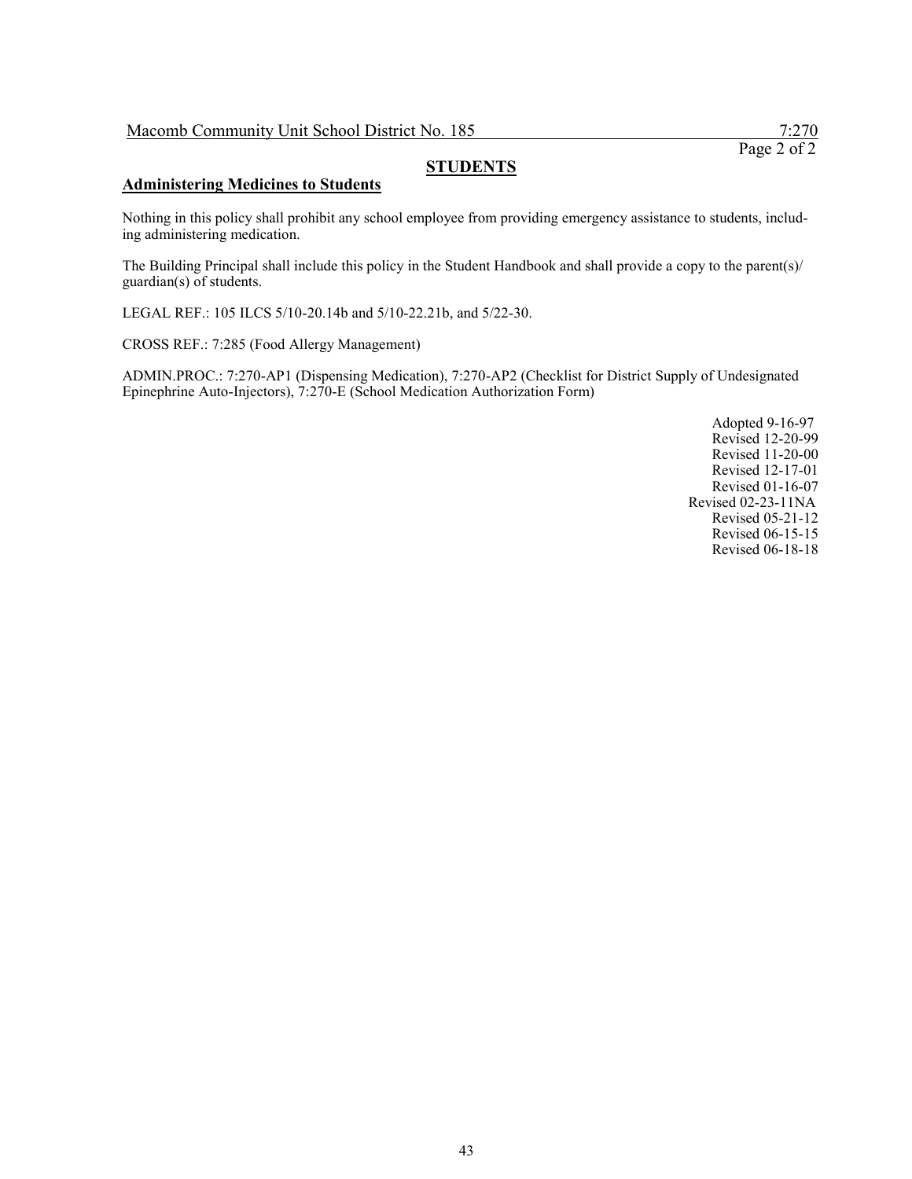## STUDENTS

### Administering Medicines to Students

Nothing in this policy shall prohibit any school employee from providing emergency assistance to students, including administering medication.

The Building Principal shall include this policy in the Student Handbook and shall provide a copy to the parent(s)/guardian(s) of students.

LEGAL REF.: 105 ILCS 5/10-20.14b and 5/10-22.21b, and 5/22-30.

CROSS REF.: 7:285 (Food Allergy Management)

ADMIN.PROC.: 7:270-AP1 (Dispensing Medication), 7:270-AP2 (Checklist for District Supply of Undesignated Epinephrine Auto-Injectors), 7:270-E (School Medication Authorization Form)

Adopted 9-16-97
Revised 12-20-99
Revised 11-20-00
Revised 12-17-01
Revised 01-16-07
Revised 02-23-11NA
Revised 05-21-12
Revised 06-15-15
Revised 06-18-18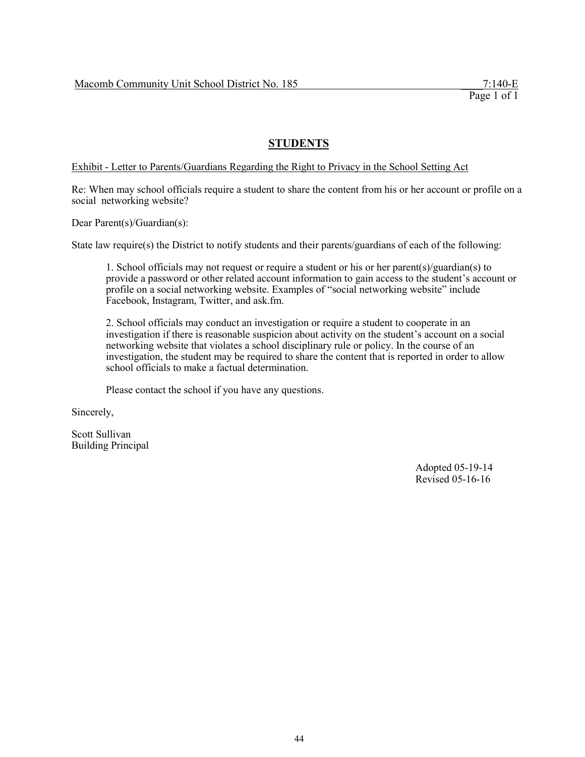## STUDENTS

Exhibit - Letter to Parents/Guardians Regarding the Right to Privacy in the School Setting Act

Re: When may school officials require a student to share the content from his or her account or profile on a social networking website?

Dear Parent(s)/Guardian(s):

State law require(s) the District to notify students and their parents/guardians of each of the following:

> 1. School officials may not request or require a student or his or her parent(s)/guardian(s) to provide a password or other related account information to gain access to the student's account or profile on a social networking website. Examples of "social networking website" include Facebook, Instagram, Twitter, and ask.fm.
>
> 2. School officials may conduct an investigation or require a student to cooperate in an investigation if there is reasonable suspicion about activity on the student's account on a social networking website that violates a school disciplinary rule or policy. In the course of an investigation, the student may be required to share the content that is reported in order to allow school officials to make a factual determination.
>
> Please contact the school if you have any questions.

Sincerely,

Scott Sullivan
Building Principal

Adopted 05-19-14
Revised 05-16-16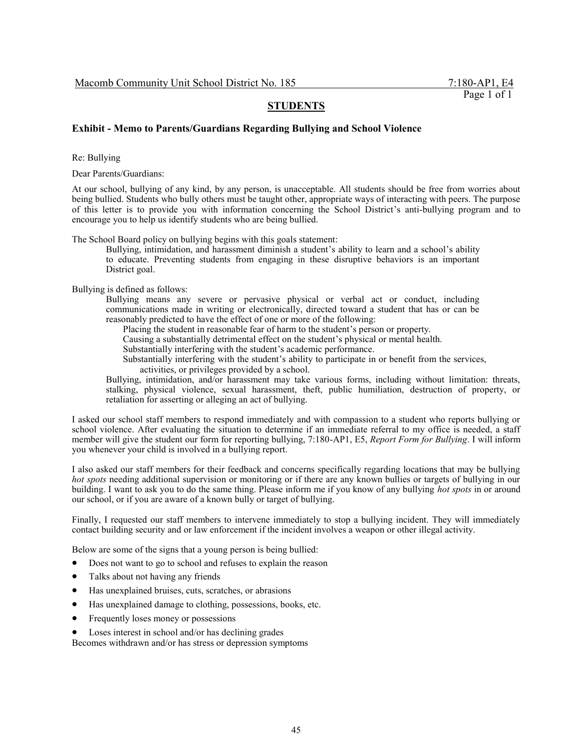Macomb Community Unit School District No. 185 7:180-AP1, E4

## STUDENTS

### Exhibit - Memo to Parents/Guardians Regarding Bullying and School Violence

Re: Bullying

Dear Parents/Guardians:

At our school, bullying of any kind, by any person, is unacceptable. All students should be free from worries about being bullied. Students who bully others must be taught other, appropriate ways of interacting with peers. The purpose of this letter is to provide you with information concerning the School District's anti-bullying program and to encourage you to help us identify students who are being bullied.

The School Board policy on bullying begins with this goals statement:

> Bullying, intimidation, and harassment diminish a student's ability to learn and a school's ability to educate. Preventing students from engaging in these disruptive behaviors is an important District goal.

Bullying is defined as follows:

> Bullying means any severe or pervasive physical or verbal act or conduct, including communications made in writing or electronically, directed toward a student that has or can be reasonably predicted to have the effect of one or more of the following:
>
> Placing the student in reasonable fear of harm to the student's person or property.
>
> Causing a substantially detrimental effect on the student's physical or mental health.
>
> Substantially interfering with the student's academic performance.
>
> Substantially interfering with the student's ability to participate in or benefit from the services, activities, or privileges provided by a school.
>
> Bullying, intimidation, and/or harassment may take various forms, including without limitation: threats, stalking, physical violence, sexual harassment, theft, public humiliation, destruction of property, or retaliation for asserting or alleging an act of bullying.

I asked our school staff members to respond immediately and with compassion to a student who reports bullying or school violence. After evaluating the situation to determine if an immediate referral to my office is needed, a staff member will give the student our form for reporting bullying, 7:180-AP1, E5, *Report Form for Bullying*. I will inform you whenever your child is involved in a bullying report.

I also asked our staff members for their feedback and concerns specifically regarding locations that may be bullying *hot spots* needing additional supervision or monitoring or if there are any known bullies or targets of bullying in our building. I want to ask you to do the same thing. Please inform me if you know of any bullying *hot spots* in or around our school, or if you are aware of a known bully or target of bullying.

Finally, I requested our staff members to intervene immediately to stop a bullying incident. They will immediately contact building security and or law enforcement if the incident involves a weapon or other illegal activity.

Below are some of the signs that a young person is being bullied:

- Does not want to go to school and refuses to explain the reason
- Talks about not having any friends
- Has unexplained bruises, cuts, scratches, or abrasions
- Has unexplained damage to clothing, possessions, books, etc.
- Frequently loses money or possessions
- Loses interest in school and/or has declining grades

Becomes withdrawn and/or has stress or depression symptoms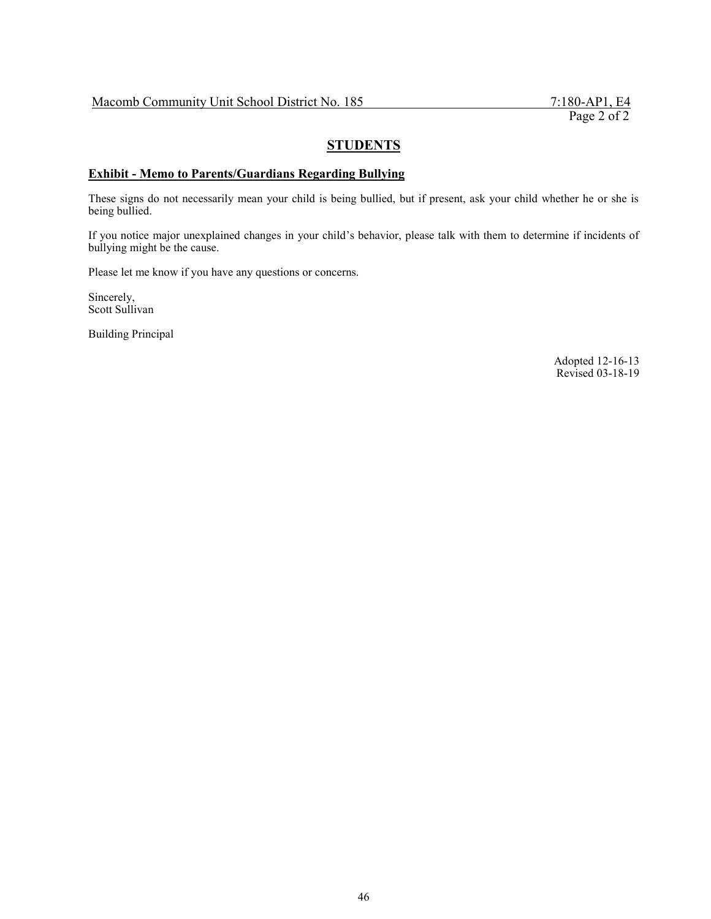## STUDENTS

### Exhibit - Memo to Parents/Guardians Regarding Bullying

These signs do not necessarily mean your child is being bullied, but if present, ask your child whether he or she is being bullied.

If you notice major unexplained changes in your child's behavior, please talk with them to determine if incidents of bullying might be the cause.

Please let me know if you have any questions or concerns.

Sincerely,
Scott Sullivan

Building Principal

Adopted 12-16-13
Revised 03-18-19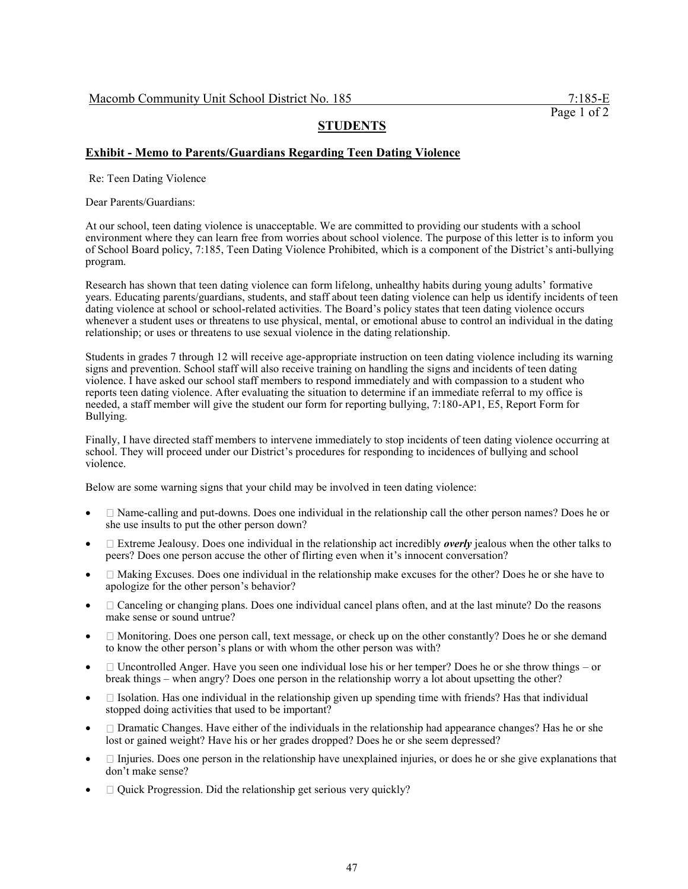Macomb Community Unit School District No. 185 7:185-E

## STUDENTS

### Exhibit - Memo to Parents/Guardians Regarding Teen Dating Violence

Re: Teen Dating Violence

Dear Parents/Guardians:

At our school, teen dating violence is unacceptable. We are committed to providing our students with a school environment where they can learn free from worries about school violence. The purpose of this letter is to inform you of School Board policy, 7:185, Teen Dating Violence Prohibited, which is a component of the District's anti-bullying program.

Research has shown that teen dating violence can form lifelong, unhealthy habits during young adults' formative years. Educating parents/guardians, students, and staff about teen dating violence can help us identify incidents of teen dating violence at school or school-related activities. The Board's policy states that teen dating violence occurs whenever a student uses or threatens to use physical, mental, or emotional abuse to control an individual in the dating relationship; or uses or threatens to use sexual violence in the dating relationship.

Students in grades 7 through 12 will receive age-appropriate instruction on teen dating violence including its warning signs and prevention. School staff will also receive training on handling the signs and incidents of teen dating violence. I have asked our school staff members to respond immediately and with compassion to a student who reports teen dating violence. After evaluating the situation to determine if an immediate referral to my office is needed, a staff member will give the student our form for reporting bullying, 7:180-AP1, E5, Report Form for Bullying.

Finally, I have directed staff members to intervene immediately to stop incidents of teen dating violence occurring at school. They will proceed under our District's procedures for responding to incidences of bullying and school violence.

Below are some warning signs that your child may be involved in teen dating violence:

- Name-calling and put-downs. Does one individual in the relationship call the other person names? Does he or she use insults to put the other person down?
- Extreme Jealousy. Does one individual in the relationship act incredibly ***overly*** jealous when the other talks to peers? Does one person accuse the other of flirting even when it's innocent conversation?
- Making Excuses. Does one individual in the relationship make excuses for the other? Does he or she have to apologize for the other person's behavior?
- Canceling or changing plans. Does one individual cancel plans often, and at the last minute? Do the reasons make sense or sound untrue?
- Monitoring. Does one person call, text message, or check up on the other constantly? Does he or she demand to know the other person's plans or with whom the other person was with?
- Uncontrolled Anger. Have you seen one individual lose his or her temper? Does he or she throw things – or break things – when angry? Does one person in the relationship worry a lot about upsetting the other?
- Isolation. Has one individual in the relationship given up spending time with friends? Has that individual stopped doing activities that used to be important?
- Dramatic Changes. Have either of the individuals in the relationship had appearance changes? Has he or she lost or gained weight? Have his or her grades dropped? Does he or she seem depressed?
- Injuries. Does one person in the relationship have unexplained injuries, or does he or she give explanations that don't make sense?
- Quick Progression. Did the relationship get serious very quickly?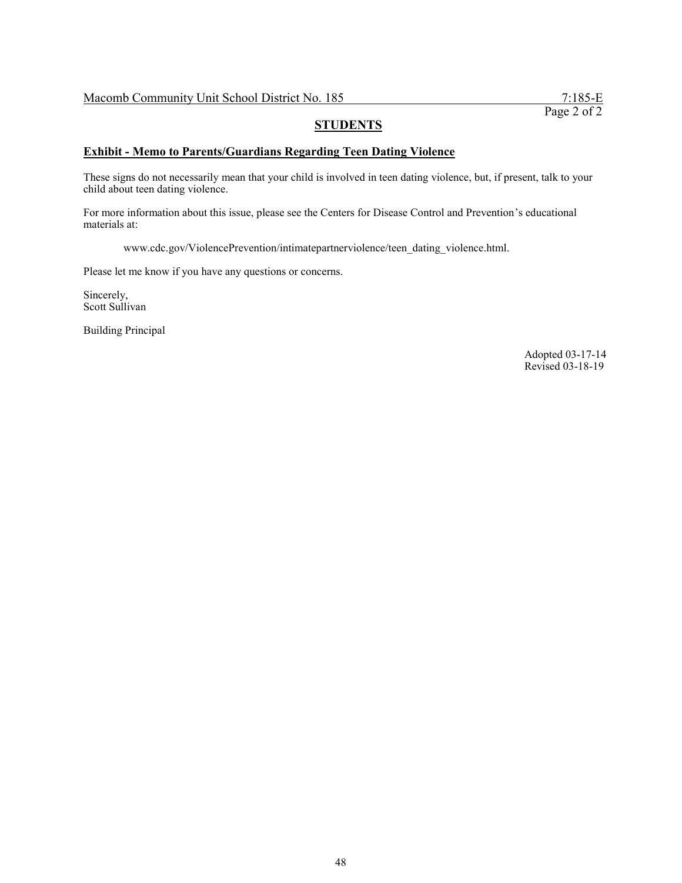## STUDENTS

### Exhibit - Memo to Parents/Guardians Regarding Teen Dating Violence

These signs do not necessarily mean that your child is involved in teen dating violence, but, if present, talk to your child about teen dating violence.

For more information about this issue, please see the Centers for Disease Control and Prevention's educational materials at:

www.cdc.gov/ViolencePrevention/intimatepartnerviolence/teen_dating_violence.html.

Please let me know if you have any questions or concerns.

Sincerely,
Scott Sullivan

Building Principal

Adopted 03-17-14
Revised 03-18-19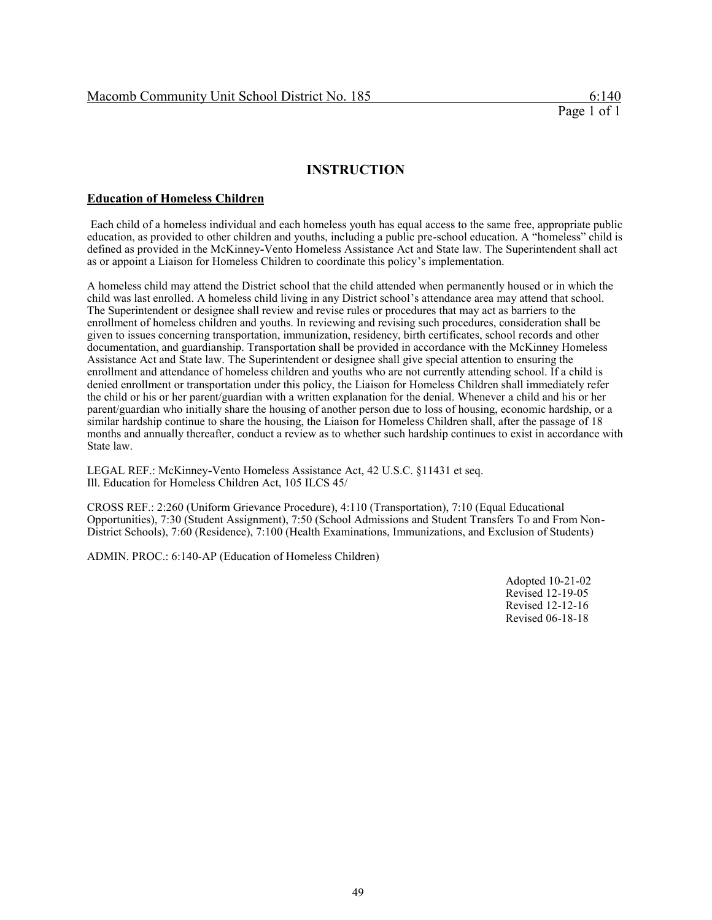## INSTRUCTION

### Education of Homeless Children

Each child of a homeless individual and each homeless youth has equal access to the same free, appropriate public education, as provided to other children and youths, including a public pre-school education. A "homeless" child is defined as provided in the McKinney-Vento Homeless Assistance Act and State law. The Superintendent shall act as or appoint a Liaison for Homeless Children to coordinate this policy's implementation.

A homeless child may attend the District school that the child attended when permanently housed or in which the child was last enrolled. A homeless child living in any District school's attendance area may attend that school. The Superintendent or designee shall review and revise rules or procedures that may act as barriers to the enrollment of homeless children and youths. In reviewing and revising such procedures, consideration shall be given to issues concerning transportation, immunization, residency, birth certificates, school records and other documentation, and guardianship. Transportation shall be provided in accordance with the McKinney Homeless Assistance Act and State law. The Superintendent or designee shall give special attention to ensuring the enrollment and attendance of homeless children and youths who are not currently attending school. If a child is denied enrollment or transportation under this policy, the Liaison for Homeless Children shall immediately refer the child or his or her parent/guardian with a written explanation for the denial. Whenever a child and his or her parent/guardian who initially share the housing of another person due to loss of housing, economic hardship, or a similar hardship continue to share the housing, the Liaison for Homeless Children shall, after the passage of 18 months and annually thereafter, conduct a review as to whether such hardship continues to exist in accordance with State law.

LEGAL REF.: McKinney-Vento Homeless Assistance Act, 42 U.S.C. §11431 et seq.
Ill. Education for Homeless Children Act, 105 ILCS 45/

CROSS REF.: 2:260 (Uniform Grievance Procedure), 4:110 (Transportation), 7:10 (Equal Educational Opportunities), 7:30 (Student Assignment), 7:50 (School Admissions and Student Transfers To and From Non-District Schools), 7:60 (Residence), 7:100 (Health Examinations, Immunizations, and Exclusion of Students)

ADMIN. PROC.: 6:140-AP (Education of Homeless Children)

Adopted 10-21-02
Revised 12-19-05
Revised 12-12-16
Revised 06-18-18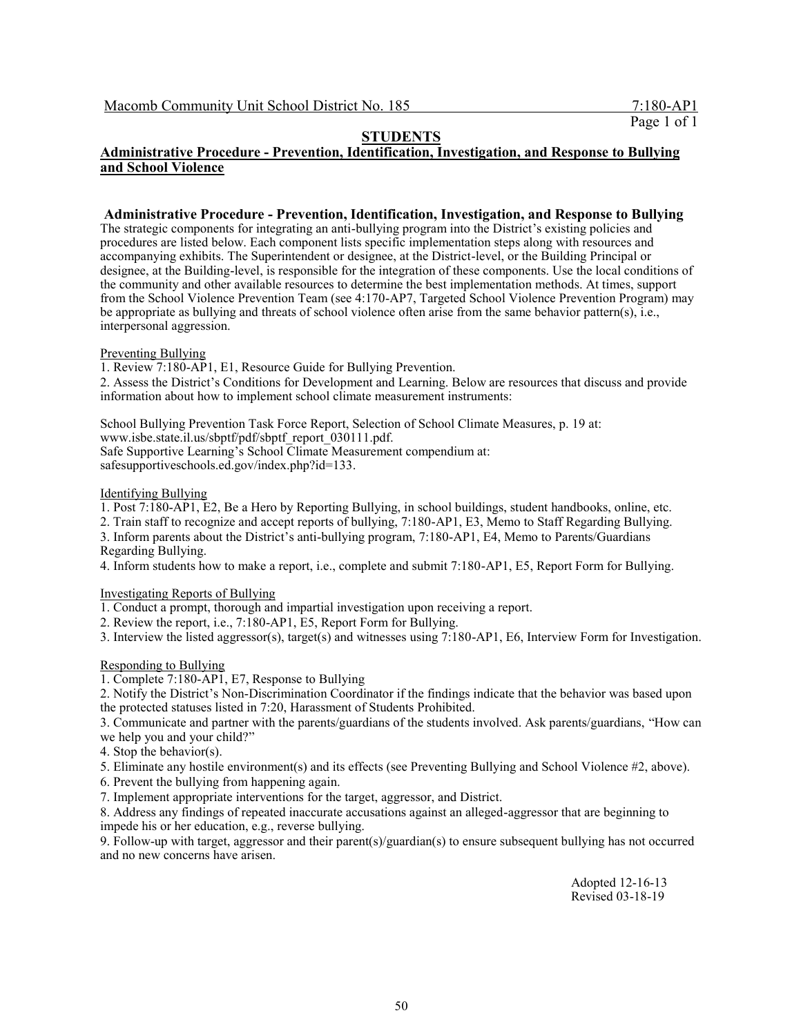Macomb Community Unit School District No. 185 7:180-AP1

## STUDENTS

## Administrative Procedure - Prevention, Identification, Investigation, and Response to Bullying and School Violence

### Administrative Procedure - Prevention, Identification, Investigation, and Response to Bullying

The strategic components for integrating an anti-bullying program into the District's existing policies and procedures are listed below. Each component lists specific implementation steps along with resources and accompanying exhibits. The Superintendent or designee, at the District-level, or the Building Principal or designee, at the Building-level, is responsible for the integration of these components. Use the local conditions of the community and other available resources to determine the best implementation methods. At times, support from the School Violence Prevention Team (see 4:170-AP7, Targeted School Violence Prevention Program) may be appropriate as bullying and threats of school violence often arise from the same behavior pattern(s), i.e., interpersonal aggression.

Preventing Bullying

1. Review 7:180-AP1, E1, Resource Guide for Bullying Prevention.
2. Assess the District's Conditions for Development and Learning. Below are resources that discuss and provide information about how to implement school climate measurement instruments:

School Bullying Prevention Task Force Report, Selection of School Climate Measures, p. 19 at: www.isbe.state.il.us/sbptf/pdf/sbptf_report_030111.pdf.
Safe Supportive Learning's School Climate Measurement compendium at: safesupportiveschools.ed.gov/index.php?id=133.

Identifying Bullying

1. Post 7:180-AP1, E2, Be a Hero by Reporting Bullying, in school buildings, student handbooks, online, etc.
2. Train staff to recognize and accept reports of bullying, 7:180-AP1, E3, Memo to Staff Regarding Bullying.
3. Inform parents about the District's anti-bullying program, 7:180-AP1, E4, Memo to Parents/Guardians Regarding Bullying.
4. Inform students how to make a report, i.e., complete and submit 7:180-AP1, E5, Report Form for Bullying.

Investigating Reports of Bullying

1. Conduct a prompt, thorough and impartial investigation upon receiving a report.
2. Review the report, i.e., 7:180-AP1, E5, Report Form for Bullying.
3. Interview the listed aggressor(s), target(s) and witnesses using 7:180-AP1, E6, Interview Form for Investigation.

Responding to Bullying

1. Complete 7:180-AP1, E7, Response to Bullying
2. Notify the District's Non-Discrimination Coordinator if the findings indicate that the behavior was based upon the protected statuses listed in 7:20, Harassment of Students Prohibited.
3. Communicate and partner with the parents/guardians of the students involved. Ask parents/guardians, "How can we help you and your child?"
4. Stop the behavior(s).
5. Eliminate any hostile environment(s) and its effects (see Preventing Bullying and School Violence #2, above).
6. Prevent the bullying from happening again.
7. Implement appropriate interventions for the target, aggressor, and District.
8. Address any findings of repeated inaccurate accusations against an alleged-aggressor that are beginning to impede his or her education, e.g., reverse bullying.
9. Follow-up with target, aggressor and their parent(s)/guardian(s) to ensure subsequent bullying has not occurred and no new concerns have arisen.

Adopted 12-16-13
Revised 03-18-19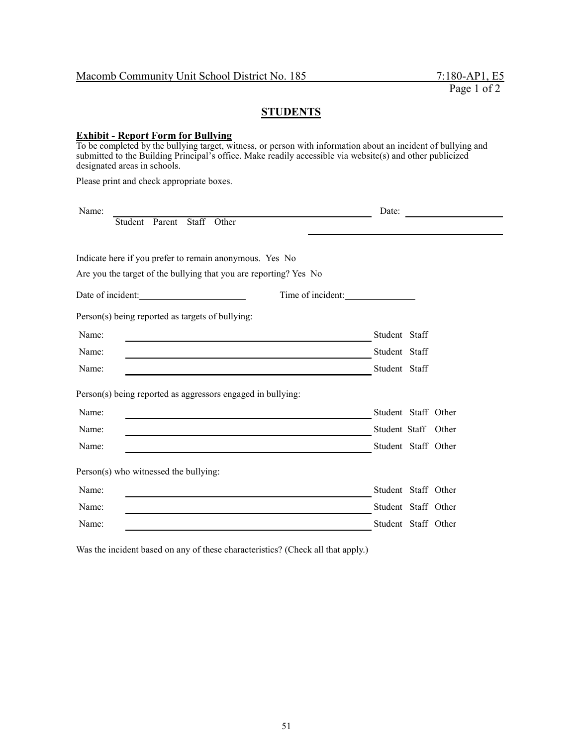Macomb Community Unit School District No. 185 7:180-AP1, E5

## STUDENTS

### Exhibit - Report Form for Bullying

To be completed by the bullying target, witness, or person with information about an incident of bullying and submitted to the Building Principal's office. Make readily accessible via website(s) and other publicized designated areas in schools.

Please print and check appropriate boxes.

Name: ______________________________ Date: ____________________

Student Parent Staff Other ______________________________

Indicate here if you prefer to remain anonymous. Yes No

Are you the target of the bullying that you are reporting? Yes No

Date of incident: ____________________ Time of incident: ______________

Person(s) being reported as targets of bullying:

Name: ______________________________ Student Staff

Name: ______________________________ Student Staff

Name: ______________________________ Student Staff

Person(s) being reported as aggressors engaged in bullying:

Name: ______________________________ Student Staff Other

Name: ______________________________ Student Staff Other

Name: ______________________________ Student Staff Other

Person(s) who witnessed the bullying:

Name: ______________________________ Student Staff Other

Name: ______________________________ Student Staff Other

Name: ______________________________ Student Staff Other

Was the incident based on any of these characteristics? (Check all that apply.)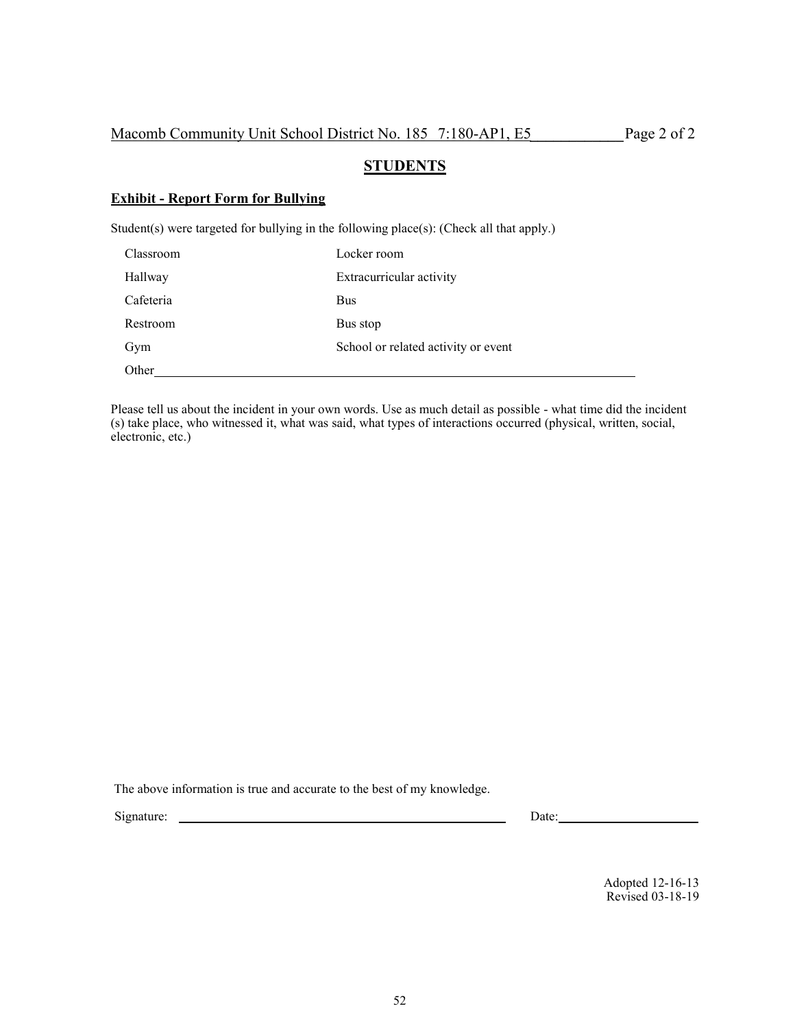## STUDENTS

**Exhibit - Report Form for Bullying**

Student(s) were targeted for bullying in the following place(s): (Check all that apply.)

| | |
|---|---|
| Classroom | Locker room |
| Hallway | Extracurricular activity |
| Cafeteria | Bus |
| Restroom | Bus stop |
| Gym | School or related activity or event |

Other_______________________________________________________________________

Please tell us about the incident in your own words. Use as much detail as possible - what time did the incident (s) take place, who witnessed it, what was said, what types of interactions occurred (physical, written, social, electronic, etc.)

The above information is true and accurate to the best of my knowledge.

Signature: ____________________________________________ Date:____________________

Adopted 12-16-13
Revised 03-18-19